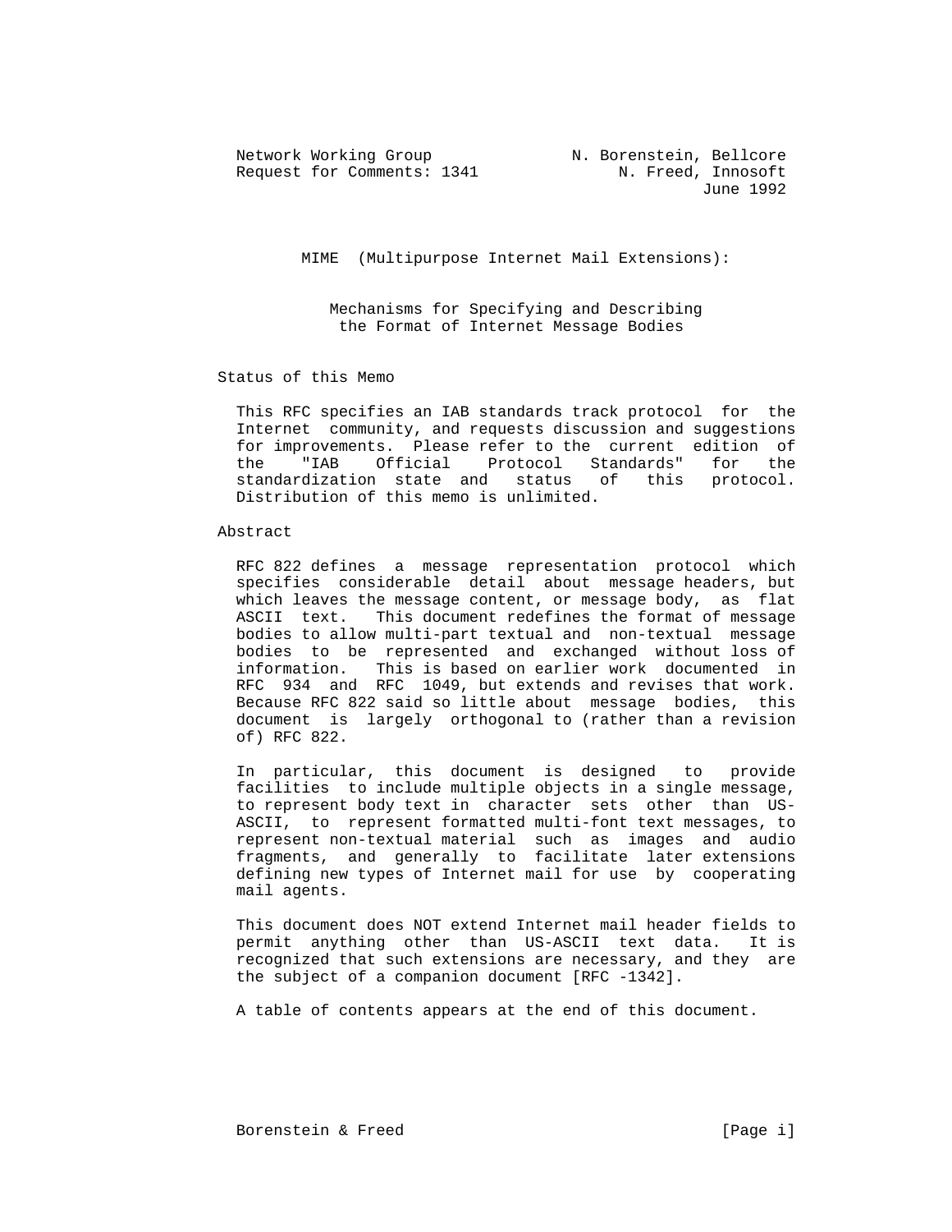Network Working Group N. Borenstein, Bellcore
Request for Comments: 1341 N. Freed, Innosoft
June 1992

# MIME (Multipurpose Internet Mail Extensions):

## Mechanisms for Specifying and Describing the Format of Internet Message Bodies

### Status of this Memo

This RFC specifies an IAB standards track protocol for the Internet community, and requests discussion and suggestions for improvements. Please refer to the current edition of the "IAB Official Protocol Standards" for the standardization state and status of this protocol. Distribution of this memo is unlimited.

### Abstract

RFC 822 defines a message representation protocol which specifies considerable detail about message headers, but which leaves the message content, or message body, as flat ASCII text. This document redefines the format of message bodies to allow multi-part textual and non-textual message bodies to be represented and exchanged without loss of information. This is based on earlier work documented in RFC 934 and RFC 1049, but extends and revises that work. Because RFC 822 said so little about message bodies, this document is largely orthogonal to (rather than a revision of) RFC 822.

In particular, this document is designed to provide facilities to include multiple objects in a single message, to represent body text in character sets other than US-ASCII, to represent formatted multi-font text messages, to represent non-textual material such as images and audio fragments, and generally to facilitate later extensions defining new types of Internet mail for use by cooperating mail agents.

This document does NOT extend Internet mail header fields to permit anything other than US-ASCII text data. It is recognized that such extensions are necessary, and they are the subject of a companion document [RFC -1342].

A table of contents appears at the end of this document.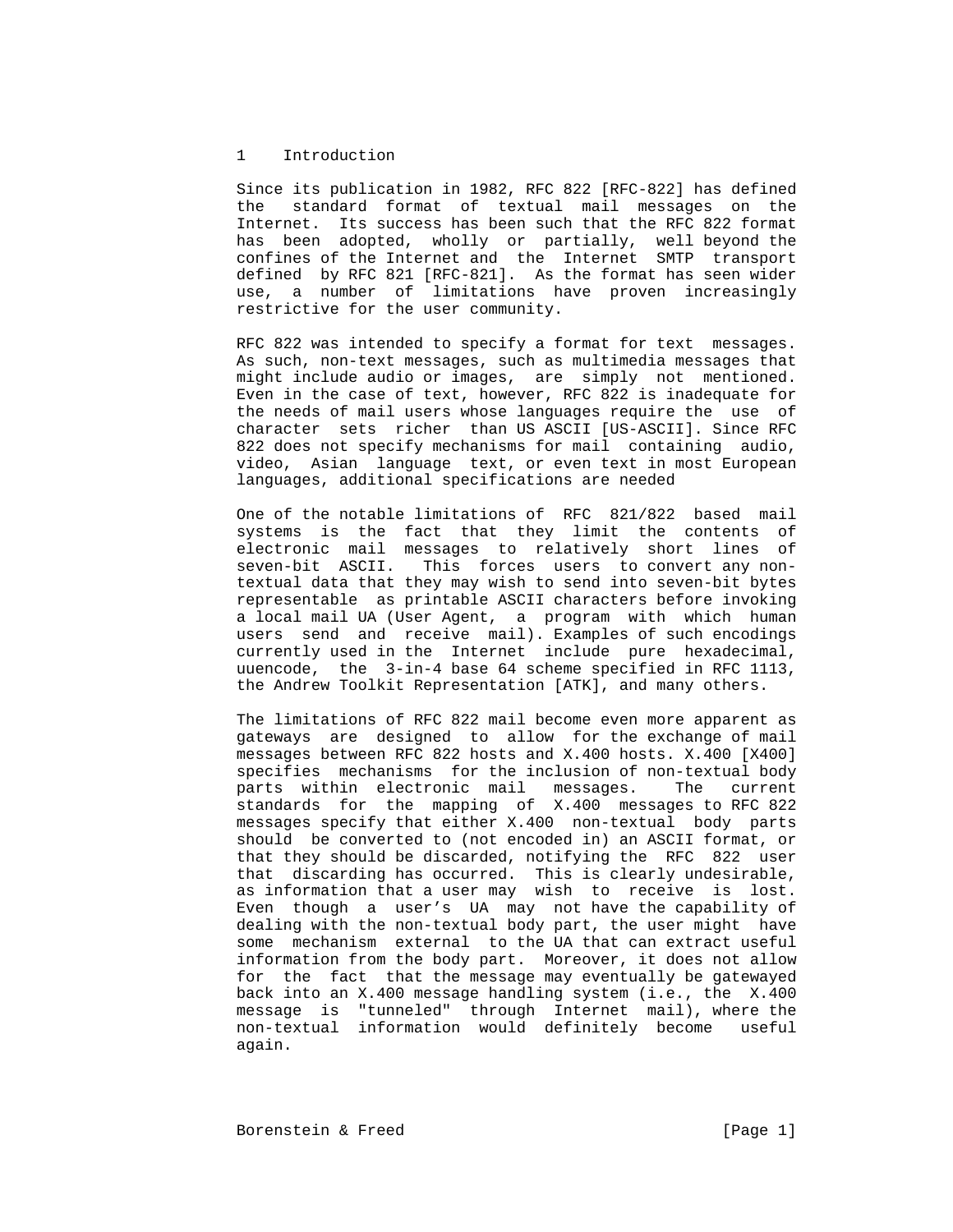# 1 Introduction

Since its publication in 1982, RFC 822 [RFC-822] has defined the standard format of textual mail messages on the Internet. Its success has been such that the RFC 822 format has been adopted, wholly or partially, well beyond the confines of the Internet and the Internet SMTP transport defined by RFC 821 [RFC-821]. As the format has seen wider use, a number of limitations have proven increasingly restrictive for the user community.

RFC 822 was intended to specify a format for text messages. As such, non-text messages, such as multimedia messages that might include audio or images, are simply not mentioned. Even in the case of text, however, RFC 822 is inadequate for the needs of mail users whose languages require the use of character sets richer than US ASCII [US-ASCII]. Since RFC 822 does not specify mechanisms for mail containing audio, video, Asian language text, or even text in most European languages, additional specifications are needed

One of the notable limitations of RFC 821/822 based mail systems is the fact that they limit the contents of electronic mail messages to relatively short lines of seven-bit ASCII. This forces users to convert any non-textual data that they may wish to send into seven-bit bytes representable as printable ASCII characters before invoking a local mail UA (User Agent, a program with which human users send and receive mail). Examples of such encodings currently used in the Internet include pure hexadecimal, uuencode, the 3-in-4 base 64 scheme specified in RFC 1113, the Andrew Toolkit Representation [ATK], and many others.

The limitations of RFC 822 mail become even more apparent as gateways are designed to allow for the exchange of mail messages between RFC 822 hosts and X.400 hosts. X.400 [X400] specifies mechanisms for the inclusion of non-textual body parts within electronic mail messages. The current standards for the mapping of X.400 messages to RFC 822 messages specify that either X.400 non-textual body parts should be converted to (not encoded in) an ASCII format, or that they should be discarded, notifying the RFC 822 user that discarding has occurred. This is clearly undesirable, as information that a user may wish to receive is lost. Even though a user's UA may not have the capability of dealing with the non-textual body part, the user might have some mechanism external to the UA that can extract useful information from the body part. Moreover, it does not allow for the fact that the message may eventually be gatewayed back into an X.400 message handling system (i.e., the X.400 message is "tunneled" through Internet mail), where the non-textual information would definitely become useful again.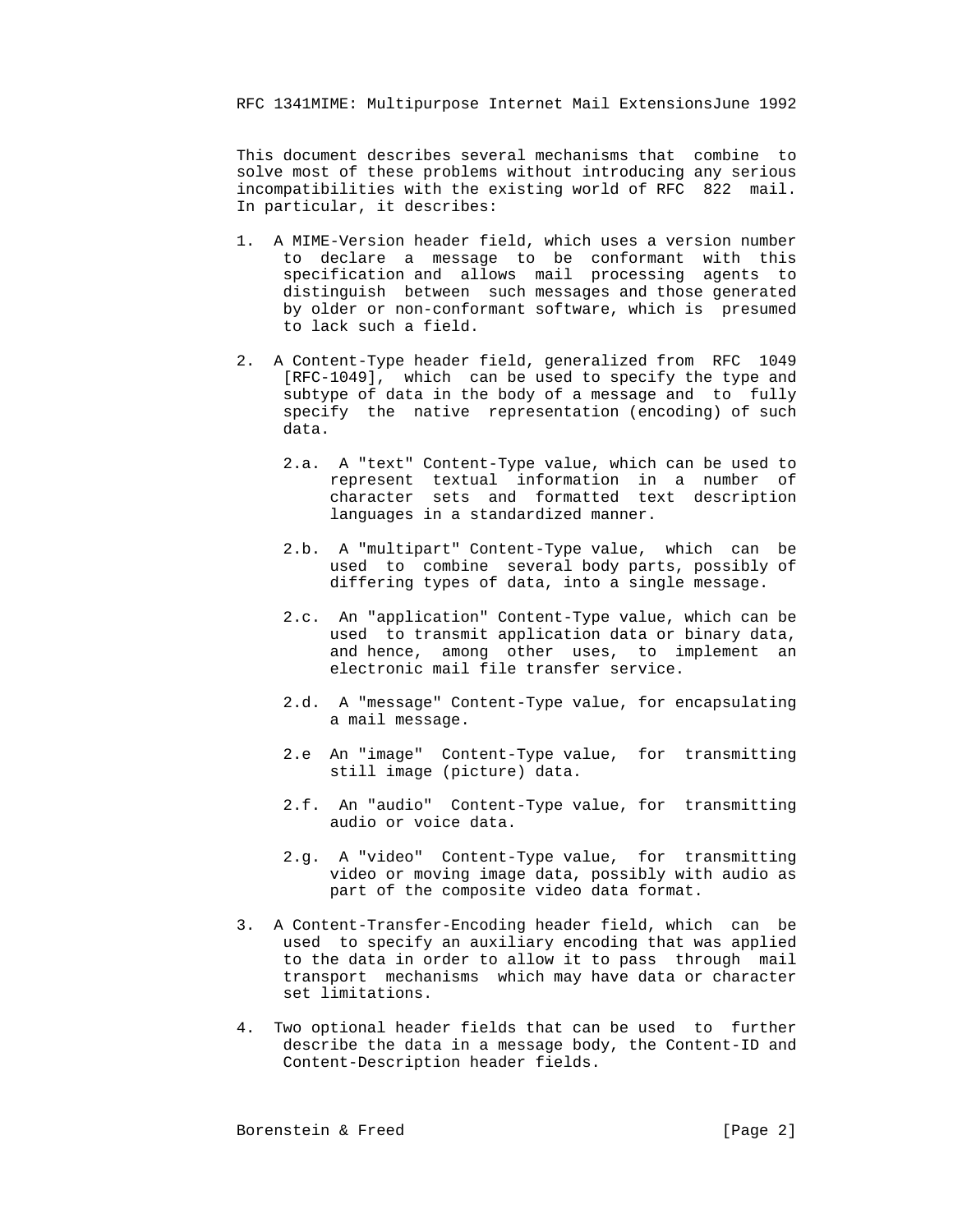This document describes several mechanisms that combine to solve most of these problems without introducing any serious incompatibilities with the existing world of RFC 822 mail. In particular, it describes:

1. A MIME-Version header field, which uses a version number to declare a message to be conformant with this specification and allows mail processing agents to distinguish between such messages and those generated by older or non-conformant software, which is presumed to lack such a field.

2. A Content-Type header field, generalized from RFC 1049 [RFC-1049], which can be used to specify the type and subtype of data in the body of a message and to fully specify the native representation (encoding) of such data.

   2.a. A "text" Content-Type value, which can be used to represent textual information in a number of character sets and formatted text description languages in a standardized manner.

   2.b. A "multipart" Content-Type value, which can be used to combine several body parts, possibly of differing types of data, into a single message.

   2.c. An "application" Content-Type value, which can be used to transmit application data or binary data, and hence, among other uses, to implement an electronic mail file transfer service.

   2.d. A "message" Content-Type value, for encapsulating a mail message.

   2.e An "image" Content-Type value, for transmitting still image (picture) data.

   2.f. An "audio" Content-Type value, for transmitting audio or voice data.

   2.g. A "video" Content-Type value, for transmitting video or moving image data, possibly with audio as part of the composite video data format.

3. A Content-Transfer-Encoding header field, which can be used to specify an auxiliary encoding that was applied to the data in order to allow it to pass through mail transport mechanisms which may have data or character set limitations.

4. Two optional header fields that can be used to further describe the data in a message body, the Content-ID and Content-Description header fields.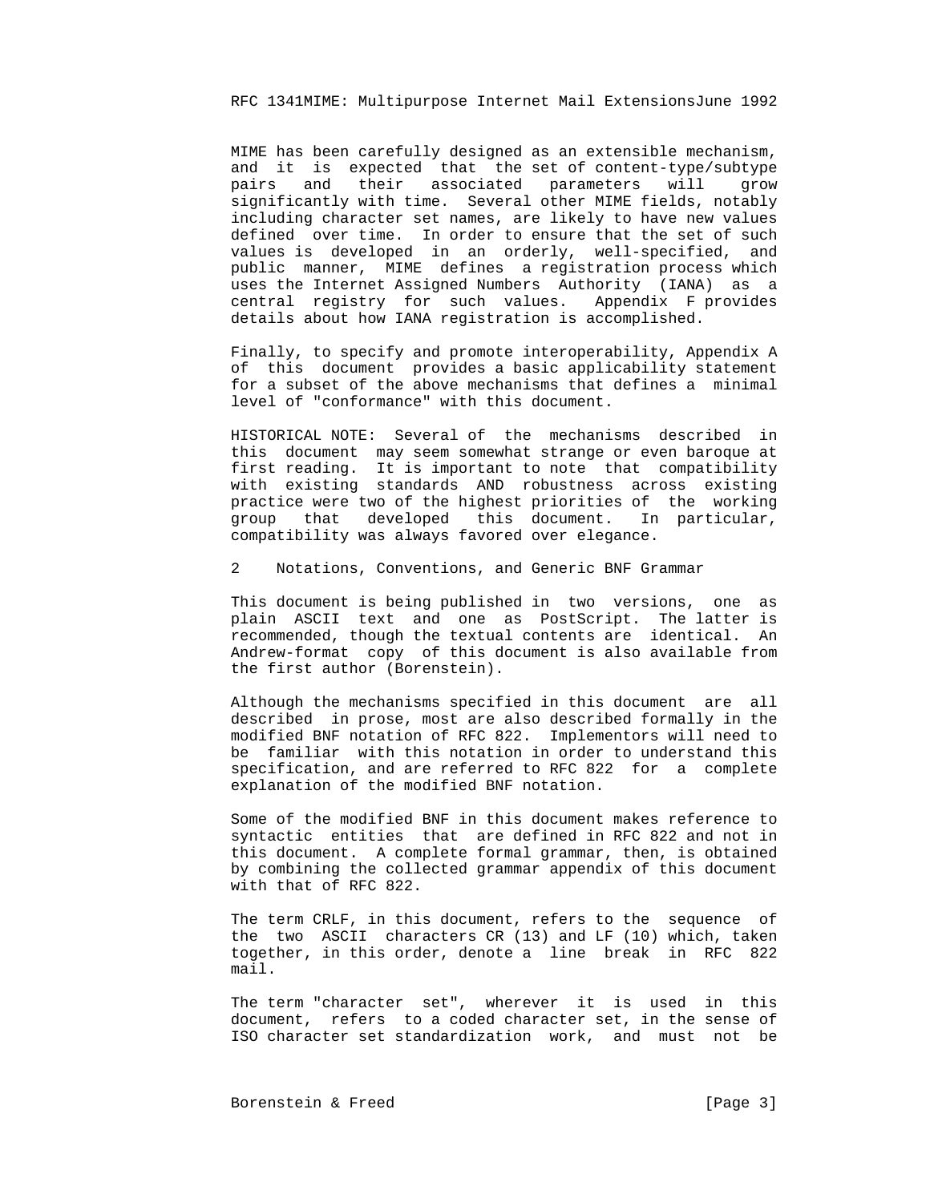MIME has been carefully designed as an extensible mechanism, and it is expected that the set of content-type/subtype pairs and their associated parameters will grow significantly with time. Several other MIME fields, notably including character set names, are likely to have new values defined over time. In order to ensure that the set of such values is developed in an orderly, well-specified, and public manner, MIME defines a registration process which uses the Internet Assigned Numbers Authority (IANA) as a central registry for such values. Appendix F provides details about how IANA registration is accomplished.

Finally, to specify and promote interoperability, Appendix A of this document provides a basic applicability statement for a subset of the above mechanisms that defines a minimal level of "conformance" with this document.

HISTORICAL NOTE: Several of the mechanisms described in this document may seem somewhat strange or even baroque at first reading. It is important to note that compatibility with existing standards AND robustness across existing practice were two of the highest priorities of the working group that developed this document. In particular, compatibility was always favored over elegance.

## 2 Notations, Conventions, and Generic BNF Grammar

This document is being published in two versions, one as plain ASCII text and one as PostScript. The latter is recommended, though the textual contents are identical. An Andrew-format copy of this document is also available from the first author (Borenstein).

Although the mechanisms specified in this document are all described in prose, most are also described formally in the modified BNF notation of RFC 822. Implementors will need to be familiar with this notation in order to understand this specification, and are referred to RFC 822 for a complete explanation of the modified BNF notation.

Some of the modified BNF in this document makes reference to syntactic entities that are defined in RFC 822 and not in this document. A complete formal grammar, then, is obtained by combining the collected grammar appendix of this document with that of RFC 822.

The term CRLF, in this document, refers to the sequence of the two ASCII characters CR (13) and LF (10) which, taken together, in this order, denote a line break in RFC 822 mail.

The term "character set", wherever it is used in this document, refers to a coded character set, in the sense of ISO character set standardization work, and must not be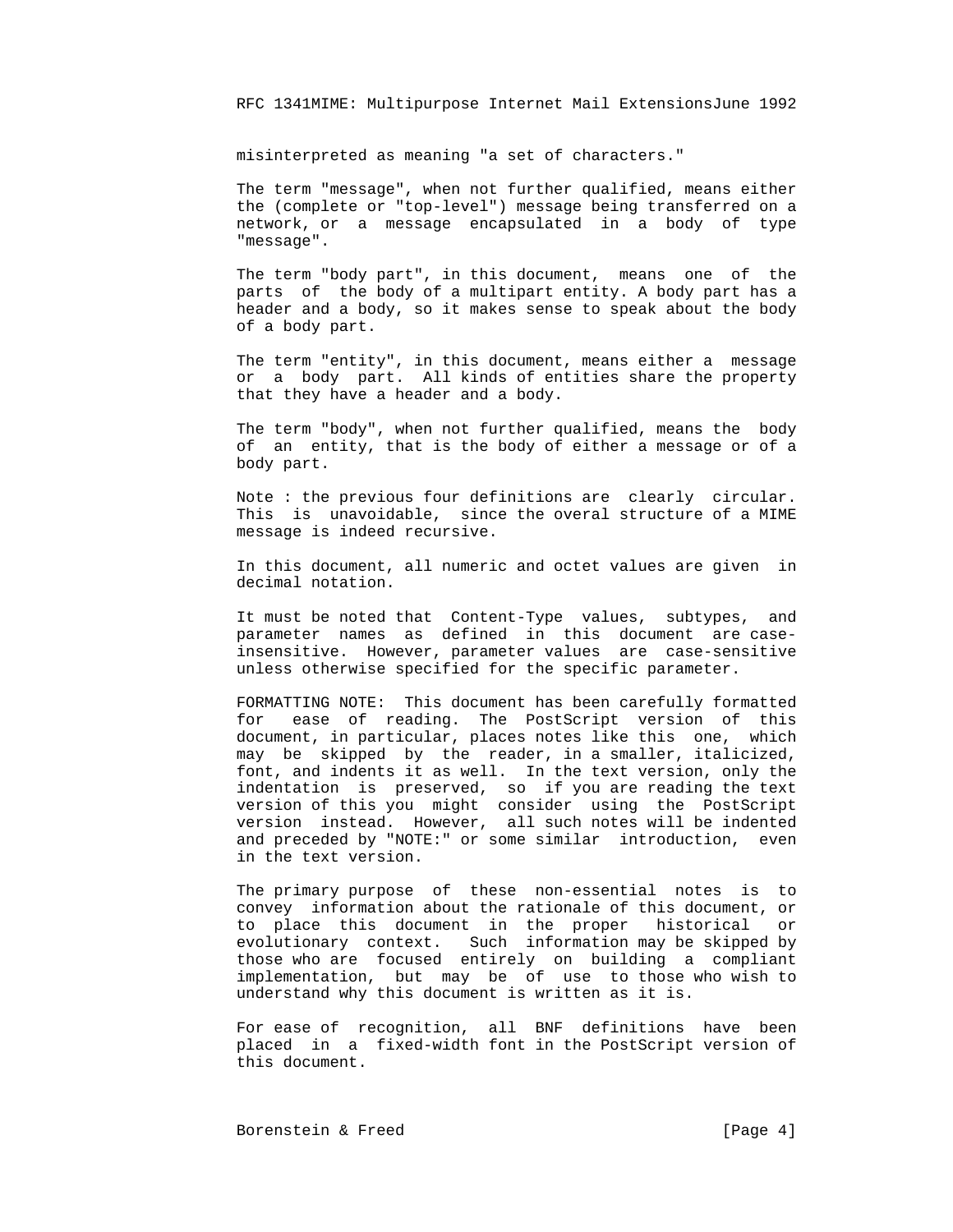misinterpreted as meaning "a set of characters."

The term "message", when not further qualified, means either the (complete or "top-level") message being transferred on a network, or a message encapsulated in a body of type "message".

The term "body part", in this document, means one of the parts of the body of a multipart entity. A body part has a header and a body, so it makes sense to speak about the body of a body part.

The term "entity", in this document, means either a message or a body part. All kinds of entities share the property that they have a header and a body.

The term "body", when not further qualified, means the body of an entity, that is the body of either a message or of a body part.

Note : the previous four definitions are clearly circular. This is unavoidable, since the overal structure of a MIME message is indeed recursive.

In this document, all numeric and octet values are given in decimal notation.

It must be noted that Content-Type values, subtypes, and parameter names as defined in this document are case-insensitive. However, parameter values are case-sensitive unless otherwise specified for the specific parameter.

FORMATTING NOTE: This document has been carefully formatted for ease of reading. The PostScript version of this document, in particular, places notes like this one, which may be skipped by the reader, in a smaller, italicized, font, and indents it as well. In the text version, only the indentation is preserved, so if you are reading the text version of this you might consider using the PostScript version instead. However, all such notes will be indented and preceded by "NOTE:" or some similar introduction, even in the text version.

The primary purpose of these non-essential notes is to convey information about the rationale of this document, or to place this document in the proper historical or evolutionary context. Such information may be skipped by those who are focused entirely on building a compliant implementation, but may be of use to those who wish to understand why this document is written as it is.

For ease of recognition, all BNF definitions have been placed in a fixed-width font in the PostScript version of this document.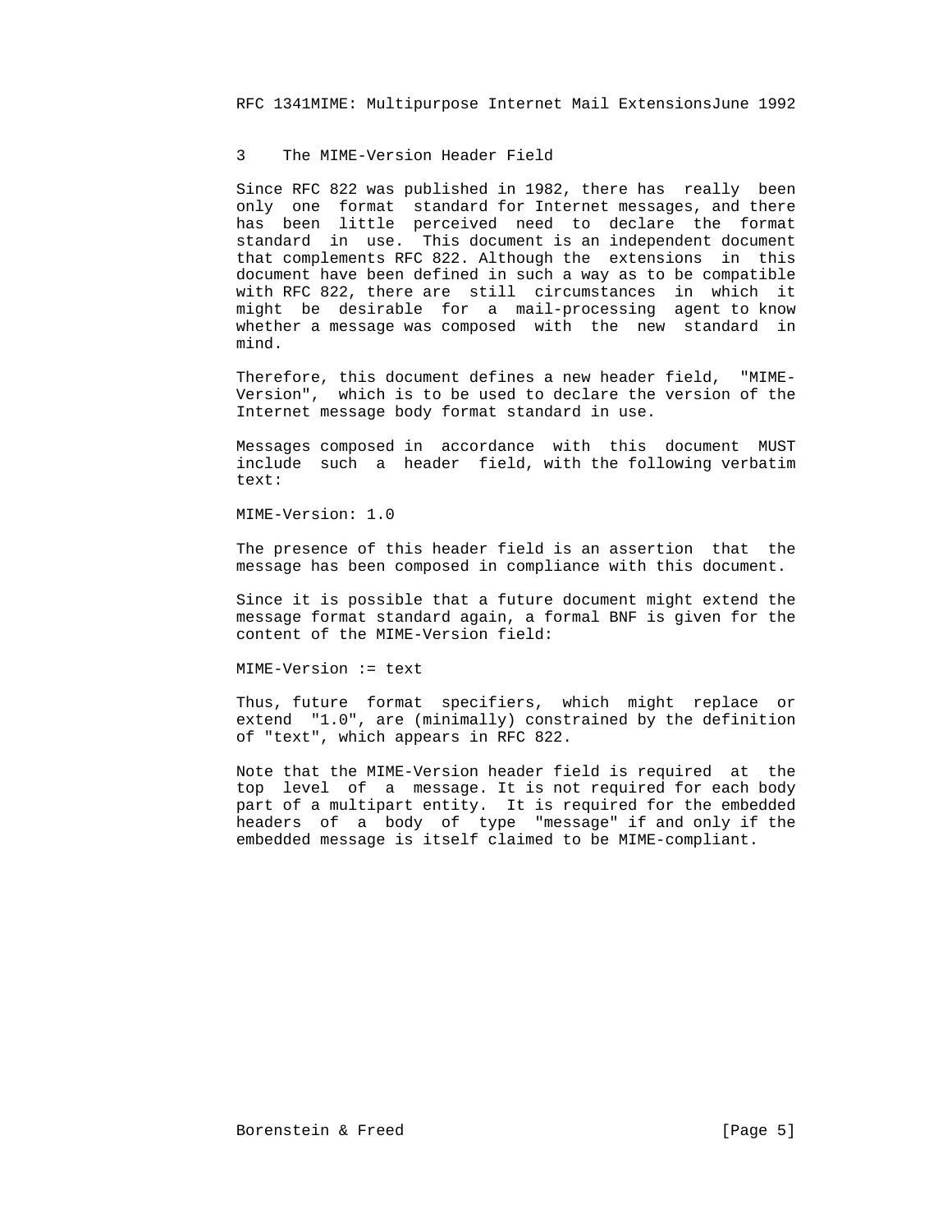## 3 The MIME-Version Header Field

Since RFC 822 was published in 1982, there has really been only one format standard for Internet messages, and there has been little perceived need to declare the format standard in use. This document is an independent document that complements RFC 822. Although the extensions in this document have been defined in such a way as to be compatible with RFC 822, there are still circumstances in which it might be desirable for a mail-processing agent to know whether a message was composed with the new standard in mind.

Therefore, this document defines a new header field, "MIME-Version", which is to be used to declare the version of the Internet message body format standard in use.

Messages composed in accordance with this document MUST include such a header field, with the following verbatim text:

```
MIME-Version: 1.0
```

The presence of this header field is an assertion that the message has been composed in compliance with this document.

Since it is possible that a future document might extend the message format standard again, a formal BNF is given for the content of the MIME-Version field:

```
MIME-Version := text
```

Thus, future format specifiers, which might replace or extend "1.0", are (minimally) constrained by the definition of "text", which appears in RFC 822.

Note that the MIME-Version header field is required at the top level of a message. It is not required for each body part of a multipart entity. It is required for the embedded headers of a body of type "message" if and only if the embedded message is itself claimed to be MIME-compliant.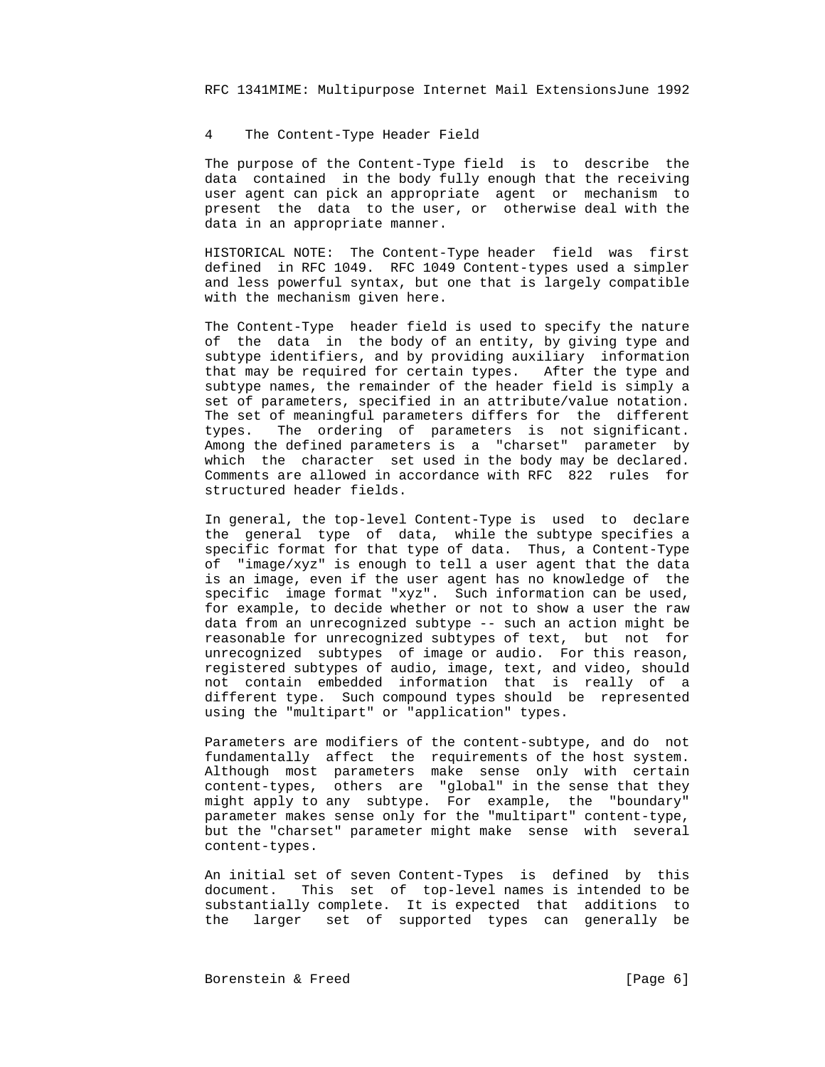## 4 The Content-Type Header Field

The purpose of the Content-Type field is to describe the data contained in the body fully enough that the receiving user agent can pick an appropriate agent or mechanism to present the data to the user, or otherwise deal with the data in an appropriate manner.

HISTORICAL NOTE: The Content-Type header field was first defined in RFC 1049. RFC 1049 Content-types used a simpler and less powerful syntax, but one that is largely compatible with the mechanism given here.

The Content-Type header field is used to specify the nature of the data in the body of an entity, by giving type and subtype identifiers, and by providing auxiliary information that may be required for certain types. After the type and subtype names, the remainder of the header field is simply a set of parameters, specified in an attribute/value notation. The set of meaningful parameters differs for the different types. The ordering of parameters is not significant. Among the defined parameters is a "charset" parameter by which the character set used in the body may be declared. Comments are allowed in accordance with RFC 822 rules for structured header fields.

In general, the top-level Content-Type is used to declare the general type of data, while the subtype specifies a specific format for that type of data. Thus, a Content-Type of "image/xyz" is enough to tell a user agent that the data is an image, even if the user agent has no knowledge of the specific image format "xyz". Such information can be used, for example, to decide whether or not to show a user the raw data from an unrecognized subtype -- such an action might be reasonable for unrecognized subtypes of text, but not for unrecognized subtypes of image or audio. For this reason, registered subtypes of audio, image, text, and video, should not contain embedded information that is really of a different type. Such compound types should be represented using the "multipart" or "application" types.

Parameters are modifiers of the content-subtype, and do not fundamentally affect the requirements of the host system. Although most parameters make sense only with certain content-types, others are "global" in the sense that they might apply to any subtype. For example, the "boundary" parameter makes sense only for the "multipart" content-type, but the "charset" parameter might make sense with several content-types.

An initial set of seven Content-Types is defined by this document. This set of top-level names is intended to be substantially complete. It is expected that additions to the larger set of supported types can generally be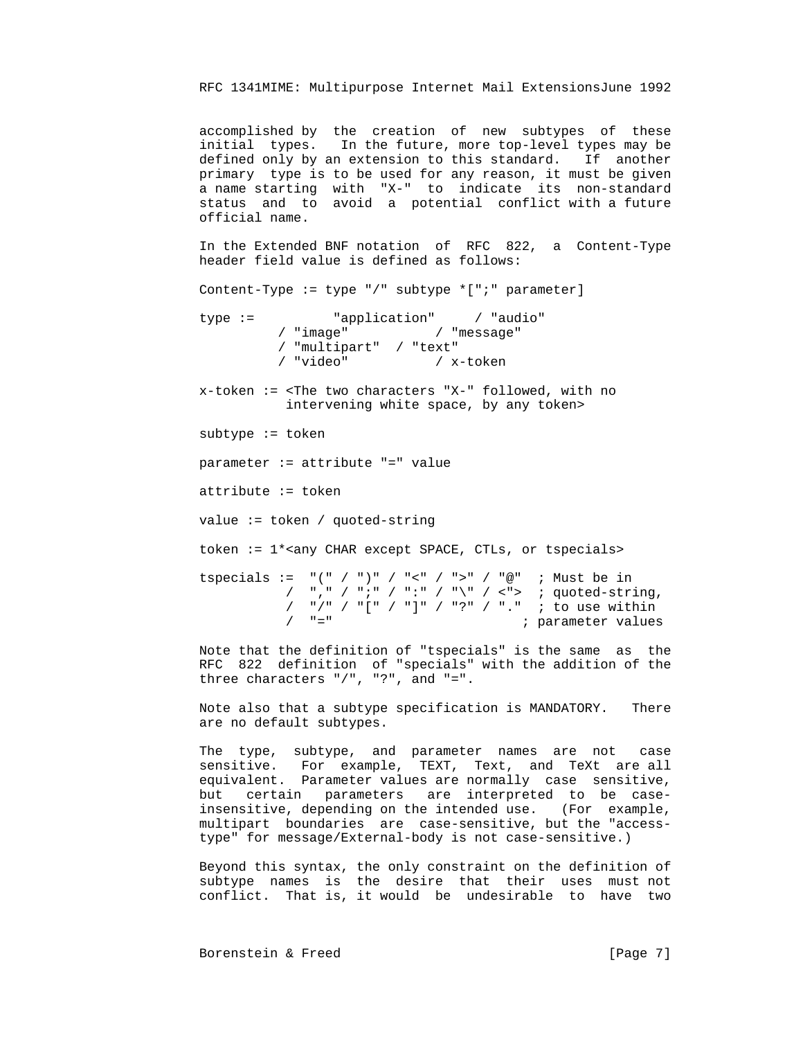accomplished by the creation of new subtypes of these initial types. In the future, more top-level types may be defined only by an extension to this standard. If another primary type is to be used for any reason, it must be given a name starting with "X-" to indicate its non-standard status and to avoid a potential conflict with a future official name.

In the Extended BNF notation of RFC 822, a Content-Type header field value is defined as follows:

```
Content-Type := type "/" subtype *[";" parameter]

type :=          "application"     / "audio"
          / "image"           / "message"
          / "multipart"  / "text"
          / "video"           / x-token

x-token := <The two characters "X-" followed, with no
           intervening white space, by any token>

subtype := token

parameter := attribute "=" value

attribute := token

value := token / quoted-string

token := 1*<any CHAR except SPACE, CTLs, or tspecials>

tspecials :=  "(" / ")" / "<" / ">" / "@"  ; Must be in
           /  "," / ";" / ":" / "\" / <">  ; quoted-string,
           /  "/" / "[" / "]" / "?" / "."  ; to use within
           /  "="                        ; parameter values
```

Note that the definition of "tspecials" is the same as the RFC 822 definition of "specials" with the addition of the three characters "/", "?", and "=".

Note also that a subtype specification is MANDATORY. There are no default subtypes.

The type, subtype, and parameter names are not case sensitive. For example, TEXT, Text, and TeXt are all equivalent. Parameter values are normally case sensitive, but certain parameters are interpreted to be case-insensitive, depending on the intended use. (For example, multipart boundaries are case-sensitive, but the "access-type" for message/External-body is not case-sensitive.)

Beyond this syntax, the only constraint on the definition of subtype names is the desire that their uses must not conflict. That is, it would be undesirable to have two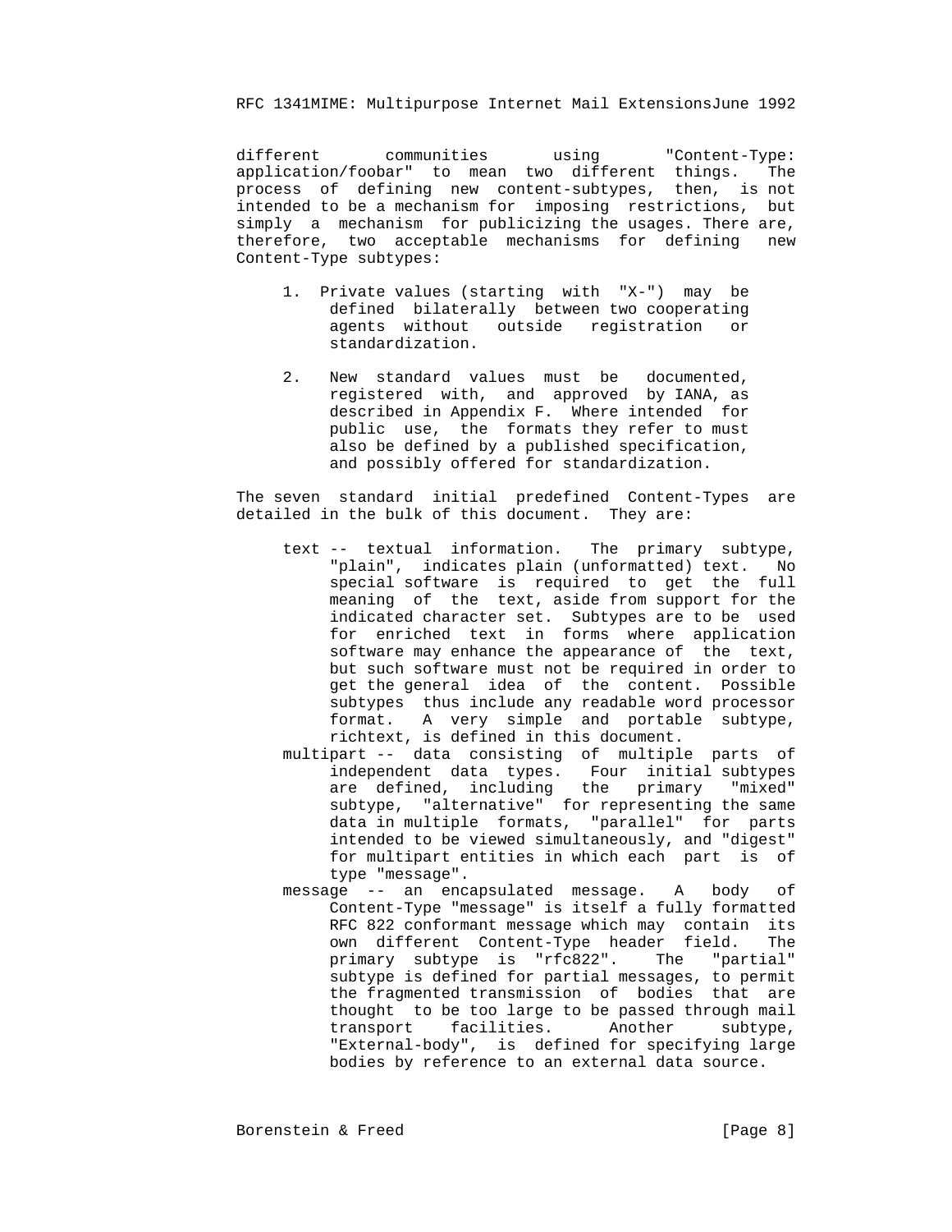different communities using "Content-Type: application/foobar" to mean two different things. The process of defining new content-subtypes, then, is not intended to be a mechanism for imposing restrictions, but simply a mechanism for publicizing the usages. There are, therefore, two acceptable mechanisms for defining new Content-Type subtypes:

1. Private values (starting with "X-") may be defined bilaterally between two cooperating agents without outside registration or standardization.

2. New standard values must be documented, registered with, and approved by IANA, as described in Appendix F. Where intended for public use, the formats they refer to must also be defined by a published specification, and possibly offered for standardization.

The seven standard initial predefined Content-Types are detailed in the bulk of this document. They are:

text -- textual information. The primary subtype, "plain", indicates plain (unformatted) text. No special software is required to get the full meaning of the text, aside from support for the indicated character set. Subtypes are to be used for enriched text in forms where application software may enhance the appearance of the text, but such software must not be required in order to get the general idea of the content. Possible subtypes thus include any readable word processor format. A very simple and portable subtype, richtext, is defined in this document.

multipart -- data consisting of multiple parts of independent data types. Four initial subtypes are defined, including the primary "mixed" subtype, "alternative" for representing the same data in multiple formats, "parallel" for parts intended to be viewed simultaneously, and "digest" for multipart entities in which each part is of type "message".

message -- an encapsulated message. A body of Content-Type "message" is itself a fully formatted RFC 822 conformant message which may contain its own different Content-Type header field. The primary subtype is "rfc822". The "partial" subtype is defined for partial messages, to permit the fragmented transmission of bodies that are thought to be too large to be passed through mail transport facilities. Another subtype, "External-body", is defined for specifying large bodies by reference to an external data source.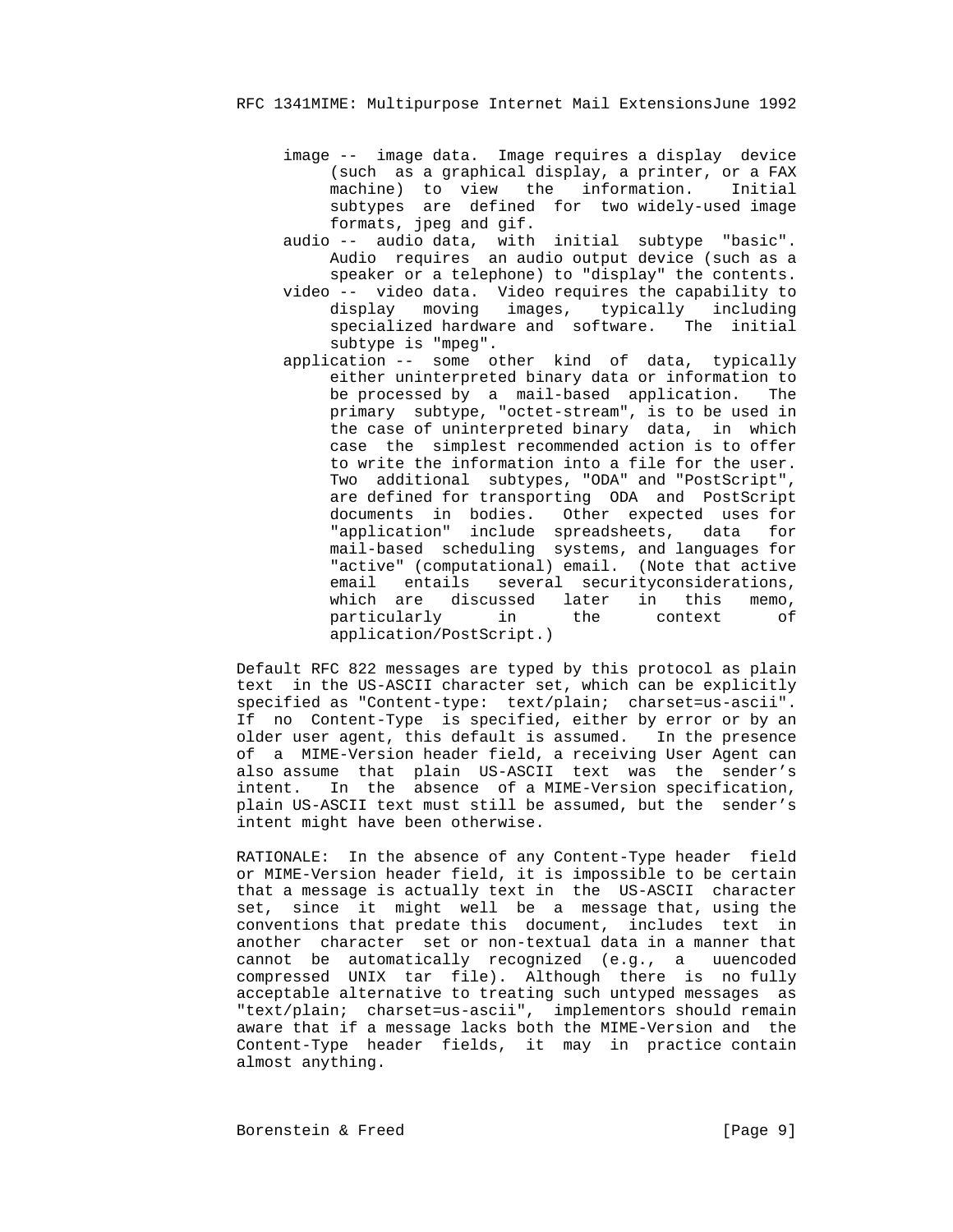image -- image data. Image requires a display device (such as a graphical display, a printer, or a FAX machine) to view the information. Initial subtypes are defined for two widely-used image formats, jpeg and gif.

audio -- audio data, with initial subtype "basic". Audio requires an audio output device (such as a speaker or a telephone) to "display" the contents.

video -- video data. Video requires the capability to display moving images, typically including specialized hardware and software. The initial subtype is "mpeg".

application -- some other kind of data, typically either uninterpreted binary data or information to be processed by a mail-based application. The primary subtype, "octet-stream", is to be used in the case of uninterpreted binary data, in which case the simplest recommended action is to offer to write the information into a file for the user. Two additional subtypes, "ODA" and "PostScript", are defined for transporting ODA and PostScript documents in bodies. Other expected uses for "application" include spreadsheets, data for mail-based scheduling systems, and languages for "active" (computational) email. (Note that active email entails several securityconsiderations, which are discussed later in this memo, particularly in the context of application/PostScript.)

Default RFC 822 messages are typed by this protocol as plain text in the US-ASCII character set, which can be explicitly specified as "Content-type: text/plain; charset=us-ascii". If no Content-Type is specified, either by error or by an older user agent, this default is assumed. In the presence of a MIME-Version header field, a receiving User Agent can also assume that plain US-ASCII text was the sender's intent. In the absence of a MIME-Version specification, plain US-ASCII text must still be assumed, but the sender's intent might have been otherwise.

RATIONALE: In the absence of any Content-Type header field or MIME-Version header field, it is impossible to be certain that a message is actually text in the US-ASCII character set, since it might well be a message that, using the conventions that predate this document, includes text in another character set or non-textual data in a manner that cannot be automatically recognized (e.g., a uuencoded compressed UNIX tar file). Although there is no fully acceptable alternative to treating such untyped messages as "text/plain; charset=us-ascii", implementors should remain aware that if a message lacks both the MIME-Version and the Content-Type header fields, it may in practice contain almost anything.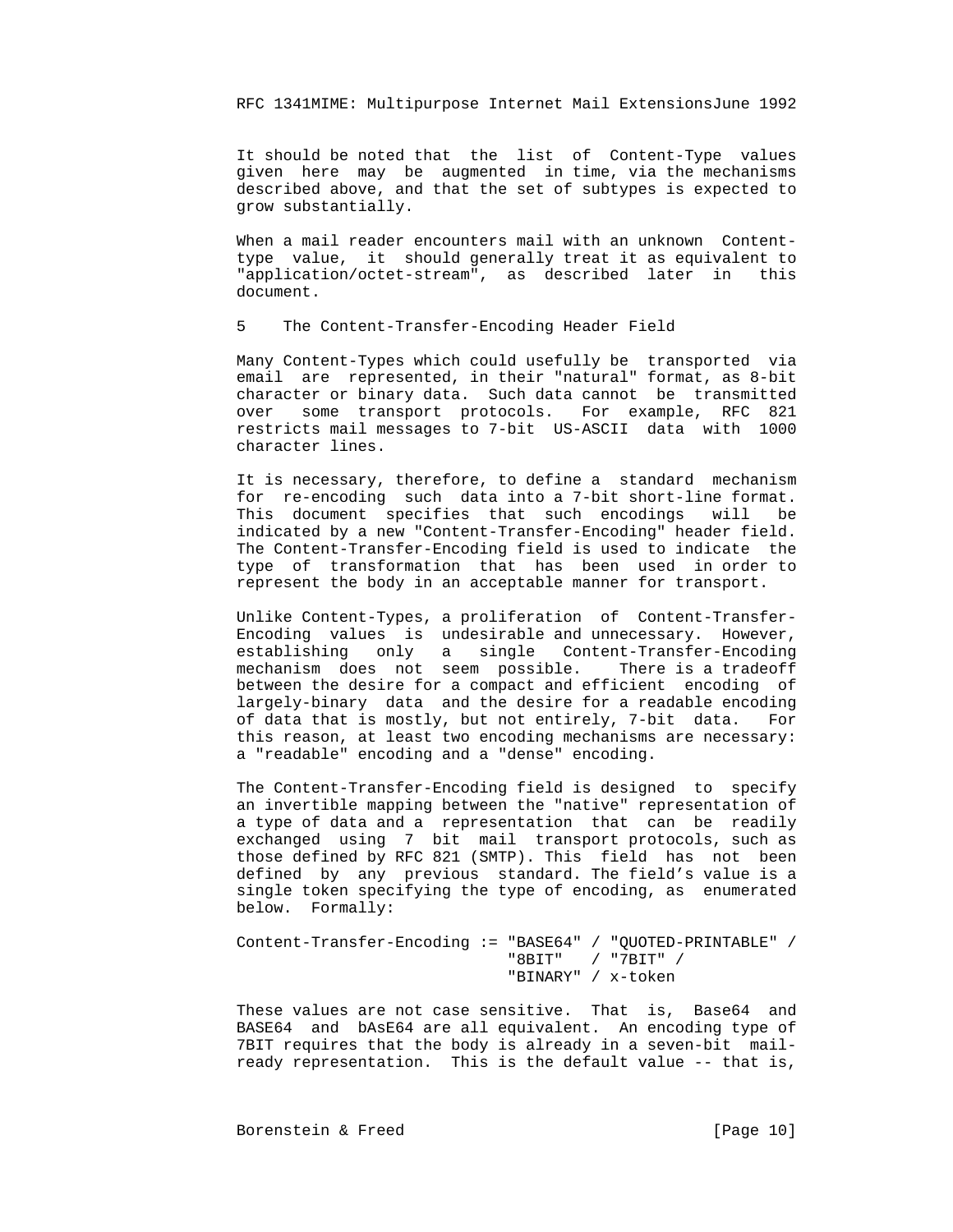It should be noted that the list of Content-Type values given here may be augmented in time, via the mechanisms described above, and that the set of subtypes is expected to grow substantially.

When a mail reader encounters mail with an unknown Content-type value, it should generally treat it as equivalent to "application/octet-stream", as described later in this document.

## 5 The Content-Transfer-Encoding Header Field

Many Content-Types which could usefully be transported via email are represented, in their "natural" format, as 8-bit character or binary data. Such data cannot be transmitted over some transport protocols. For example, RFC 821 restricts mail messages to 7-bit US-ASCII data with 1000 character lines.

It is necessary, therefore, to define a standard mechanism for re-encoding such data into a 7-bit short-line format. This document specifies that such encodings will be indicated by a new "Content-Transfer-Encoding" header field. The Content-Transfer-Encoding field is used to indicate the type of transformation that has been used in order to represent the body in an acceptable manner for transport.

Unlike Content-Types, a proliferation of Content-Transfer-Encoding values is undesirable and unnecessary. However, establishing only a single Content-Transfer-Encoding mechanism does not seem possible. There is a tradeoff between the desire for a compact and efficient encoding of largely-binary data and the desire for a readable encoding of data that is mostly, but not entirely, 7-bit data. For this reason, at least two encoding mechanisms are necessary: a "readable" encoding and a "dense" encoding.

The Content-Transfer-Encoding field is designed to specify an invertible mapping between the "native" representation of a type of data and a representation that can be readily exchanged using 7 bit mail transport protocols, such as those defined by RFC 821 (SMTP). This field has not been defined by any previous standard. The field's value is a single token specifying the type of encoding, as enumerated below. Formally:

```
Content-Transfer-Encoding := "BASE64" / "QUOTED-PRINTABLE" /
                             "8BIT"   / "7BIT" /
                             "BINARY" / x-token
```

These values are not case sensitive. That is, Base64 and BASE64 and bAsE64 are all equivalent. An encoding type of 7BIT requires that the body is already in a seven-bit mail-ready representation. This is the default value -- that is,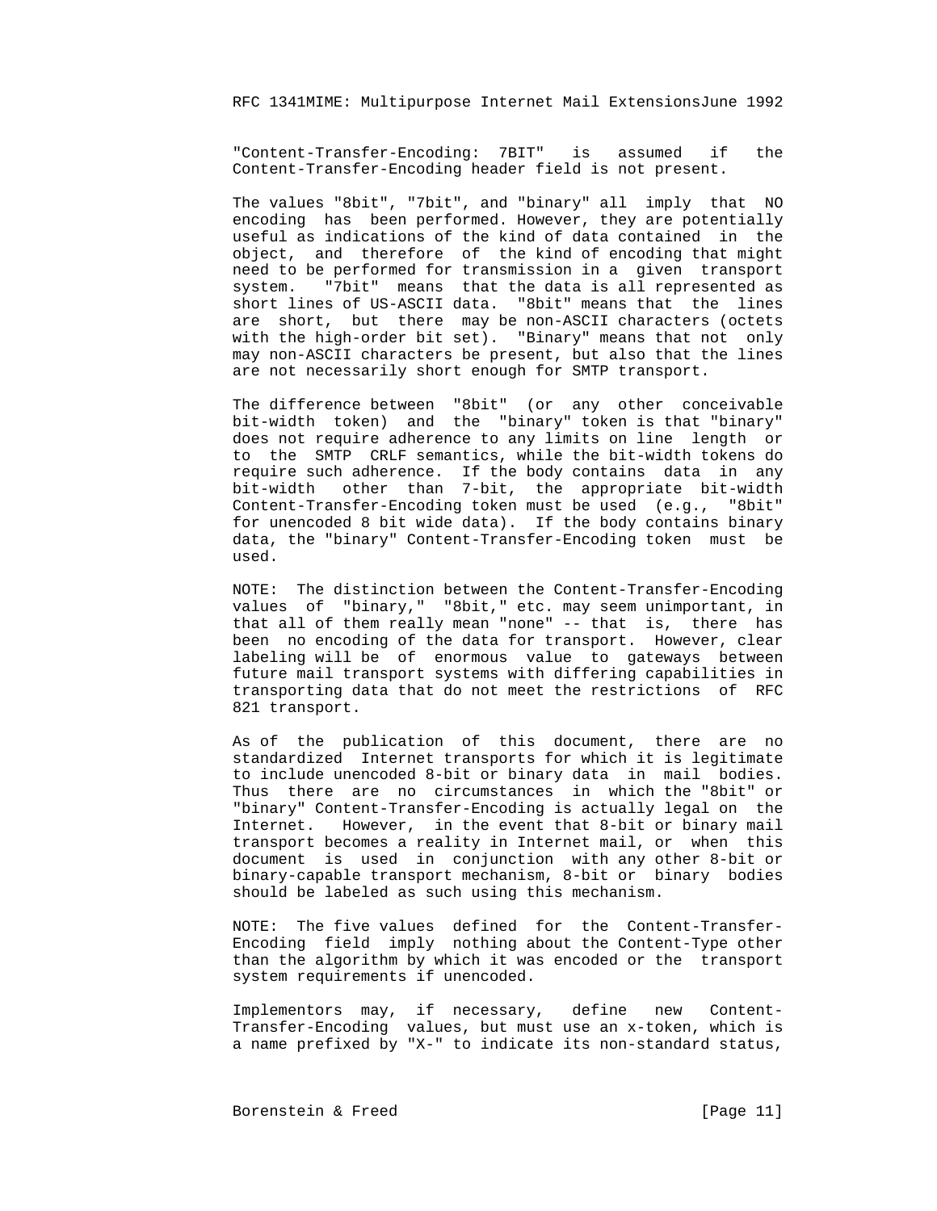"Content-Transfer-Encoding: 7BIT" is assumed if the Content-Transfer-Encoding header field is not present.

The values "8bit", "7bit", and "binary" all imply that NO encoding has been performed. However, they are potentially useful as indications of the kind of data contained in the object, and therefore of the kind of encoding that might need to be performed for transmission in a given transport system. "7bit" means that the data is all represented as short lines of US-ASCII data. "8bit" means that the lines are short, but there may be non-ASCII characters (octets with the high-order bit set). "Binary" means that not only may non-ASCII characters be present, but also that the lines are not necessarily short enough for SMTP transport.

The difference between "8bit" (or any other conceivable bit-width token) and the "binary" token is that "binary" does not require adherence to any limits on line length or to the SMTP CRLF semantics, while the bit-width tokens do require such adherence. If the body contains data in any bit-width other than 7-bit, the appropriate bit-width Content-Transfer-Encoding token must be used (e.g., "8bit" for unencoded 8 bit wide data). If the body contains binary data, the "binary" Content-Transfer-Encoding token must be used.

NOTE: The distinction between the Content-Transfer-Encoding values of "binary," "8bit," etc. may seem unimportant, in that all of them really mean "none" -- that is, there has been no encoding of the data for transport. However, clear labeling will be of enormous value to gateways between future mail transport systems with differing capabilities in transporting data that do not meet the restrictions of RFC 821 transport.

As of the publication of this document, there are no standardized Internet transports for which it is legitimate to include unencoded 8-bit or binary data in mail bodies. Thus there are no circumstances in which the "8bit" or "binary" Content-Transfer-Encoding is actually legal on the Internet. However, in the event that 8-bit or binary mail transport becomes a reality in Internet mail, or when this document is used in conjunction with any other 8-bit or binary-capable transport mechanism, 8-bit or binary bodies should be labeled as such using this mechanism.

NOTE: The five values defined for the Content-Transfer-Encoding field imply nothing about the Content-Type other than the algorithm by which it was encoded or the transport system requirements if unencoded.

Implementors may, if necessary, define new Content-Transfer-Encoding values, but must use an x-token, which is a name prefixed by "X-" to indicate its non-standard status,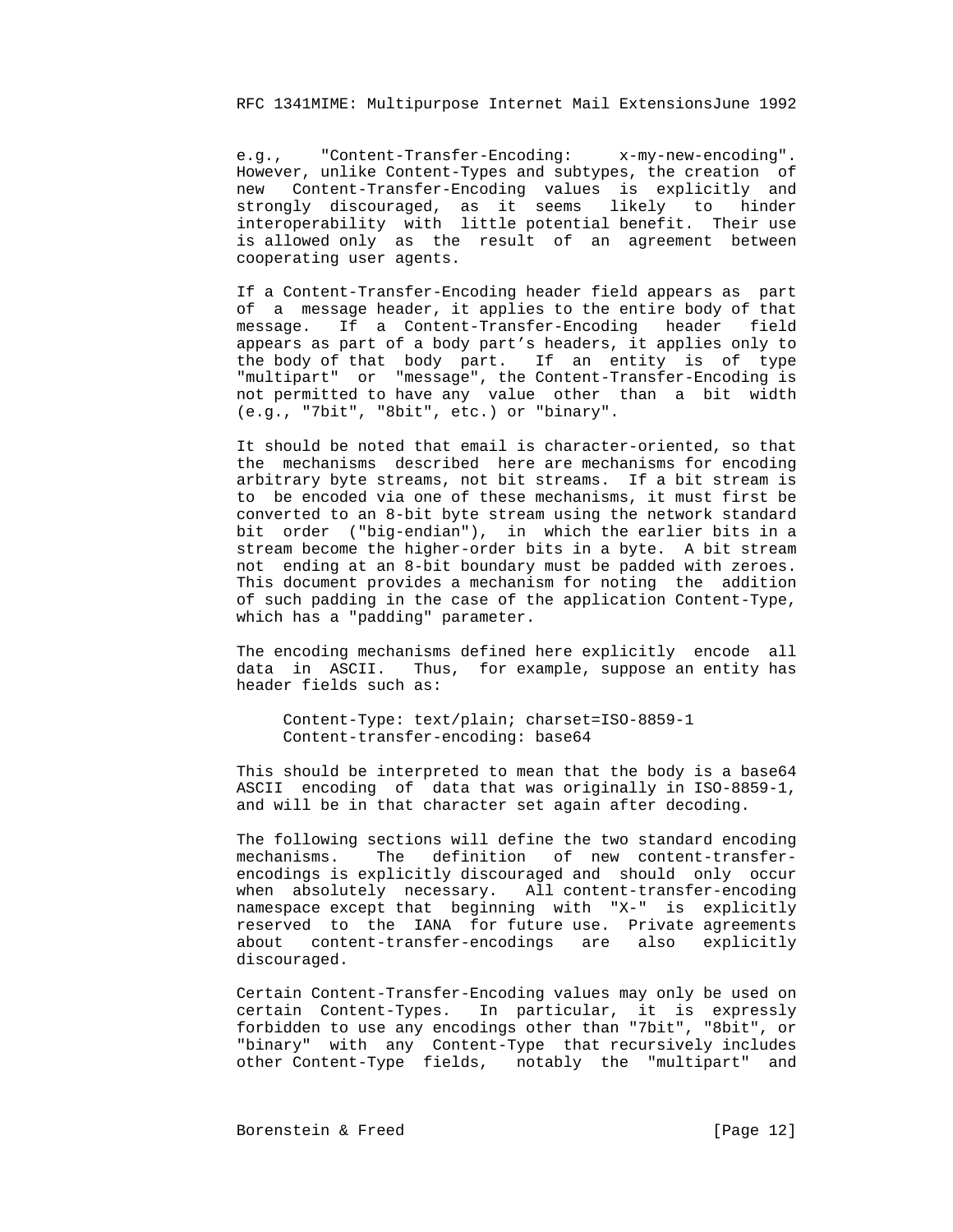e.g., "Content-Transfer-Encoding: x-my-new-encoding". However, unlike Content-Types and subtypes, the creation of new Content-Transfer-Encoding values is explicitly and strongly discouraged, as it seems likely to hinder interoperability with little potential benefit. Their use is allowed only as the result of an agreement between cooperating user agents.

If a Content-Transfer-Encoding header field appears as part of a message header, it applies to the entire body of that message. If a Content-Transfer-Encoding header field appears as part of a body part's headers, it applies only to the body of that body part. If an entity is of type "multipart" or "message", the Content-Transfer-Encoding is not permitted to have any value other than a bit width (e.g., "7bit", "8bit", etc.) or "binary".

It should be noted that email is character-oriented, so that the mechanisms described here are mechanisms for encoding arbitrary byte streams, not bit streams. If a bit stream is to be encoded via one of these mechanisms, it must first be converted to an 8-bit byte stream using the network standard bit order ("big-endian"), in which the earlier bits in a stream become the higher-order bits in a byte. A bit stream not ending at an 8-bit boundary must be padded with zeroes. This document provides a mechanism for noting the addition of such padding in the case of the application Content-Type, which has a "padding" parameter.

The encoding mechanisms defined here explicitly encode all data in ASCII. Thus, for example, suppose an entity has header fields such as:

```
Content-Type: text/plain; charset=ISO-8859-1
Content-transfer-encoding: base64
```

This should be interpreted to mean that the body is a base64 ASCII encoding of data that was originally in ISO-8859-1, and will be in that character set again after decoding.

The following sections will define the two standard encoding mechanisms. The definition of new content-transfer-encodings is explicitly discouraged and should only occur when absolutely necessary. All content-transfer-encoding namespace except that beginning with "X-" is explicitly reserved to the IANA for future use. Private agreements about content-transfer-encodings are also explicitly discouraged.

Certain Content-Transfer-Encoding values may only be used on certain Content-Types. In particular, it is expressly forbidden to use any encodings other than "7bit", "8bit", or "binary" with any Content-Type that recursively includes other Content-Type fields, notably the "multipart" and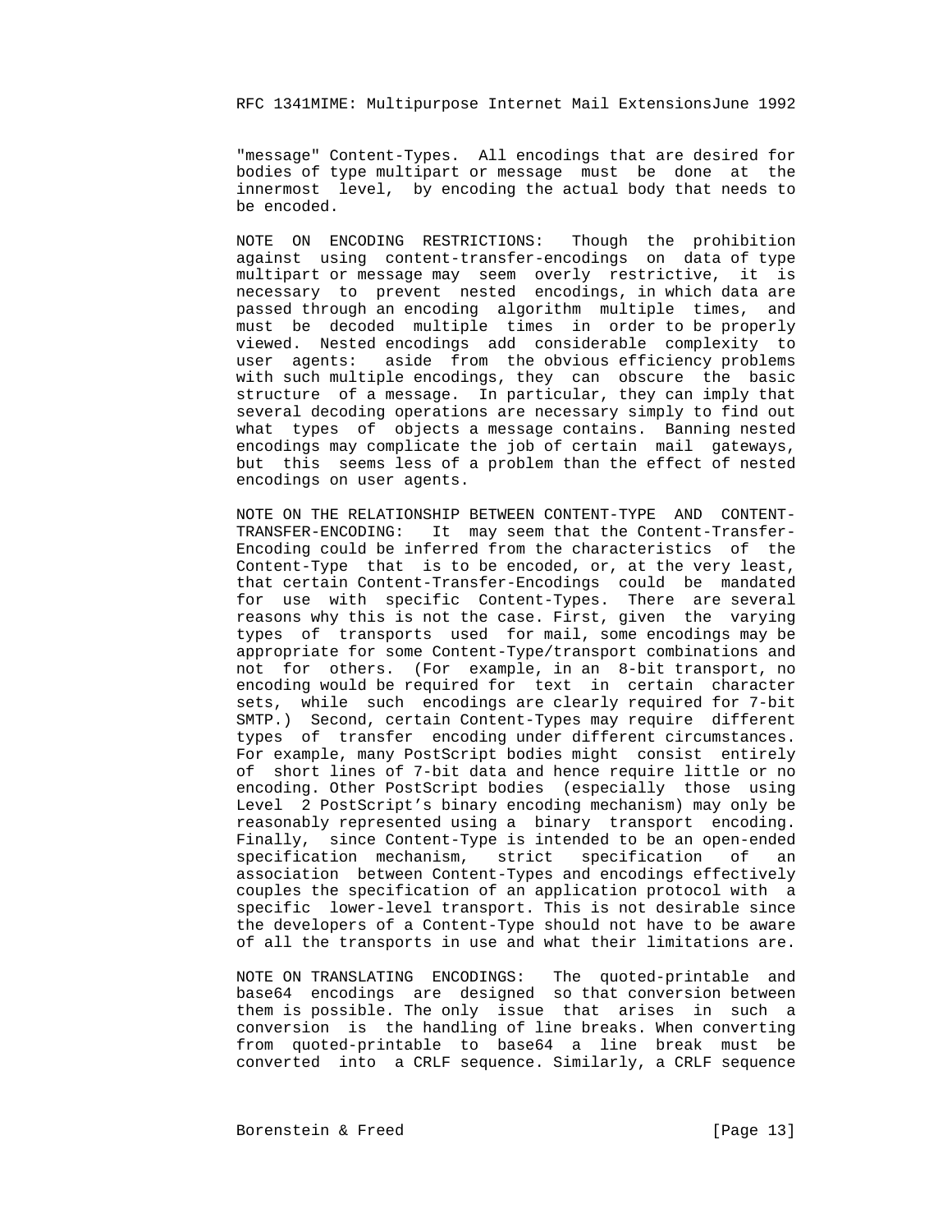"message" Content-Types. All encodings that are desired for bodies of type multipart or message must be done at the innermost level, by encoding the actual body that needs to be encoded.

NOTE ON ENCODING RESTRICTIONS: Though the prohibition against using content-transfer-encodings on data of type multipart or message may seem overly restrictive, it is necessary to prevent nested encodings, in which data are passed through an encoding algorithm multiple times, and must be decoded multiple times in order to be properly viewed. Nested encodings add considerable complexity to user agents: aside from the obvious efficiency problems with such multiple encodings, they can obscure the basic structure of a message. In particular, they can imply that several decoding operations are necessary simply to find out what types of objects a message contains. Banning nested encodings may complicate the job of certain mail gateways, but this seems less of a problem than the effect of nested encodings on user agents.

NOTE ON THE RELATIONSHIP BETWEEN CONTENT-TYPE AND CONTENT-TRANSFER-ENCODING: It may seem that the Content-Transfer-Encoding could be inferred from the characteristics of the Content-Type that is to be encoded, or, at the very least, that certain Content-Transfer-Encodings could be mandated for use with specific Content-Types. There are several reasons why this is not the case. First, given the varying types of transports used for mail, some encodings may be appropriate for some Content-Type/transport combinations and not for others. (For example, in an 8-bit transport, no encoding would be required for text in certain character sets, while such encodings are clearly required for 7-bit SMTP.) Second, certain Content-Types may require different types of transfer encoding under different circumstances. For example, many PostScript bodies might consist entirely of short lines of 7-bit data and hence require little or no encoding. Other PostScript bodies (especially those using Level 2 PostScript's binary encoding mechanism) may only be reasonably represented using a binary transport encoding. Finally, since Content-Type is intended to be an open-ended specification mechanism, strict specification of an association between Content-Types and encodings effectively couples the specification of an application protocol with a specific lower-level transport. This is not desirable since the developers of a Content-Type should not have to be aware of all the transports in use and what their limitations are.

NOTE ON TRANSLATING ENCODINGS: The quoted-printable and base64 encodings are designed so that conversion between them is possible. The only issue that arises in such a conversion is the handling of line breaks. When converting from quoted-printable to base64 a line break must be converted into a CRLF sequence. Similarly, a CRLF sequence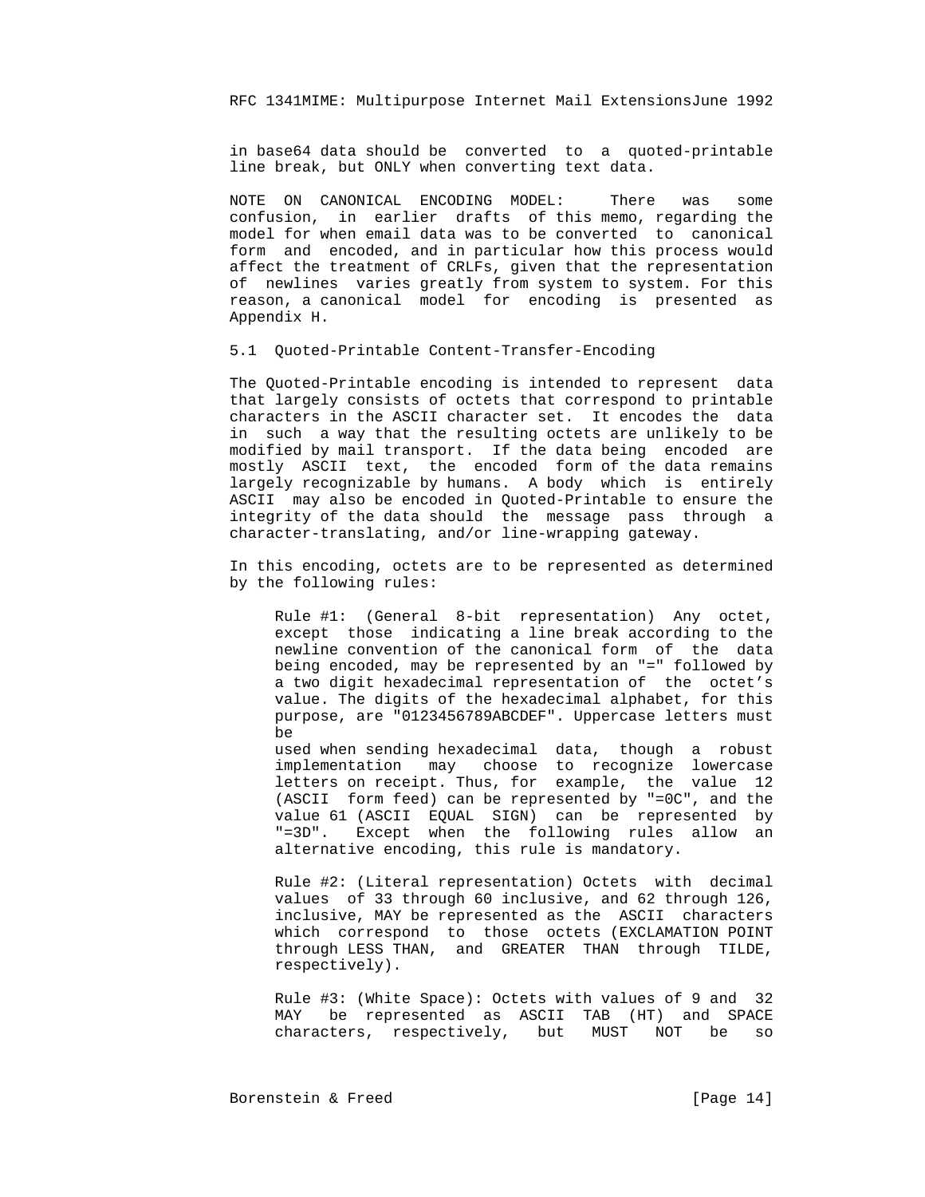in base64 data should be converted to a quoted-printable line break, but ONLY when converting text data.

NOTE ON CANONICAL ENCODING MODEL: There was some confusion, in earlier drafts of this memo, regarding the model for when email data was to be converted to canonical form and encoded, and in particular how this process would affect the treatment of CRLFs, given that the representation of newlines varies greatly from system to system. For this reason, a canonical model for encoding is presented as Appendix H.

## 5.1 Quoted-Printable Content-Transfer-Encoding

The Quoted-Printable encoding is intended to represent data that largely consists of octets that correspond to printable characters in the ASCII character set. It encodes the data in such a way that the resulting octets are unlikely to be modified by mail transport. If the data being encoded are mostly ASCII text, the encoded form of the data remains largely recognizable by humans. A body which is entirely ASCII may also be encoded in Quoted-Printable to ensure the integrity of the data should the message pass through a character-translating, and/or line-wrapping gateway.

In this encoding, octets are to be represented as determined by the following rules:

Rule #1: (General 8-bit representation) Any octet, except those indicating a line break according to the newline convention of the canonical form of the data being encoded, may be represented by an "=" followed by a two digit hexadecimal representation of the octet’s value. The digits of the hexadecimal alphabet, for this purpose, are "0123456789ABCDEF". Uppercase letters must be
used when sending hexadecimal data, though a robust implementation may choose to recognize lowercase letters on receipt. Thus, for example, the value 12 (ASCII form feed) can be represented by "=0C", and the value 61 (ASCII EQUAL SIGN) can be represented by "=3D". Except when the following rules allow an alternative encoding, this rule is mandatory.

Rule #2: (Literal representation) Octets with decimal values of 33 through 60 inclusive, and 62 through 126, inclusive, MAY be represented as the ASCII characters which correspond to those octets (EXCLAMATION POINT through LESS THAN, and GREATER THAN through TILDE, respectively).

Rule #3: (White Space): Octets with values of 9 and 32 MAY be represented as ASCII TAB (HT) and SPACE characters, respectively, but MUST NOT be so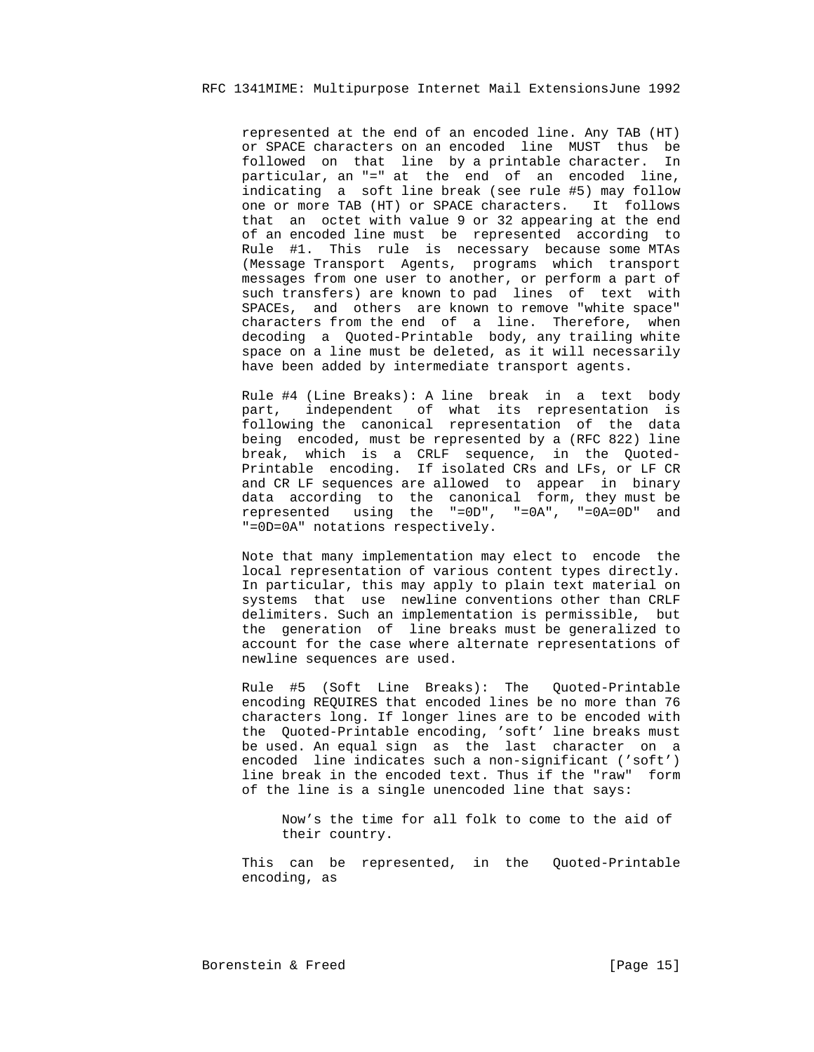represented at the end of an encoded line. Any TAB (HT) or SPACE characters on an encoded line MUST thus be followed on that line by a printable character. In particular, an "=" at the end of an encoded line, indicating a soft line break (see rule #5) may follow one or more TAB (HT) or SPACE characters. It follows that an octet with value 9 or 32 appearing at the end of an encoded line must be represented according to Rule #1. This rule is necessary because some MTAs (Message Transport Agents, programs which transport messages from one user to another, or perform a part of such transfers) are known to pad lines of text with SPACEs, and others are known to remove "white space" characters from the end of a line. Therefore, when decoding a Quoted-Printable body, any trailing white space on a line must be deleted, as it will necessarily have been added by intermediate transport agents.

Rule #4 (Line Breaks): A line break in a text body part, independent of what its representation is following the canonical representation of the data being encoded, must be represented by a (RFC 822) line break, which is a CRLF sequence, in the Quoted-Printable encoding. If isolated CRs and LFs, or LF CR and CR LF sequences are allowed to appear in binary data according to the canonical form, they must be represented using the "=0D", "=0A", "=0A=0D" and "=0D=0A" notations respectively.

Note that many implementation may elect to encode the local representation of various content types directly. In particular, this may apply to plain text material on systems that use newline conventions other than CRLF delimiters. Such an implementation is permissible, but the generation of line breaks must be generalized to account for the case where alternate representations of newline sequences are used.

Rule #5 (Soft Line Breaks): The Quoted-Printable encoding REQUIRES that encoded lines be no more than 76 characters long. If longer lines are to be encoded with the Quoted-Printable encoding, 'soft' line breaks must be used. An equal sign as the last character on a encoded line indicates such a non-significant ('soft') line break in the encoded text. Thus if the "raw" form of the line is a single unencoded line that says:

```
Now's the time for all folk to come to the aid of
their country.
```

This can be represented, in the Quoted-Printable encoding, as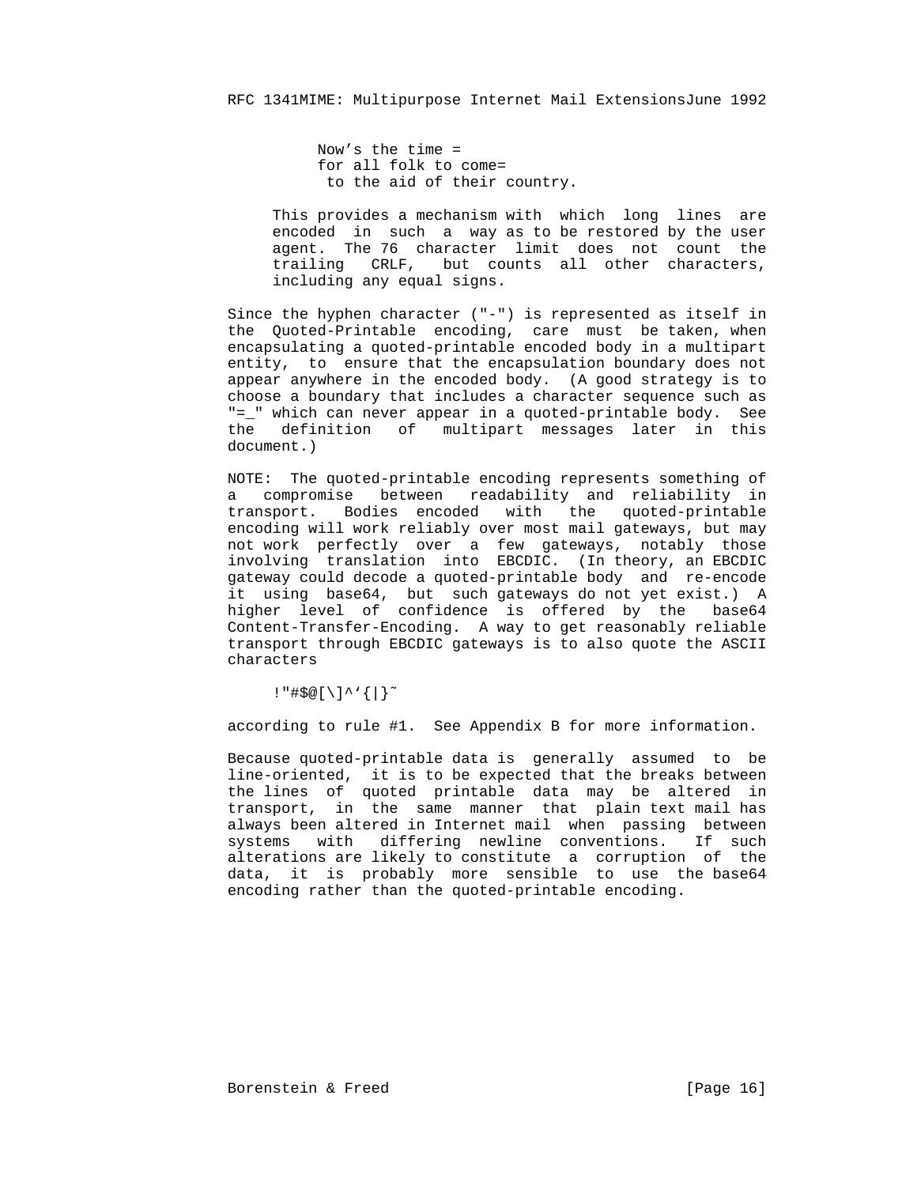```
Now's the time =
for all folk to come=
 to the aid of their country.
```

This provides a mechanism with which long lines are encoded in such a way as to be restored by the user agent. The 76 character limit does not count the trailing CRLF, but counts all other characters, including any equal signs.

Since the hyphen character ("-") is represented as itself in the Quoted-Printable encoding, care must be taken, when encapsulating a quoted-printable encoded body in a multipart entity, to ensure that the encapsulation boundary does not appear anywhere in the encoded body. (A good strategy is to choose a boundary that includes a character sequence such as "=_" which can never appear in a quoted-printable body. See the definition of multipart messages later in this document.)

NOTE: The quoted-printable encoding represents something of a compromise between readability and reliability in transport. Bodies encoded with the quoted-printable encoding will work reliably over most mail gateways, but may not work perfectly over a few gateways, notably those involving translation into EBCDIC. (In theory, an EBCDIC gateway could decode a quoted-printable body and re-encode it using base64, but such gateways do not yet exist.) A higher level of confidence is offered by the base64 Content-Transfer-Encoding. A way to get reasonably reliable transport through EBCDIC gateways is to also quote the ASCII characters

```
!"#$@[\]^`{|}~
```

according to rule #1. See Appendix B for more information.

Because quoted-printable data is generally assumed to be line-oriented, it is to be expected that the breaks between the lines of quoted printable data may be altered in transport, in the same manner that plain text mail has always been altered in Internet mail when passing between systems with differing newline conventions. If such alterations are likely to constitute a corruption of the data, it is probably more sensible to use the base64 encoding rather than the quoted-printable encoding.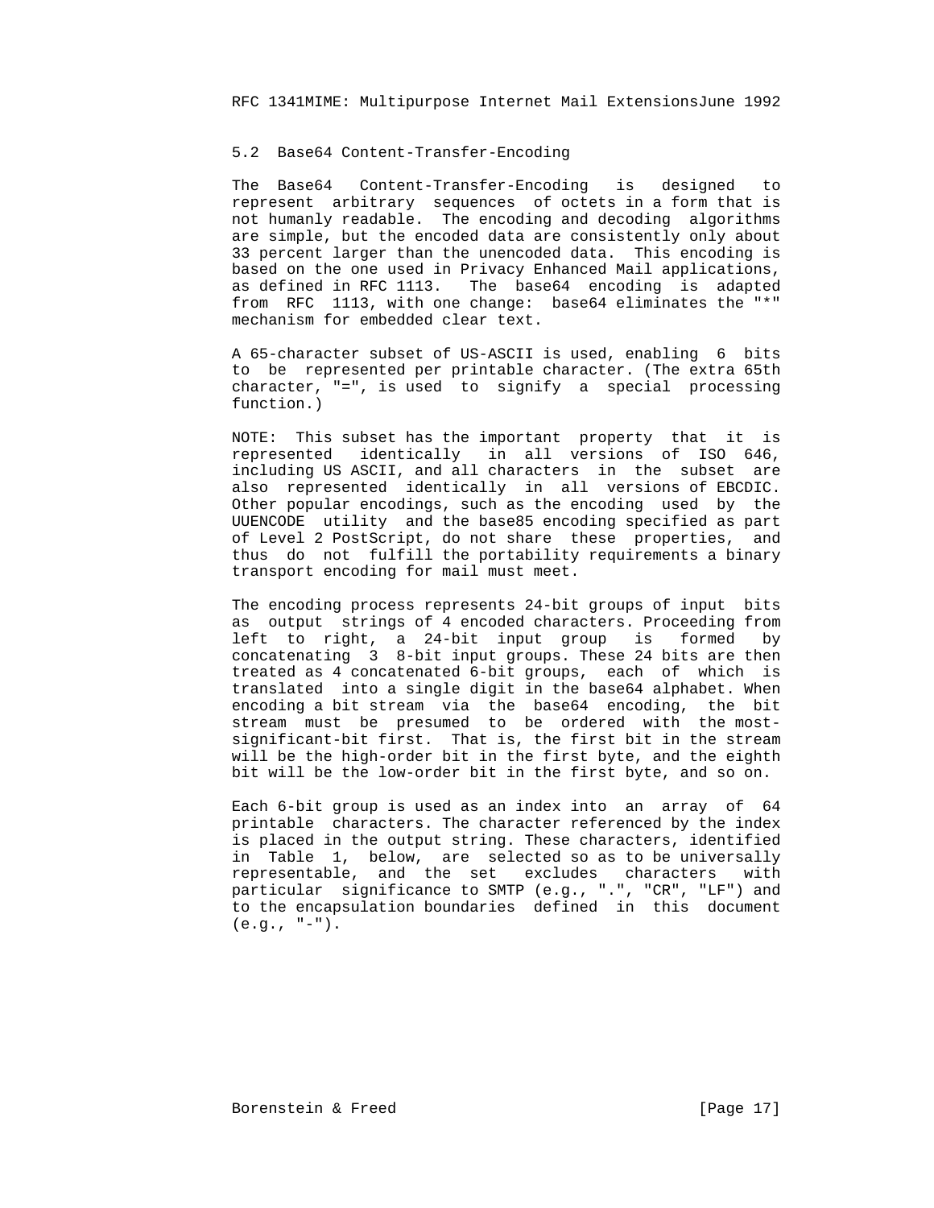## 5.2 Base64 Content-Transfer-Encoding

The Base64 Content-Transfer-Encoding is designed to represent arbitrary sequences of octets in a form that is not humanly readable. The encoding and decoding algorithms are simple, but the encoded data are consistently only about 33 percent larger than the unencoded data. This encoding is based on the one used in Privacy Enhanced Mail applications, as defined in RFC 1113. The base64 encoding is adapted from RFC 1113, with one change: base64 eliminates the "*" mechanism for embedded clear text.

A 65-character subset of US-ASCII is used, enabling 6 bits to be represented per printable character. (The extra 65th character, "=", is used to signify a special processing function.)

NOTE: This subset has the important property that it is represented identically in all versions of ISO 646, including US ASCII, and all characters in the subset are also represented identically in all versions of EBCDIC. Other popular encodings, such as the encoding used by the UUENCODE utility and the base85 encoding specified as part of Level 2 PostScript, do not share these properties, and thus do not fulfill the portability requirements a binary transport encoding for mail must meet.

The encoding process represents 24-bit groups of input bits as output strings of 4 encoded characters. Proceeding from left to right, a 24-bit input group is formed by concatenating 3 8-bit input groups. These 24 bits are then treated as 4 concatenated 6-bit groups, each of which is translated into a single digit in the base64 alphabet. When encoding a bit stream via the base64 encoding, the bit stream must be presumed to be ordered with the most-significant-bit first. That is, the first bit in the stream will be the high-order bit in the first byte, and the eighth bit will be the low-order bit in the first byte, and so on.

Each 6-bit group is used as an index into an array of 64 printable characters. The character referenced by the index is placed in the output string. These characters, identified in Table 1, below, are selected so as to be universally representable, and the set excludes characters with particular significance to SMTP (e.g., ".", "CR", "LF") and to the encapsulation boundaries defined in this document (e.g., "-").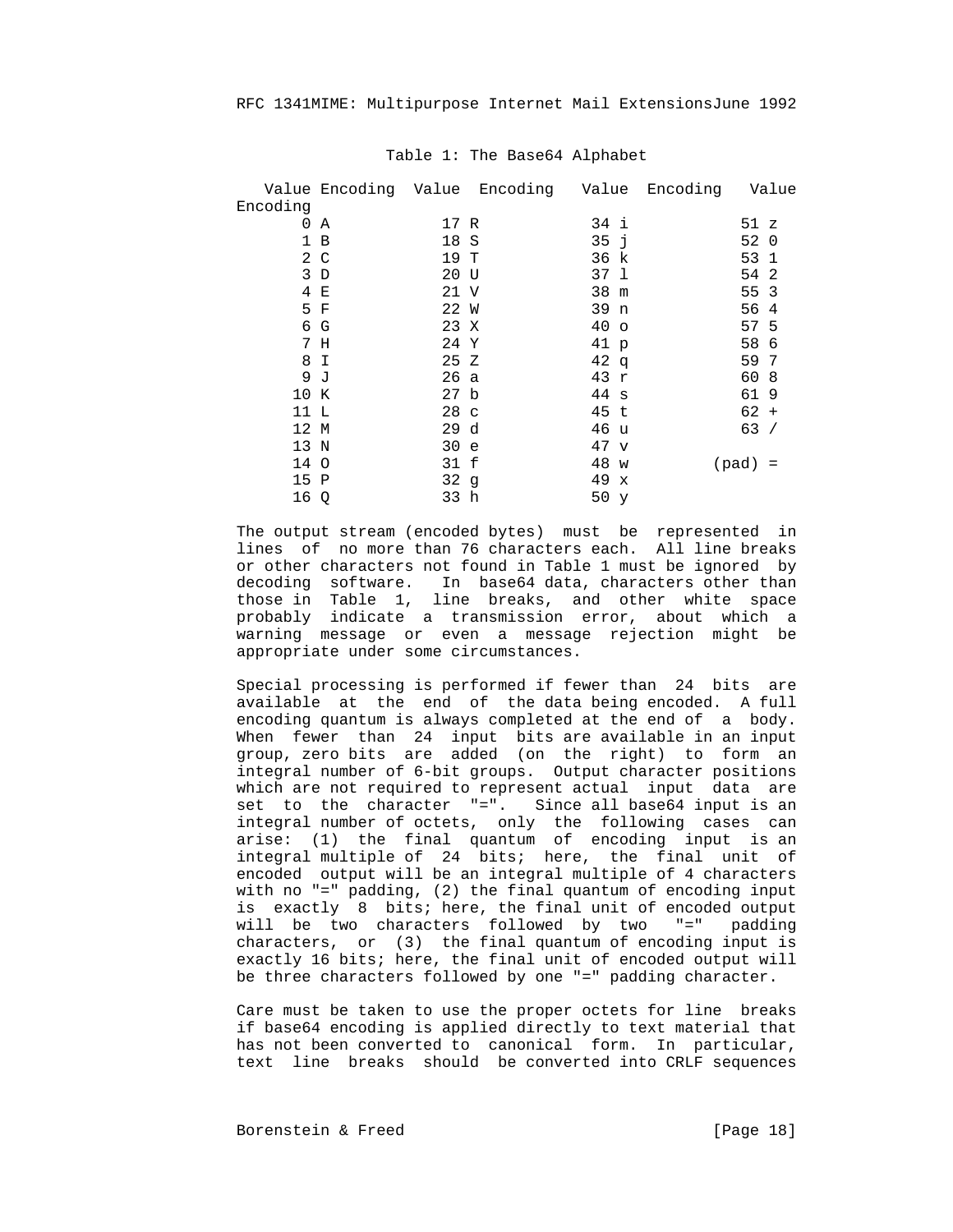Table 1: The Base64 Alphabet

| Value | Encoding | Value | Encoding | Value | Encoding | Value | Encoding |
|---|---|---|---|---|---|---|---|
| 0 | A | 17 | R | 34 | i | 51 | z |
| 1 | B | 18 | S | 35 | j | 52 | 0 |
| 2 | C | 19 | T | 36 | k | 53 | 1 |
| 3 | D | 20 | U | 37 | l | 54 | 2 |
| 4 | E | 21 | V | 38 | m | 55 | 3 |
| 5 | F | 22 | W | 39 | n | 56 | 4 |
| 6 | G | 23 | X | 40 | o | 57 | 5 |
| 7 | H | 24 | Y | 41 | p | 58 | 6 |
| 8 | I | 25 | Z | 42 | q | 59 | 7 |
| 9 | J | 26 | a | 43 | r | 60 | 8 |
| 10 | K | 27 | b | 44 | s | 61 | 9 |
| 11 | L | 28 | c | 45 | t | 62 | + |
| 12 | M | 29 | d | 46 | u | 63 | / |
| 13 | N | 30 | e | 47 | v | | |
| 14 | O | 31 | f | 48 | w | (pad) | = |
| 15 | P | 32 | g | 49 | x | | |
| 16 | Q | 33 | h | 50 | y | | |

The output stream (encoded bytes) must be represented in lines of no more than 76 characters each. All line breaks or other characters not found in Table 1 must be ignored by decoding software. In base64 data, characters other than those in Table 1, line breaks, and other white space probably indicate a transmission error, about which a warning message or even a message rejection might be appropriate under some circumstances.

Special processing is performed if fewer than 24 bits are available at the end of the data being encoded. A full encoding quantum is always completed at the end of a body. When fewer than 24 input bits are available in an input group, zero bits are added (on the right) to form an integral number of 6-bit groups. Output character positions which are not required to represent actual input data are set to the character "=". Since all base64 input is an integral number of octets, only the following cases can arise: (1) the final quantum of encoding input is an integral multiple of 24 bits; here, the final unit of encoded output will be an integral multiple of 4 characters with no "=" padding, (2) the final quantum of encoding input is exactly 8 bits; here, the final unit of encoded output will be two characters followed by two "=" padding characters, or (3) the final quantum of encoding input is exactly 16 bits; here, the final unit of encoded output will be three characters followed by one "=" padding character.

Care must be taken to use the proper octets for line breaks if base64 encoding is applied directly to text material that has not been converted to canonical form. In particular, text line breaks should be converted into CRLF sequences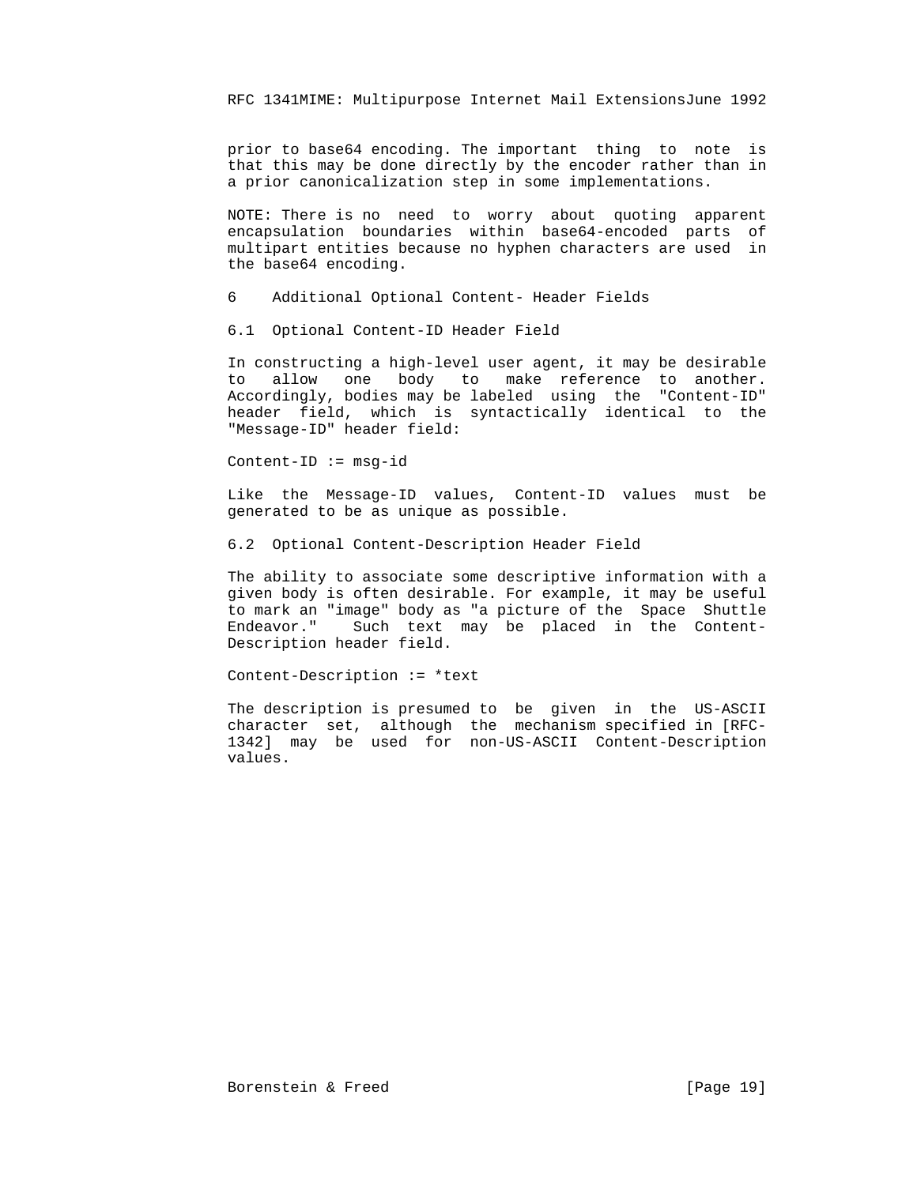prior to base64 encoding. The important thing to note is that this may be done directly by the encoder rather than in a prior canonicalization step in some implementations.

NOTE: There is no need to worry about quoting apparent encapsulation boundaries within base64-encoded parts of multipart entities because no hyphen characters are used in the base64 encoding.

## 6 Additional Optional Content- Header Fields

### 6.1 Optional Content-ID Header Field

In constructing a high-level user agent, it may be desirable to allow one body to make reference to another. Accordingly, bodies may be labeled using the "Content-ID" header field, which is syntactically identical to the "Message-ID" header field:

```
Content-ID := msg-id
```

Like the Message-ID values, Content-ID values must be generated to be as unique as possible.

### 6.2 Optional Content-Description Header Field

The ability to associate some descriptive information with a given body is often desirable. For example, it may be useful to mark an "image" body as "a picture of the Space Shuttle Endeavor." Such text may be placed in the Content-Description header field.

```
Content-Description := *text
```

The description is presumed to be given in the US-ASCII character set, although the mechanism specified in [RFC-1342] may be used for non-US-ASCII Content-Description values.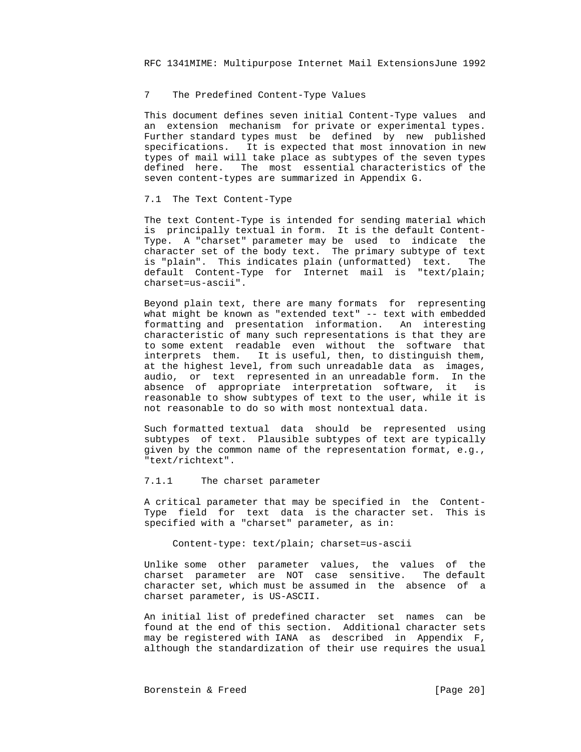## 7 The Predefined Content-Type Values

This document defines seven initial Content-Type values and an extension mechanism for private or experimental types. Further standard types must be defined by new published specifications. It is expected that most innovation in new types of mail will take place as subtypes of the seven types defined here. The most essential characteristics of the seven content-types are summarized in Appendix G.

### 7.1 The Text Content-Type

The text Content-Type is intended for sending material which is principally textual in form. It is the default Content-Type. A "charset" parameter may be used to indicate the character set of the body text. The primary subtype of text is "plain". This indicates plain (unformatted) text. The default Content-Type for Internet mail is "text/plain; charset=us-ascii".

Beyond plain text, there are many formats for representing what might be known as "extended text" -- text with embedded formatting and presentation information. An interesting characteristic of many such representations is that they are to some extent readable even without the software that interprets them. It is useful, then, to distinguish them, at the highest level, from such unreadable data as images, audio, or text represented in an unreadable form. In the absence of appropriate interpretation software, it is reasonable to show subtypes of text to the user, while it is not reasonable to do so with most nontextual data.

Such formatted textual data should be represented using subtypes of text. Plausible subtypes of text are typically given by the common name of the representation format, e.g., "text/richtext".

#### 7.1.1 The charset parameter

A critical parameter that may be specified in the Content-Type field for text data is the character set. This is specified with a "charset" parameter, as in:

```
Content-type: text/plain; charset=us-ascii
```

Unlike some other parameter values, the values of the charset parameter are NOT case sensitive. The default character set, which must be assumed in the absence of a charset parameter, is US-ASCII.

An initial list of predefined character set names can be found at the end of this section. Additional character sets may be registered with IANA as described in Appendix F, although the standardization of their use requires the usual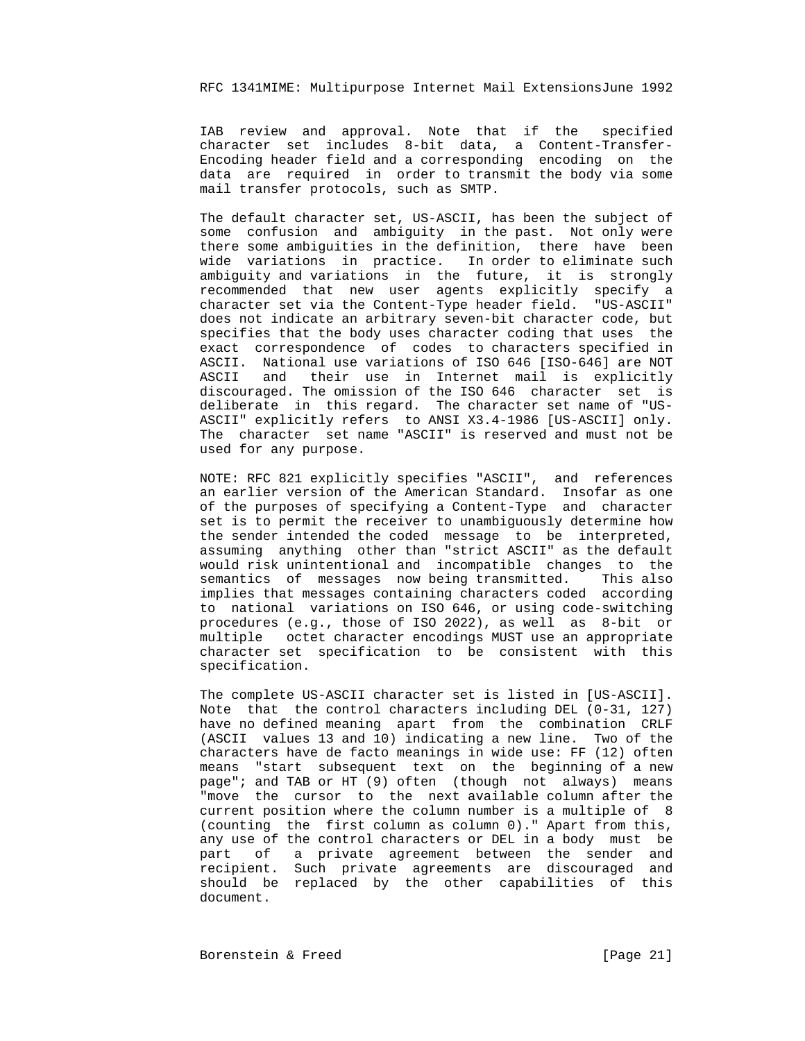IAB review and approval. Note that if the specified character set includes 8-bit data, a Content-Transfer-Encoding header field and a corresponding encoding on the data are required in order to transmit the body via some mail transfer protocols, such as SMTP.

The default character set, US-ASCII, has been the subject of some confusion and ambiguity in the past. Not only were there some ambiguities in the definition, there have been wide variations in practice. In order to eliminate such ambiguity and variations in the future, it is strongly recommended that new user agents explicitly specify a character set via the Content-Type header field. "US-ASCII" does not indicate an arbitrary seven-bit character code, but specifies that the body uses character coding that uses the exact correspondence of codes to characters specified in ASCII. National use variations of ISO 646 [ISO-646] are NOT ASCII and their use in Internet mail is explicitly discouraged. The omission of the ISO 646 character set is deliberate in this regard. The character set name of "US-ASCII" explicitly refers to ANSI X3.4-1986 [US-ASCII] only. The character set name "ASCII" is reserved and must not be used for any purpose.

NOTE: RFC 821 explicitly specifies "ASCII", and references an earlier version of the American Standard. Insofar as one of the purposes of specifying a Content-Type and character set is to permit the receiver to unambiguously determine how the sender intended the coded message to be interpreted, assuming anything other than "strict ASCII" as the default would risk unintentional and incompatible changes to the semantics of messages now being transmitted. This also implies that messages containing characters coded according to national variations on ISO 646, or using code-switching procedures (e.g., those of ISO 2022), as well as 8-bit or multiple octet character encodings MUST use an appropriate character set specification to be consistent with this specification.

The complete US-ASCII character set is listed in [US-ASCII]. Note that the control characters including DEL (0-31, 127) have no defined meaning apart from the combination CRLF (ASCII values 13 and 10) indicating a new line. Two of the characters have de facto meanings in wide use: FF (12) often means "start subsequent text on the beginning of a new page"; and TAB or HT (9) often (though not always) means "move the cursor to the next available column after the current position where the column number is a multiple of 8 (counting the first column as column 0)." Apart from this, any use of the control characters or DEL in a body must be part of a private agreement between the sender and recipient. Such private agreements are discouraged and should be replaced by the other capabilities of this document.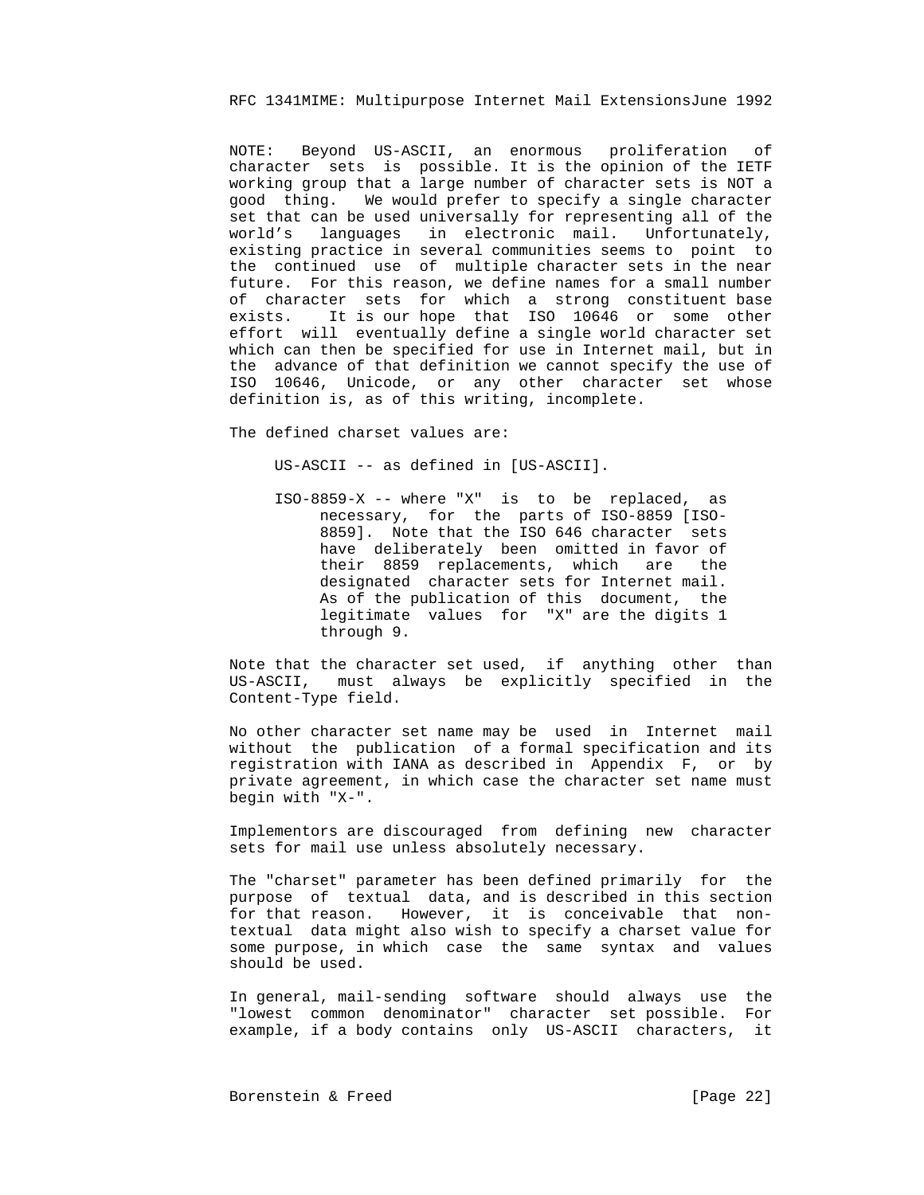NOTE: Beyond US-ASCII, an enormous proliferation of character sets is possible. It is the opinion of the IETF working group that a large number of character sets is NOT a good thing. We would prefer to specify a single character set that can be used universally for representing all of the world's languages in electronic mail. Unfortunately, existing practice in several communities seems to point to the continued use of multiple character sets in the near future. For this reason, we define names for a small number of character sets for which a strong constituent base exists. It is our hope that ISO 10646 or some other effort will eventually define a single world character set which can then be specified for use in Internet mail, but in the advance of that definition we cannot specify the use of ISO 10646, Unicode, or any other character set whose definition is, as of this writing, incomplete.

The defined charset values are:

US-ASCII -- as defined in [US-ASCII].

ISO-8859-X -- where "X" is to be replaced, as necessary, for the parts of ISO-8859 [ISO-8859]. Note that the ISO 646 character sets have deliberately been omitted in favor of their 8859 replacements, which are the designated character sets for Internet mail. As of the publication of this document, the legitimate values for "X" are the digits 1 through 9.

Note that the character set used, if anything other than US-ASCII, must always be explicitly specified in the Content-Type field.

No other character set name may be used in Internet mail without the publication of a formal specification and its registration with IANA as described in Appendix F, or by private agreement, in which case the character set name must begin with "X-".

Implementors are discouraged from defining new character sets for mail use unless absolutely necessary.

The "charset" parameter has been defined primarily for the purpose of textual data, and is described in this section for that reason. However, it is conceivable that non-textual data might also wish to specify a charset value for some purpose, in which case the same syntax and values should be used.

In general, mail-sending software should always use the "lowest common denominator" character set possible. For example, if a body contains only US-ASCII characters, it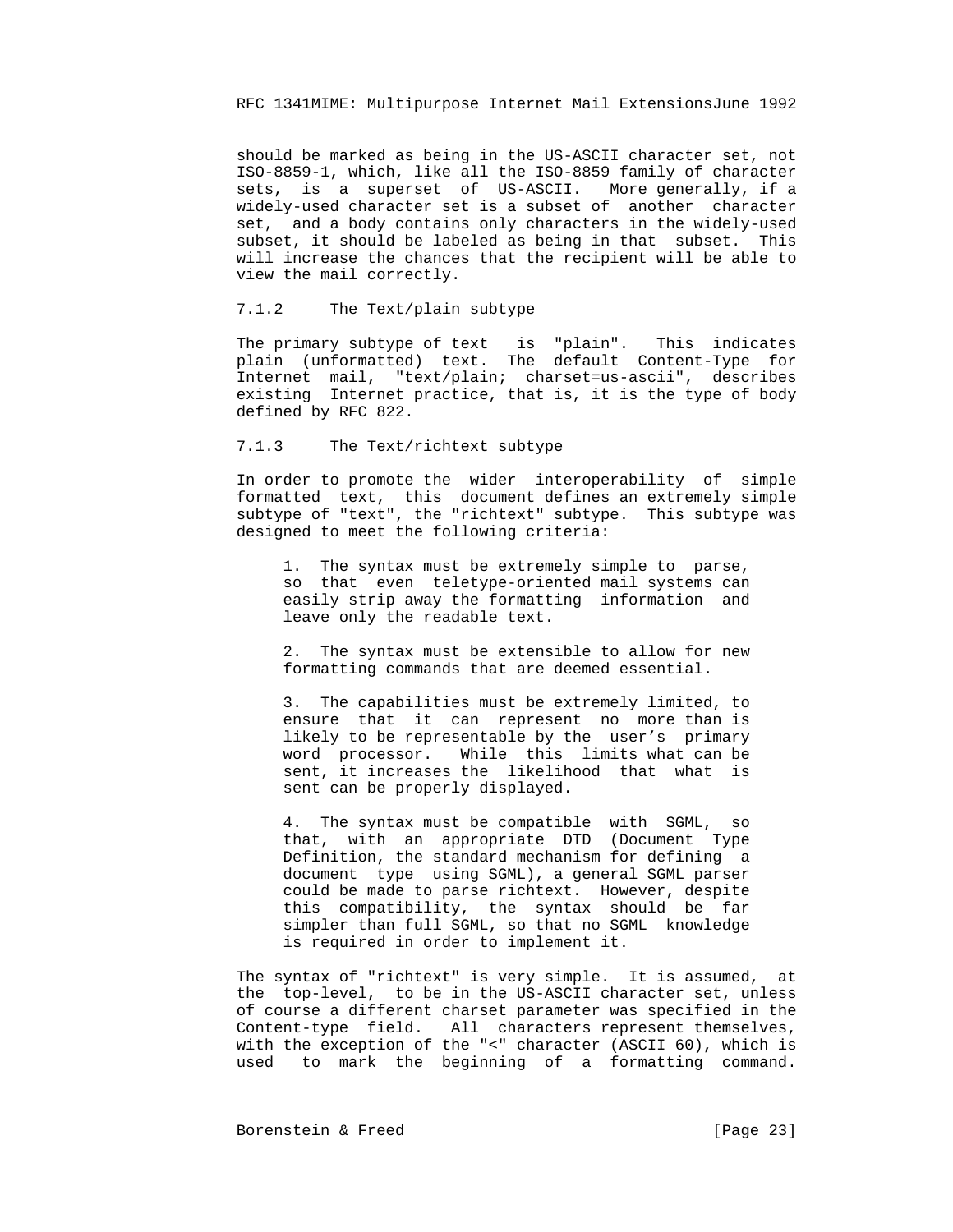should be marked as being in the US-ASCII character set, not ISO-8859-1, which, like all the ISO-8859 family of character sets, is a superset of US-ASCII. More generally, if a widely-used character set is a subset of another character set, and a body contains only characters in the widely-used subset, it should be labeled as being in that subset. This will increase the chances that the recipient will be able to view the mail correctly.

### 7.1.2 The Text/plain subtype

The primary subtype of text is "plain". This indicates plain (unformatted) text. The default Content-Type for Internet mail, "text/plain; charset=us-ascii", describes existing Internet practice, that is, it is the type of body defined by RFC 822.

### 7.1.3 The Text/richtext subtype

In order to promote the wider interoperability of simple formatted text, this document defines an extremely simple subtype of "text", the "richtext" subtype. This subtype was designed to meet the following criteria:

1. The syntax must be extremely simple to parse, so that even teletype-oriented mail systems can easily strip away the formatting information and leave only the readable text.

2. The syntax must be extensible to allow for new formatting commands that are deemed essential.

3. The capabilities must be extremely limited, to ensure that it can represent no more than is likely to be representable by the user's primary word processor. While this limits what can be sent, it increases the likelihood that what is sent can be properly displayed.

4. The syntax must be compatible with SGML, so that, with an appropriate DTD (Document Type Definition, the standard mechanism for defining a document type using SGML), a general SGML parser could be made to parse richtext. However, despite this compatibility, the syntax should be far simpler than full SGML, so that no SGML knowledge is required in order to implement it.

The syntax of "richtext" is very simple. It is assumed, at the top-level, to be in the US-ASCII character set, unless of course a different charset parameter was specified in the Content-type field. All characters represent themselves, with the exception of the "<" character (ASCII 60), which is used to mark the beginning of a formatting command.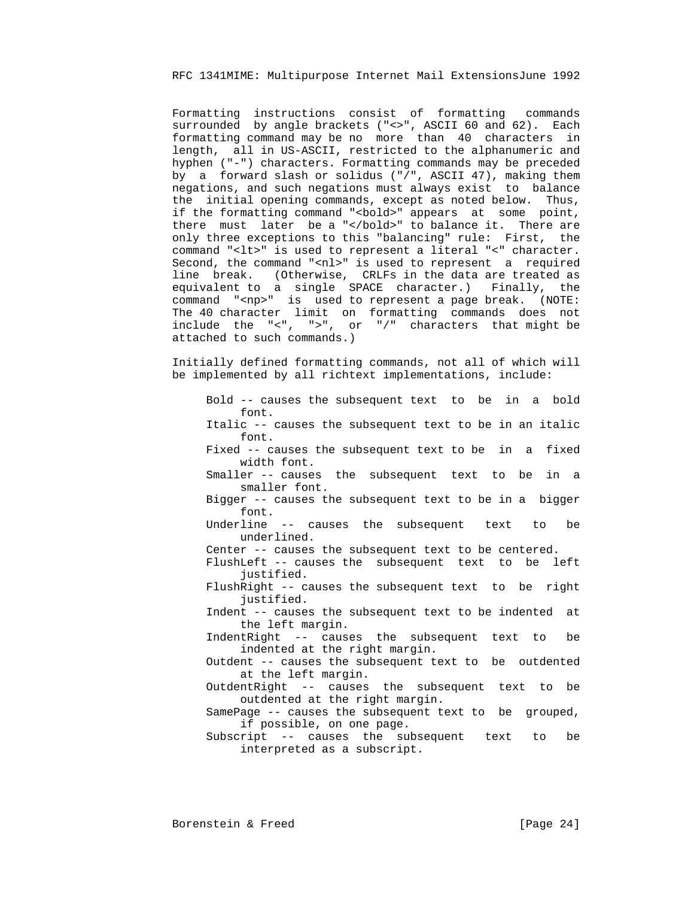Formatting instructions consist of formatting commands surrounded by angle brackets ("<>", ASCII 60 and 62). Each formatting command may be no more than 40 characters in length, all in US-ASCII, restricted to the alphanumeric and hyphen ("-") characters. Formatting commands may be preceded by a forward slash or solidus ("/", ASCII 47), making them negations, and such negations must always exist to balance the initial opening commands, except as noted below. Thus, if the formatting command "<bold>" appears at some point, there must later be a "</bold>" to balance it. There are only three exceptions to this "balancing" rule: First, the command "<lt>" is used to represent a literal "<" character. Second, the command "<nl>" is used to represent a required line break. (Otherwise, CRLFs in the data are treated as equivalent to a single SPACE character.) Finally, the command "<np>" is used to represent a page break. (NOTE: The 40 character limit on formatting commands does not include the "<", ">", or "/" characters that might be attached to such commands.)

Initially defined formatting commands, not all of which will be implemented by all richtext implementations, include:

- Bold -- causes the subsequent text to be in a bold font.
- Italic -- causes the subsequent text to be in an italic font.
- Fixed -- causes the subsequent text to be in a fixed width font.
- Smaller -- causes the subsequent text to be in a smaller font.
- Bigger -- causes the subsequent text to be in a bigger font.
- Underline -- causes the subsequent text to be underlined.
- Center -- causes the subsequent text to be centered.
- FlushLeft -- causes the subsequent text to be left justified.
- FlushRight -- causes the subsequent text to be right justified.
- Indent -- causes the subsequent text to be indented at the left margin.
- IndentRight -- causes the subsequent text to be indented at the right margin.
- Outdent -- causes the subsequent text to be outdented at the left margin.
- OutdentRight -- causes the subsequent text to be outdented at the right margin.
- SamePage -- causes the subsequent text to be grouped, if possible, on one page.
- Subscript -- causes the subsequent text to be interpreted as a subscript.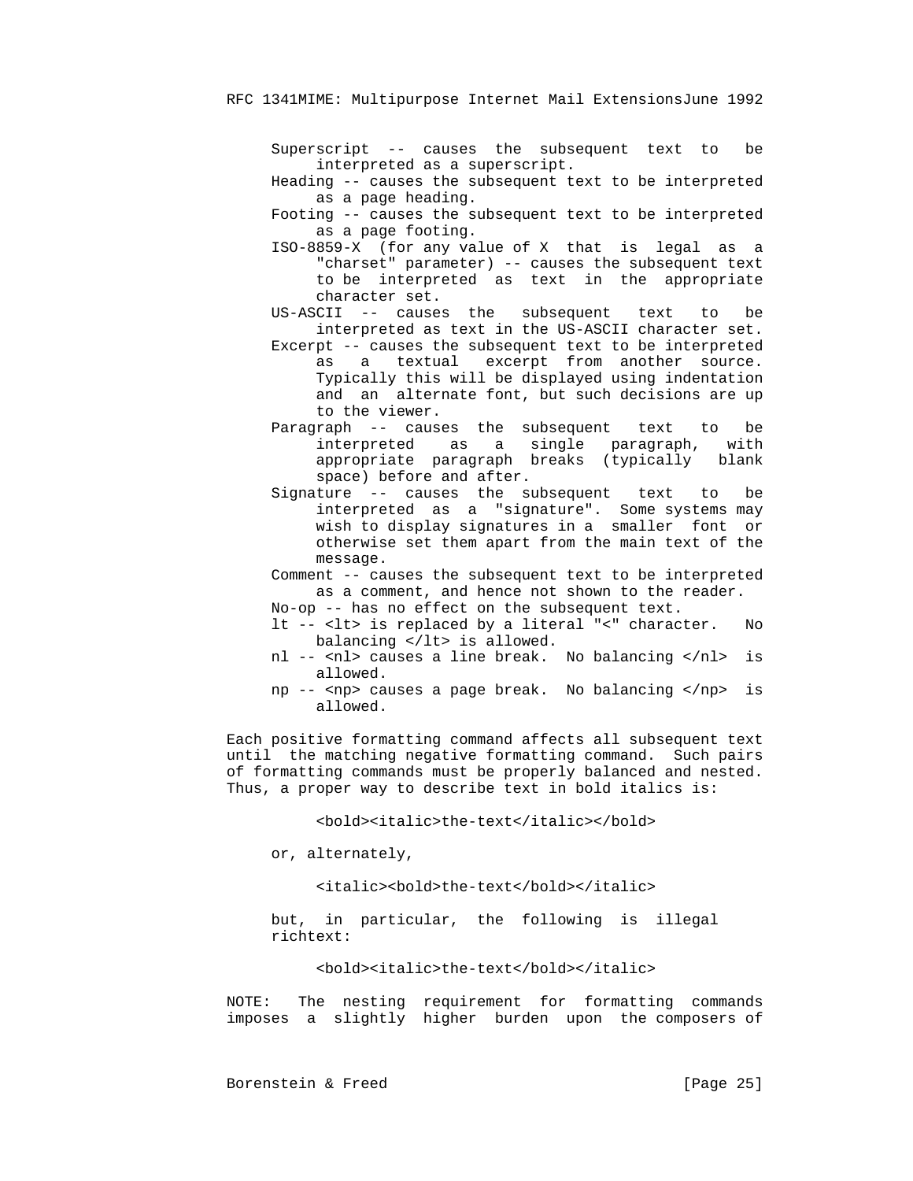Superscript -- causes the subsequent text to be interpreted as a superscript.
Heading -- causes the subsequent text to be interpreted as a page heading.
Footing -- causes the subsequent text to be interpreted as a page footing.
ISO-8859-X (for any value of X that is legal as a "charset" parameter) -- causes the subsequent text to be interpreted as text in the appropriate character set.
US-ASCII -- causes the subsequent text to be interpreted as text in the US-ASCII character set.
Excerpt -- causes the subsequent text to be interpreted as a textual excerpt from another source. Typically this will be displayed using indentation and an alternate font, but such decisions are up to the viewer.
Paragraph -- causes the subsequent text to be interpreted as a single paragraph, with appropriate paragraph breaks (typically blank space) before and after.
Signature -- causes the subsequent text to be interpreted as a "signature". Some systems may wish to display signatures in a smaller font or otherwise set them apart from the main text of the message.
Comment -- causes the subsequent text to be interpreted as a comment, and hence not shown to the reader.
No-op -- has no effect on the subsequent text.
lt -- <lt> is replaced by a literal "<" character. No balancing </lt> is allowed.
nl -- <nl> causes a line break. No balancing </nl> is allowed.
np -- <np> causes a page break. No balancing </np> is allowed.

Each positive formatting command affects all subsequent text until the matching negative formatting command. Such pairs of formatting commands must be properly balanced and nested. Thus, a proper way to describe text in bold italics is:

```
<bold><italic>the-text</italic></bold>
```

or, alternately,

```
<italic><bold>the-text</bold></italic>
```

but, in particular, the following is illegal richtext:

```
<bold><italic>the-text</bold></italic>
```

NOTE: The nesting requirement for formatting commands imposes a slightly higher burden upon the composers of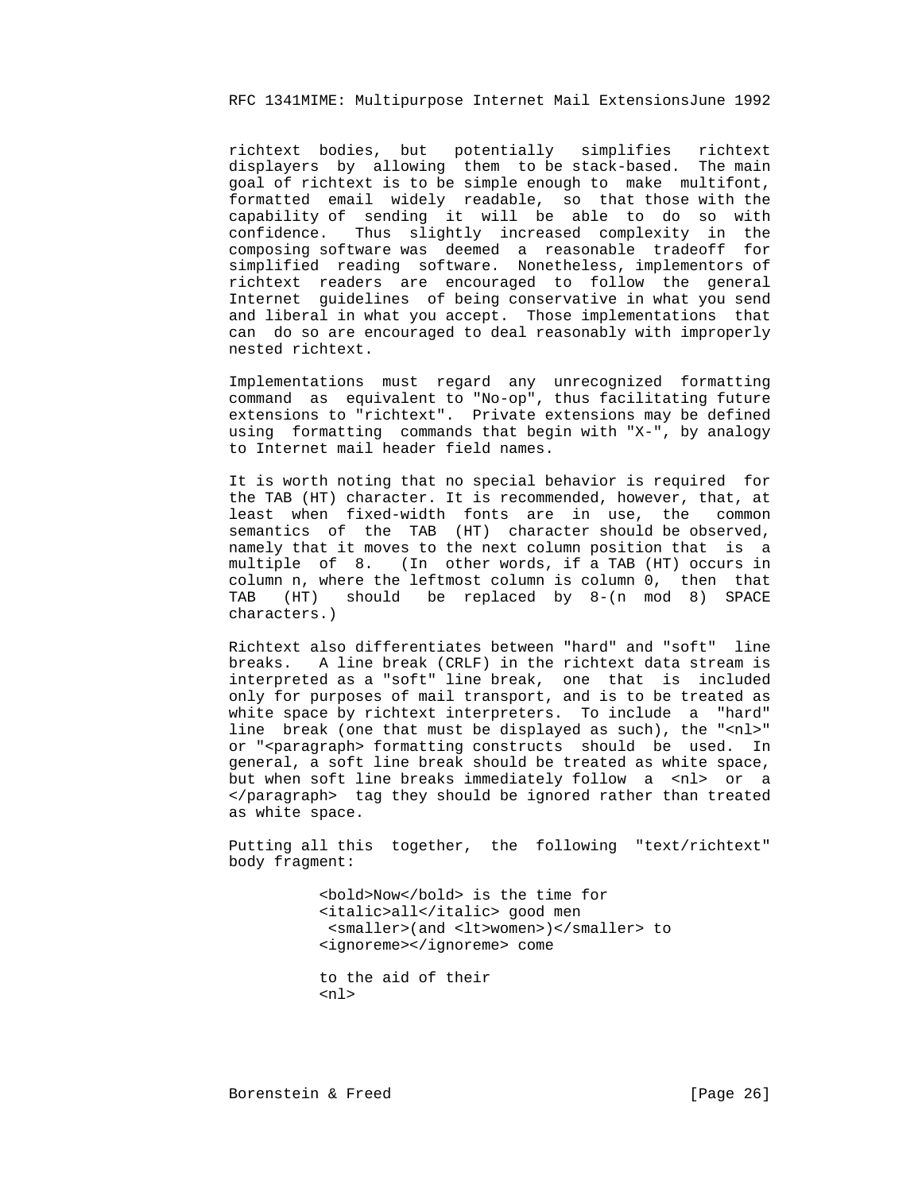richtext bodies, but potentially simplifies richtext displayers by allowing them to be stack-based. The main goal of richtext is to be simple enough to make multifont, formatted email widely readable, so that those with the capability of sending it will be able to do so with confidence. Thus slightly increased complexity in the composing software was deemed a reasonable tradeoff for simplified reading software. Nonetheless, implementors of richtext readers are encouraged to follow the general Internet guidelines of being conservative in what you send and liberal in what you accept. Those implementations that can do so are encouraged to deal reasonably with improperly nested richtext.

Implementations must regard any unrecognized formatting command as equivalent to "No-op", thus facilitating future extensions to "richtext". Private extensions may be defined using formatting commands that begin with "X-", by analogy to Internet mail header field names.

It is worth noting that no special behavior is required for the TAB (HT) character. It is recommended, however, that, at least when fixed-width fonts are in use, the common semantics of the TAB (HT) character should be observed, namely that it moves to the next column position that is a multiple of 8. (In other words, if a TAB (HT) occurs in column n, where the leftmost column is column 0, then that TAB (HT) should be replaced by 8-(n mod 8) SPACE characters.)

Richtext also differentiates between "hard" and "soft" line breaks. A line break (CRLF) in the richtext data stream is interpreted as a "soft" line break, one that is included only for purposes of mail transport, and is to be treated as white space by richtext interpreters. To include a "hard" line break (one that must be displayed as such), the "<nl>" or "<paragraph> formatting constructs should be used. In general, a soft line break should be treated as white space, but when soft line breaks immediately follow a <nl> or a </paragraph> tag they should be ignored rather than treated as white space.

Putting all this together, the following "text/richtext" body fragment:

```
<bold>Now</bold> is the time for
<italic>all</italic> good men
 <smaller>(and <lt>women>)</smaller> to
<ignoreme></ignoreme> come

to the aid of their
<nl>
```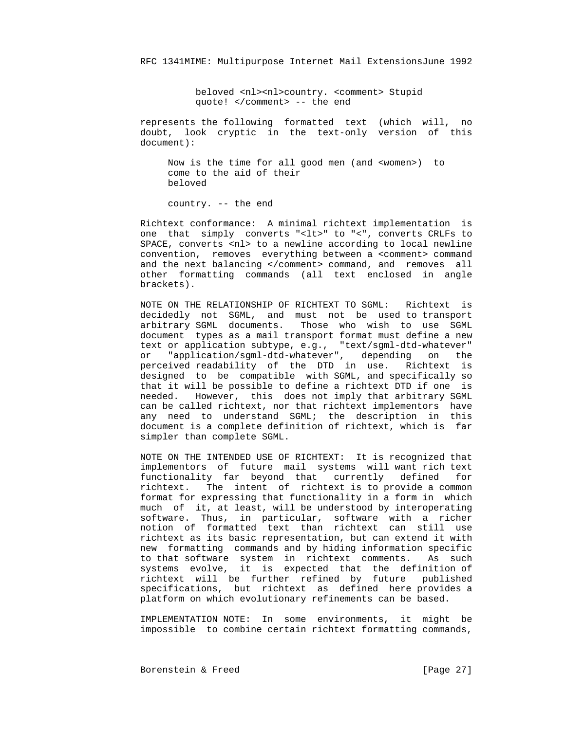```
beloved <nl><nl>country. <comment> Stupid
quote! </comment> -- the end
```

represents the following formatted text (which will, no doubt, look cryptic in the text-only version of this document):

```
Now is the time for all good men (and <women>)  to
come to the aid of their
beloved

country. -- the end
```

Richtext conformance: A minimal richtext implementation is one that simply converts "<lt>" to "<", converts CRLFs to SPACE, converts <nl> to a newline according to local newline convention, removes everything between a <comment> command and the next balancing </comment> command, and removes all other formatting commands (all text enclosed in angle brackets).

NOTE ON THE RELATIONSHIP OF RICHTEXT TO SGML: Richtext is decidedly not SGML, and must not be used to transport arbitrary SGML documents. Those who wish to use SGML document types as a mail transport format must define a new text or application subtype, e.g., "text/sgml-dtd-whatever" or "application/sgml-dtd-whatever", depending on the perceived readability of the DTD in use. Richtext is designed to be compatible with SGML, and specifically so that it will be possible to define a richtext DTD if one is needed. However, this does not imply that arbitrary SGML can be called richtext, nor that richtext implementors have any need to understand SGML; the description in this document is a complete definition of richtext, which is far simpler than complete SGML.

NOTE ON THE INTENDED USE OF RICHTEXT: It is recognized that implementors of future mail systems will want rich text functionality far beyond that currently defined for richtext. The intent of richtext is to provide a common format for expressing that functionality in a form in which much of it, at least, will be understood by interoperating software. Thus, in particular, software with a richer notion of formatted text than richtext can still use richtext as its basic representation, but can extend it with new formatting commands and by hiding information specific to that software system in richtext comments. As such systems evolve, it is expected that the definition of richtext will be further refined by future published specifications, but richtext as defined here provides a platform on which evolutionary refinements can be based.

IMPLEMENTATION NOTE: In some environments, it might be impossible to combine certain richtext formatting commands,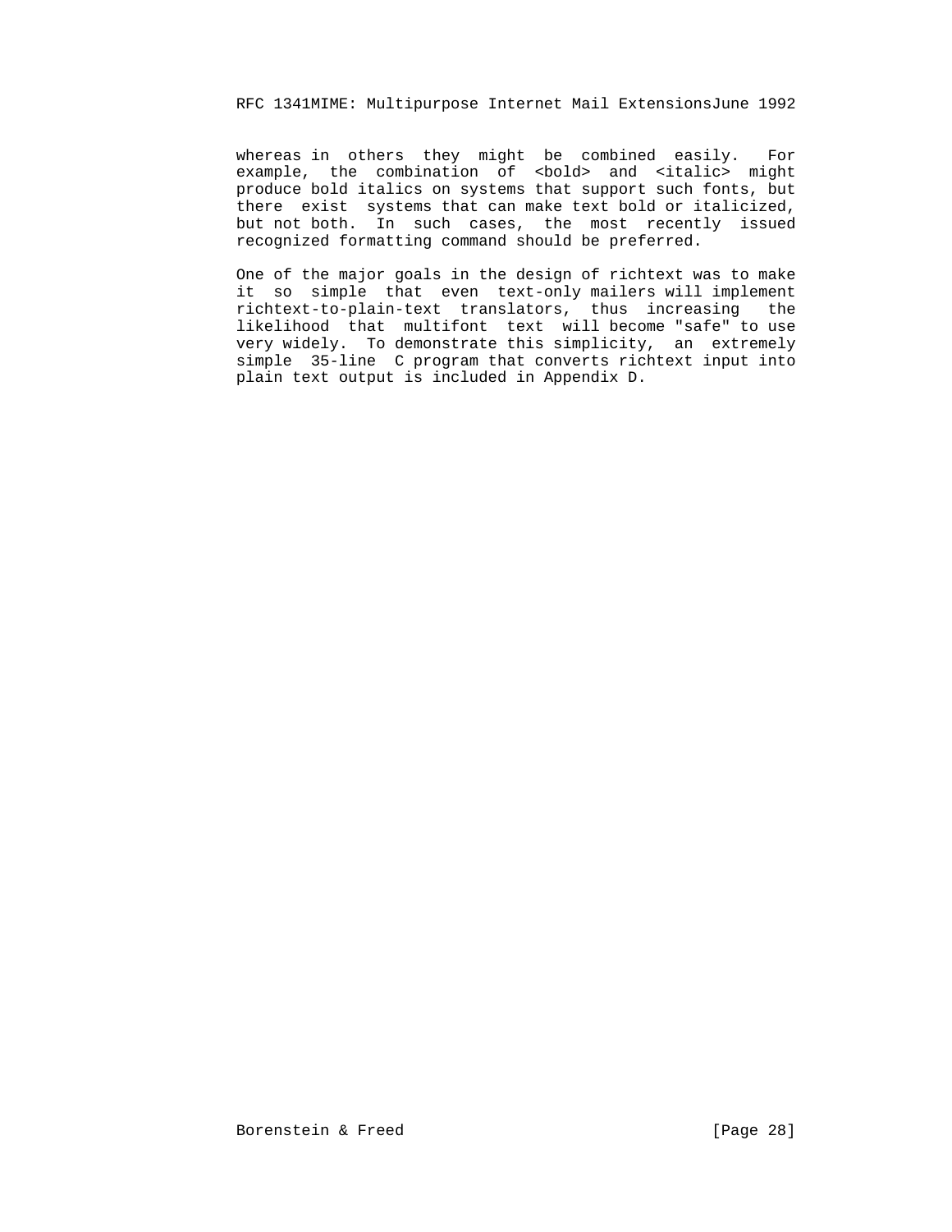whereas in others they might be combined easily. For example, the combination of <bold> and <italic> might produce bold italics on systems that support such fonts, but there exist systems that can make text bold or italicized, but not both. In such cases, the most recently issued recognized formatting command should be preferred.

One of the major goals in the design of richtext was to make it so simple that even text-only mailers will implement richtext-to-plain-text translators, thus increasing the likelihood that multifont text will become "safe" to use very widely. To demonstrate this simplicity, an extremely simple 35-line C program that converts richtext input into plain text output is included in Appendix D.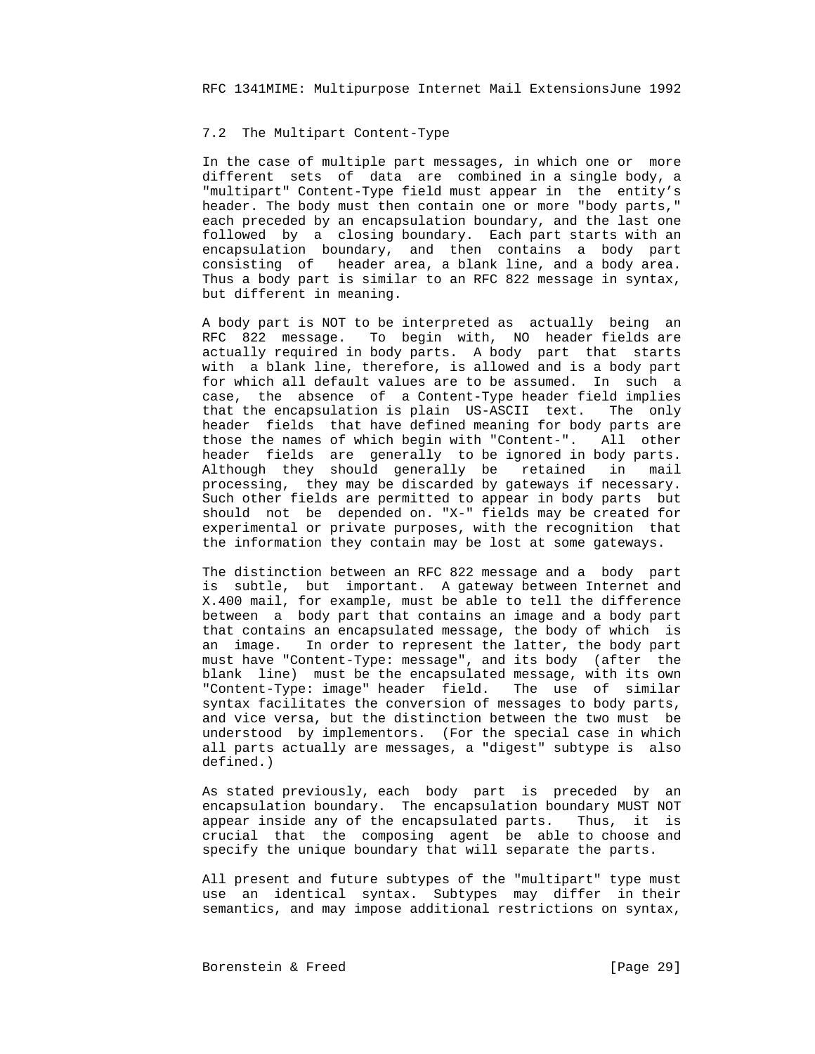## 7.2 The Multipart Content-Type

In the case of multiple part messages, in which one or more different sets of data are combined in a single body, a "multipart" Content-Type field must appear in the entity's header. The body must then contain one or more "body parts," each preceded by an encapsulation boundary, and the last one followed by a closing boundary. Each part starts with an encapsulation boundary, and then contains a body part consisting of header area, a blank line, and a body area. Thus a body part is similar to an RFC 822 message in syntax, but different in meaning.

A body part is NOT to be interpreted as actually being an RFC 822 message. To begin with, NO header fields are actually required in body parts. A body part that starts with a blank line, therefore, is allowed and is a body part for which all default values are to be assumed. In such a case, the absence of a Content-Type header field implies that the encapsulation is plain US-ASCII text. The only header fields that have defined meaning for body parts are those the names of which begin with "Content-". All other header fields are generally to be ignored in body parts. Although they should generally be retained in mail processing, they may be discarded by gateways if necessary. Such other fields are permitted to appear in body parts but should not be depended on. "X-" fields may be created for experimental or private purposes, with the recognition that the information they contain may be lost at some gateways.

The distinction between an RFC 822 message and a body part is subtle, but important. A gateway between Internet and X.400 mail, for example, must be able to tell the difference between a body part that contains an image and a body part that contains an encapsulated message, the body of which is an image. In order to represent the latter, the body part must have "Content-Type: message", and its body (after the blank line) must be the encapsulated message, with its own "Content-Type: image" header field. The use of similar syntax facilitates the conversion of messages to body parts, and vice versa, but the distinction between the two must be understood by implementors. (For the special case in which all parts actually are messages, a "digest" subtype is also defined.)

As stated previously, each body part is preceded by an encapsulation boundary. The encapsulation boundary MUST NOT appear inside any of the encapsulated parts. Thus, it is crucial that the composing agent be able to choose and specify the unique boundary that will separate the parts.

All present and future subtypes of the "multipart" type must use an identical syntax. Subtypes may differ in their semantics, and may impose additional restrictions on syntax,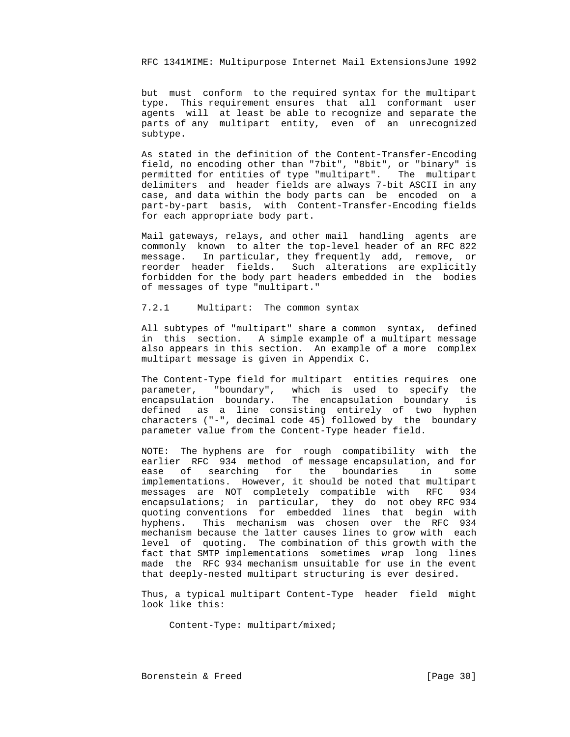but must conform to the required syntax for the multipart type. This requirement ensures that all conformant user agents will at least be able to recognize and separate the parts of any multipart entity, even of an unrecognized subtype.

As stated in the definition of the Content-Transfer-Encoding field, no encoding other than "7bit", "8bit", or "binary" is permitted for entities of type "multipart". The multipart delimiters and header fields are always 7-bit ASCII in any case, and data within the body parts can be encoded on a part-by-part basis, with Content-Transfer-Encoding fields for each appropriate body part.

Mail gateways, relays, and other mail handling agents are commonly known to alter the top-level header of an RFC 822 message. In particular, they frequently add, remove, or reorder header fields. Such alterations are explicitly forbidden for the body part headers embedded in the bodies of messages of type "multipart."

### 7.2.1 Multipart: The common syntax

All subtypes of "multipart" share a common syntax, defined in this section. A simple example of a multipart message also appears in this section. An example of a more complex multipart message is given in Appendix C.

The Content-Type field for multipart entities requires one parameter, "boundary", which is used to specify the encapsulation boundary. The encapsulation boundary is defined as a line consisting entirely of two hyphen characters ("-", decimal code 45) followed by the boundary parameter value from the Content-Type header field.

NOTE: The hyphens are for rough compatibility with the earlier RFC 934 method of message encapsulation, and for ease of searching for the boundaries in some implementations. However, it should be noted that multipart messages are NOT completely compatible with RFC 934 encapsulations; in particular, they do not obey RFC 934 quoting conventions for embedded lines that begin with hyphens. This mechanism was chosen over the RFC 934 mechanism because the latter causes lines to grow with each level of quoting. The combination of this growth with the fact that SMTP implementations sometimes wrap long lines made the RFC 934 mechanism unsuitable for use in the event that deeply-nested multipart structuring is ever desired.

Thus, a typical multipart Content-Type header field might look like this:

```
Content-Type: multipart/mixed;
```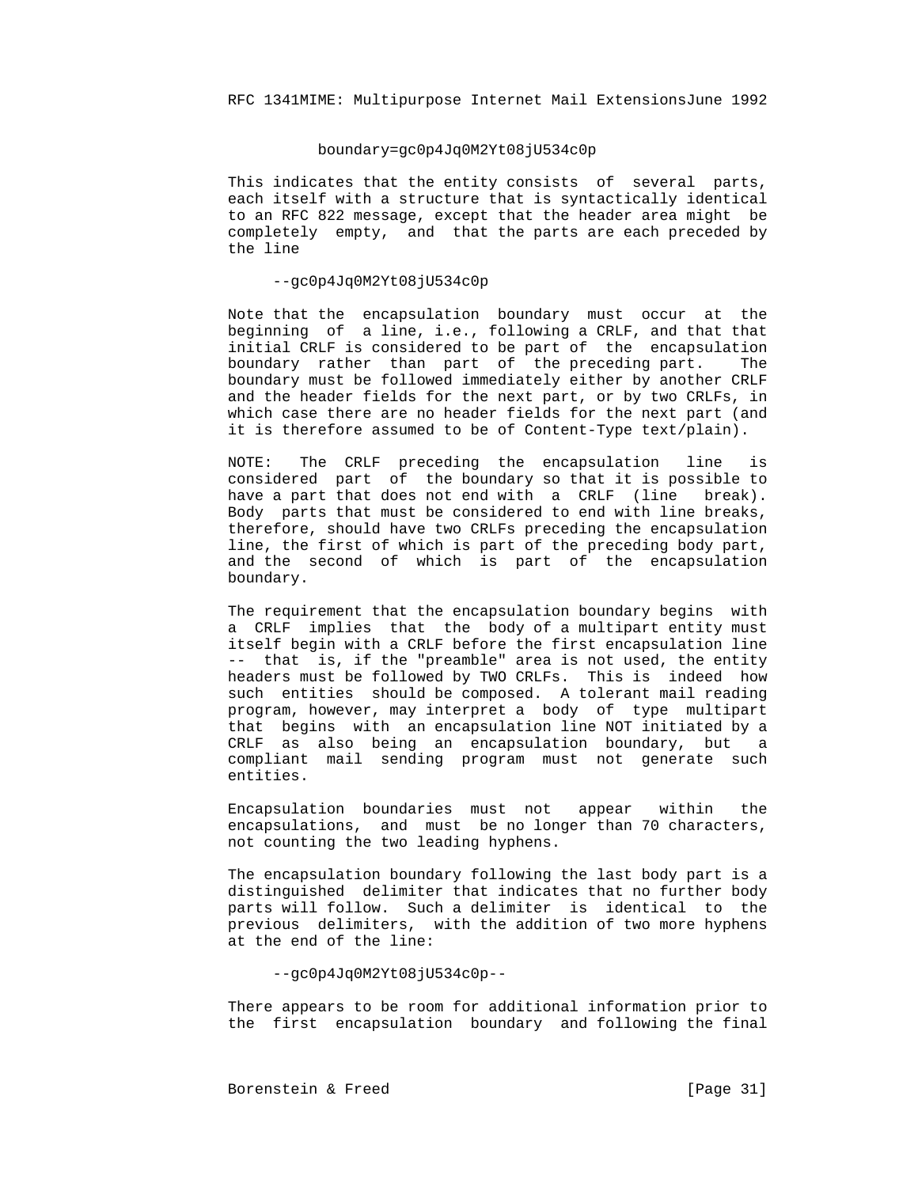```
boundary=gc0p4Jq0M2Yt08jU534c0p
```

This indicates that the entity consists of several parts, each itself with a structure that is syntactically identical to an RFC 822 message, except that the header area might be completely empty, and that the parts are each preceded by the line

```
--gc0p4Jq0M2Yt08jU534c0p
```

Note that the encapsulation boundary must occur at the beginning of a line, i.e., following a CRLF, and that that initial CRLF is considered to be part of the encapsulation boundary rather than part of the preceding part. The boundary must be followed immediately either by another CRLF and the header fields for the next part, or by two CRLFs, in which case there are no header fields for the next part (and it is therefore assumed to be of Content-Type text/plain).

NOTE: The CRLF preceding the encapsulation line is considered part of the boundary so that it is possible to have a part that does not end with a CRLF (line break). Body parts that must be considered to end with line breaks, therefore, should have two CRLFs preceding the encapsulation line, the first of which is part of the preceding body part, and the second of which is part of the encapsulation boundary.

The requirement that the encapsulation boundary begins with a CRLF implies that the body of a multipart entity must itself begin with a CRLF before the first encapsulation line -- that is, if the "preamble" area is not used, the entity headers must be followed by TWO CRLFs. This is indeed how such entities should be composed. A tolerant mail reading program, however, may interpret a body of type multipart that begins with an encapsulation line NOT initiated by a CRLF as also being an encapsulation boundary, but a compliant mail sending program must not generate such entities.

Encapsulation boundaries must not appear within the encapsulations, and must be no longer than 70 characters, not counting the two leading hyphens.

The encapsulation boundary following the last body part is a distinguished delimiter that indicates that no further body parts will follow. Such a delimiter is identical to the previous delimiters, with the addition of two more hyphens at the end of the line:

```
--gc0p4Jq0M2Yt08jU534c0p--
```

There appears to be room for additional information prior to the first encapsulation boundary and following the final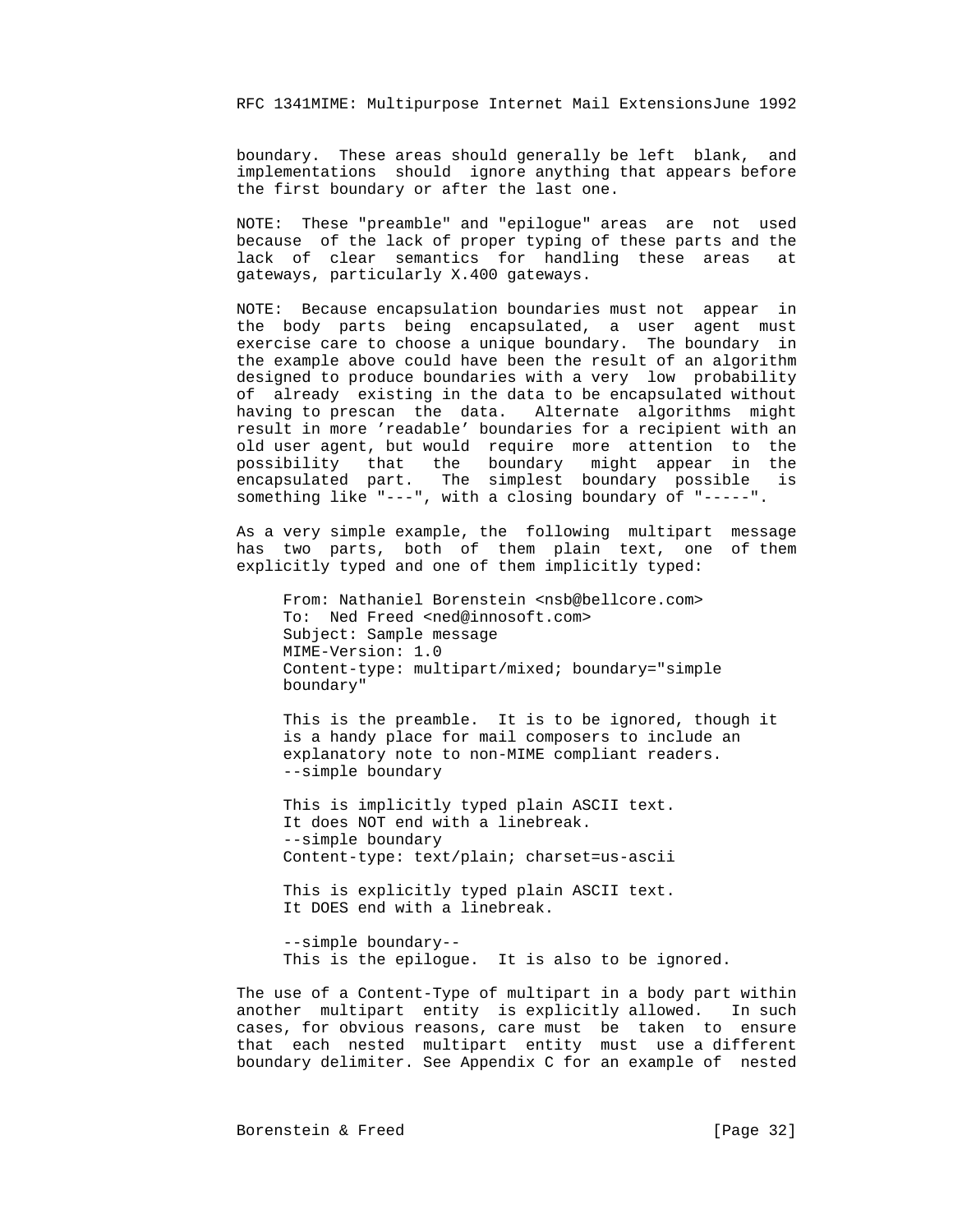boundary. These areas should generally be left blank, and implementations should ignore anything that appears before the first boundary or after the last one.

NOTE: These "preamble" and "epilogue" areas are not used because of the lack of proper typing of these parts and the lack of clear semantics for handling these areas at gateways, particularly X.400 gateways.

NOTE: Because encapsulation boundaries must not appear in the body parts being encapsulated, a user agent must exercise care to choose a unique boundary. The boundary in the example above could have been the result of an algorithm designed to produce boundaries with a very low probability of already existing in the data to be encapsulated without having to prescan the data. Alternate algorithms might result in more 'readable' boundaries for a recipient with an old user agent, but would require more attention to the possibility that the boundary might appear in the encapsulated part. The simplest boundary possible is something like "---", with a closing boundary of "-----".

As a very simple example, the following multipart message has two parts, both of them plain text, one of them explicitly typed and one of them implicitly typed:

```
From: Nathaniel Borenstein <nsb@bellcore.com>
To:  Ned Freed <ned@innosoft.com>
Subject: Sample message
MIME-Version: 1.0
Content-type: multipart/mixed; boundary="simple
boundary"

This is the preamble.  It is to be ignored, though it
is a handy place for mail composers to include an
explanatory note to non-MIME compliant readers.
--simple boundary

This is implicitly typed plain ASCII text.
It does NOT end with a linebreak.
--simple boundary
Content-type: text/plain; charset=us-ascii

This is explicitly typed plain ASCII text.
It DOES end with a linebreak.

--simple boundary--
This is the epilogue.  It is also to be ignored.
```

The use of a Content-Type of multipart in a body part within another multipart entity is explicitly allowed. In such cases, for obvious reasons, care must be taken to ensure that each nested multipart entity must use a different boundary delimiter. See Appendix C for an example of nested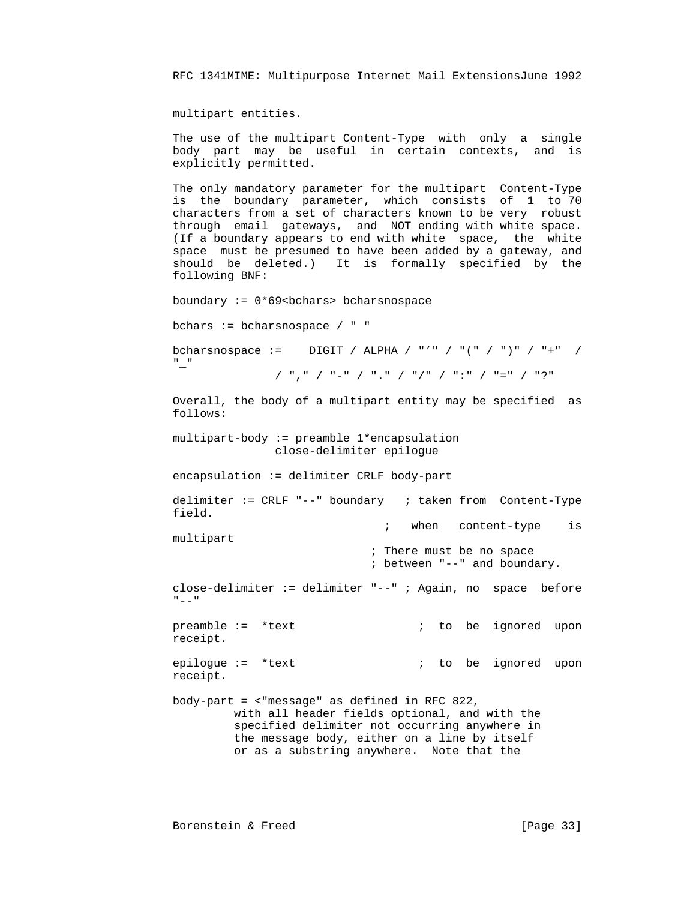multipart entities.

The use of the multipart Content-Type with only a single body part may be useful in certain contexts, and is explicitly permitted.

The only mandatory parameter for the multipart Content-Type is the boundary parameter, which consists of 1 to 70 characters from a set of characters known to be very robust through email gateways, and NOT ending with white space. (If a boundary appears to end with white space, the white space must be presumed to have been added by a gateway, and should be deleted.) It is formally specified by the following BNF:

```
boundary := 0*69<bchars> bcharsnospace

bchars := bcharsnospace / " "

bcharsnospace :=    DIGIT / ALPHA / "'" / "(" / ")" / "+"  / "_"
              / "," / "-" / "." / "/" / ":" / "=" / "?"
```

Overall, the body of a multipart entity may be specified as follows:

```
multipart-body := preamble 1*encapsulation
               close-delimiter epilogue

encapsulation := delimiter CRLF body-part

delimiter := CRLF "--" boundary   ; taken from  Content-Type field.
                                  ;   when   content-type    is multipart
                             ; There must be no space
                             ; between "--" and boundary.

close-delimiter := delimiter "--" ; Again, no  space  before "--"

preamble :=  *text                  ;  to  be  ignored  upon receipt.

epilogue :=  *text                  ;  to  be  ignored  upon receipt.

body-part = <"message" as defined in RFC 822,
         with all header fields optional, and with the
         specified delimiter not occurring anywhere in
         the message body, either on a line by itself
         or as a substring anywhere.  Note that the
```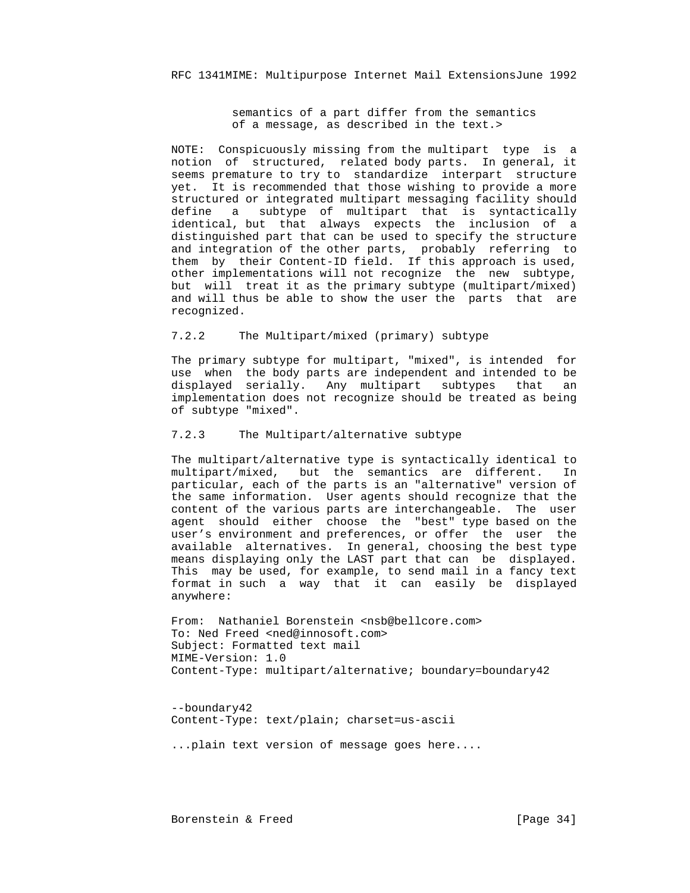semantics of a part differ from the semantics
of a message, as described in the text.>

NOTE: Conspicuously missing from the multipart type is a notion of structured, related body parts. In general, it seems premature to try to standardize interpart structure yet. It is recommended that those wishing to provide a more structured or integrated multipart messaging facility should define a subtype of multipart that is syntactically identical, but that always expects the inclusion of a distinguished part that can be used to specify the structure and integration of the other parts, probably referring to them by their Content-ID field. If this approach is used, other implementations will not recognize the new subtype, but will treat it as the primary subtype (multipart/mixed) and will thus be able to show the user the parts that are recognized.

### 7.2.2 The Multipart/mixed (primary) subtype

The primary subtype for multipart, "mixed", is intended for use when the body parts are independent and intended to be displayed serially. Any multipart subtypes that an implementation does not recognize should be treated as being of subtype "mixed".

### 7.2.3 The Multipart/alternative subtype

The multipart/alternative type is syntactically identical to multipart/mixed, but the semantics are different. In particular, each of the parts is an "alternative" version of the same information. User agents should recognize that the content of the various parts are interchangeable. The user agent should either choose the "best" type based on the user’s environment and preferences, or offer the user the available alternatives. In general, choosing the best type means displaying only the LAST part that can be displayed. This may be used, for example, to send mail in a fancy text format in such a way that it can easily be displayed anywhere:

```
From:  Nathaniel Borenstein <nsb@bellcore.com>
To: Ned Freed <ned@innosoft.com>
Subject: Formatted text mail
MIME-Version: 1.0
Content-Type: multipart/alternative; boundary=boundary42


--boundary42
Content-Type: text/plain; charset=us-ascii

...plain text version of message goes here....
```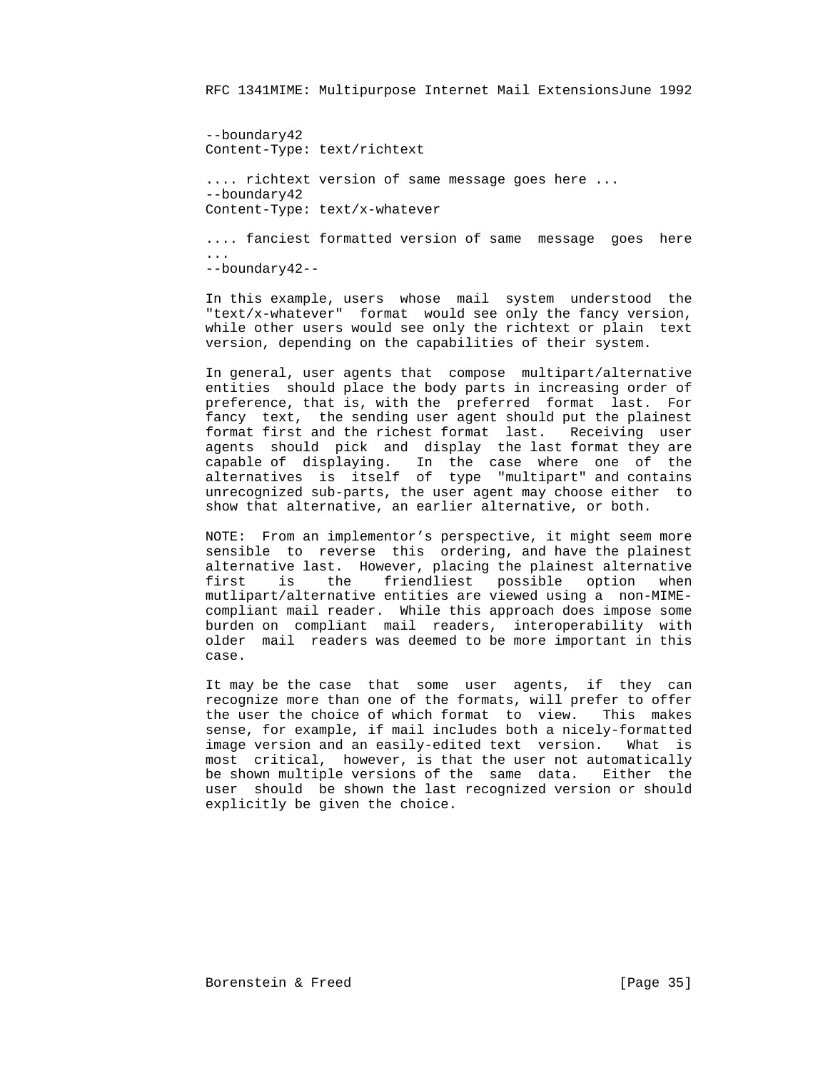```
--boundary42
Content-Type: text/richtext

.... richtext version of same message goes here ...
--boundary42
Content-Type: text/x-whatever

.... fanciest formatted version of same message goes here
...
--boundary42--
```

In this example, users whose mail system understood the "text/x-whatever" format would see only the fancy version, while other users would see only the richtext or plain text version, depending on the capabilities of their system.

In general, user agents that compose multipart/alternative entities should place the body parts in increasing order of preference, that is, with the preferred format last. For fancy text, the sending user agent should put the plainest format first and the richest format last. Receiving user agents should pick and display the last format they are capable of displaying. In the case where one of the alternatives is itself of type "multipart" and contains unrecognized sub-parts, the user agent may choose either to show that alternative, an earlier alternative, or both.

NOTE: From an implementor's perspective, it might seem more sensible to reverse this ordering, and have the plainest alternative last. However, placing the plainest alternative first is the friendliest possible option when mutlipart/alternative entities are viewed using a non-MIME-compliant mail reader. While this approach does impose some burden on compliant mail readers, interoperability with older mail readers was deemed to be more important in this case.

It may be the case that some user agents, if they can recognize more than one of the formats, will prefer to offer the user the choice of which format to view. This makes sense, for example, if mail includes both a nicely-formatted image version and an easily-edited text version. What is most critical, however, is that the user not automatically be shown multiple versions of the same data. Either the user should be shown the last recognized version or should explicitly be given the choice.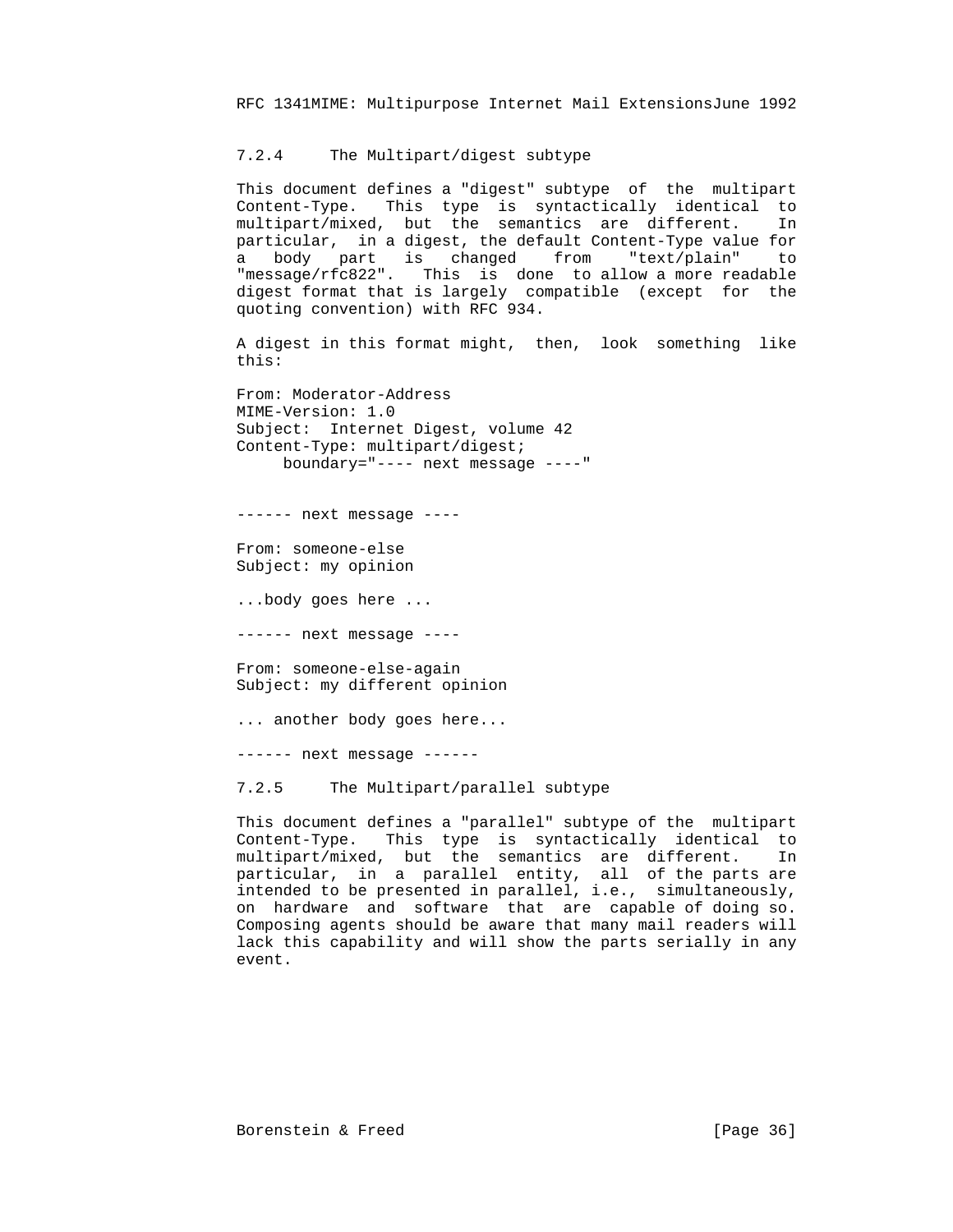### 7.2.4 The Multipart/digest subtype

This document defines a "digest" subtype of the multipart Content-Type. This type is syntactically identical to multipart/mixed, but the semantics are different. In particular, in a digest, the default Content-Type value for a body part is changed from "text/plain" to "message/rfc822". This is done to allow a more readable digest format that is largely compatible (except for the quoting convention) with RFC 934.

A digest in this format might, then, look something like this:

```
From: Moderator-Address
MIME-Version: 1.0
Subject:  Internet Digest, volume 42
Content-Type: multipart/digest;
     boundary="---- next message ----"


------ next message ----

From: someone-else
Subject: my opinion

...body goes here ...

------ next message ----

From: someone-else-again
Subject: my different opinion

... another body goes here...

------ next message ------
```

### 7.2.5 The Multipart/parallel subtype

This document defines a "parallel" subtype of the multipart Content-Type. This type is syntactically identical to multipart/mixed, but the semantics are different. In particular, in a parallel entity, all of the parts are intended to be presented in parallel, i.e., simultaneously, on hardware and software that are capable of doing so. Composing agents should be aware that many mail readers will lack this capability and will show the parts serially in any event.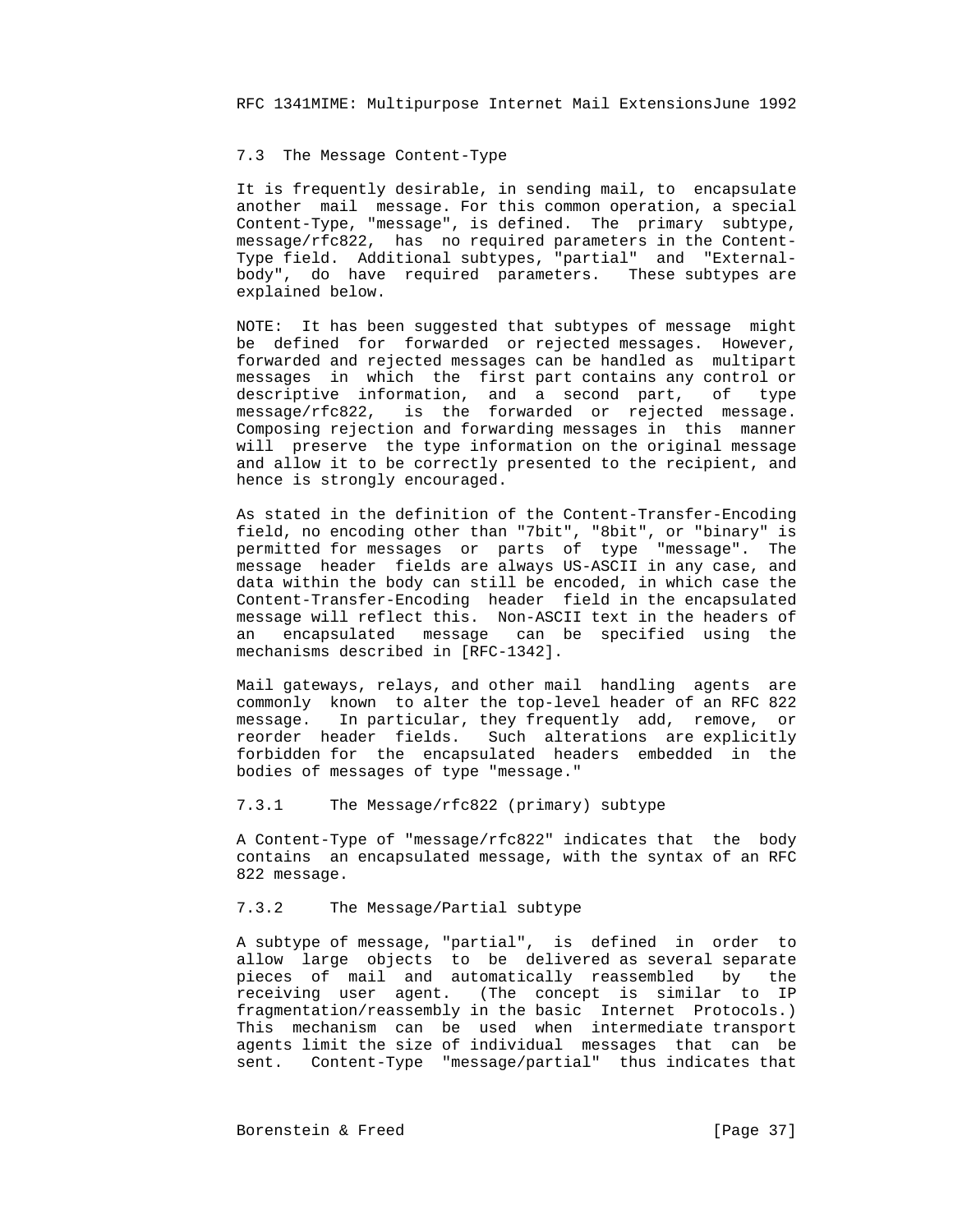### 7.3 The Message Content-Type

It is frequently desirable, in sending mail, to encapsulate another mail message. For this common operation, a special Content-Type, "message", is defined. The primary subtype, message/rfc822, has no required parameters in the Content-Type field. Additional subtypes, "partial" and "External-body", do have required parameters. These subtypes are explained below.

NOTE: It has been suggested that subtypes of message might be defined for forwarded or rejected messages. However, forwarded and rejected messages can be handled as multipart messages in which the first part contains any control or descriptive information, and a second part, of type message/rfc822, is the forwarded or rejected message. Composing rejection and forwarding messages in this manner will preserve the type information on the original message and allow it to be correctly presented to the recipient, and hence is strongly encouraged.

As stated in the definition of the Content-Transfer-Encoding field, no encoding other than "7bit", "8bit", or "binary" is permitted for messages or parts of type "message". The message header fields are always US-ASCII in any case, and data within the body can still be encoded, in which case the Content-Transfer-Encoding header field in the encapsulated message will reflect this. Non-ASCII text in the headers of an encapsulated message can be specified using the mechanisms described in [RFC-1342].

Mail gateways, relays, and other mail handling agents are commonly known to alter the top-level header of an RFC 822 message. In particular, they frequently add, remove, or reorder header fields. Such alterations are explicitly forbidden for the encapsulated headers embedded in the bodies of messages of type "message."

#### 7.3.1 The Message/rfc822 (primary) subtype

A Content-Type of "message/rfc822" indicates that the body contains an encapsulated message, with the syntax of an RFC 822 message.

#### 7.3.2 The Message/Partial subtype

A subtype of message, "partial", is defined in order to allow large objects to be delivered as several separate pieces of mail and automatically reassembled by the receiving user agent. (The concept is similar to IP fragmentation/reassembly in the basic Internet Protocols.) This mechanism can be used when intermediate transport agents limit the size of individual messages that can be sent. Content-Type "message/partial" thus indicates that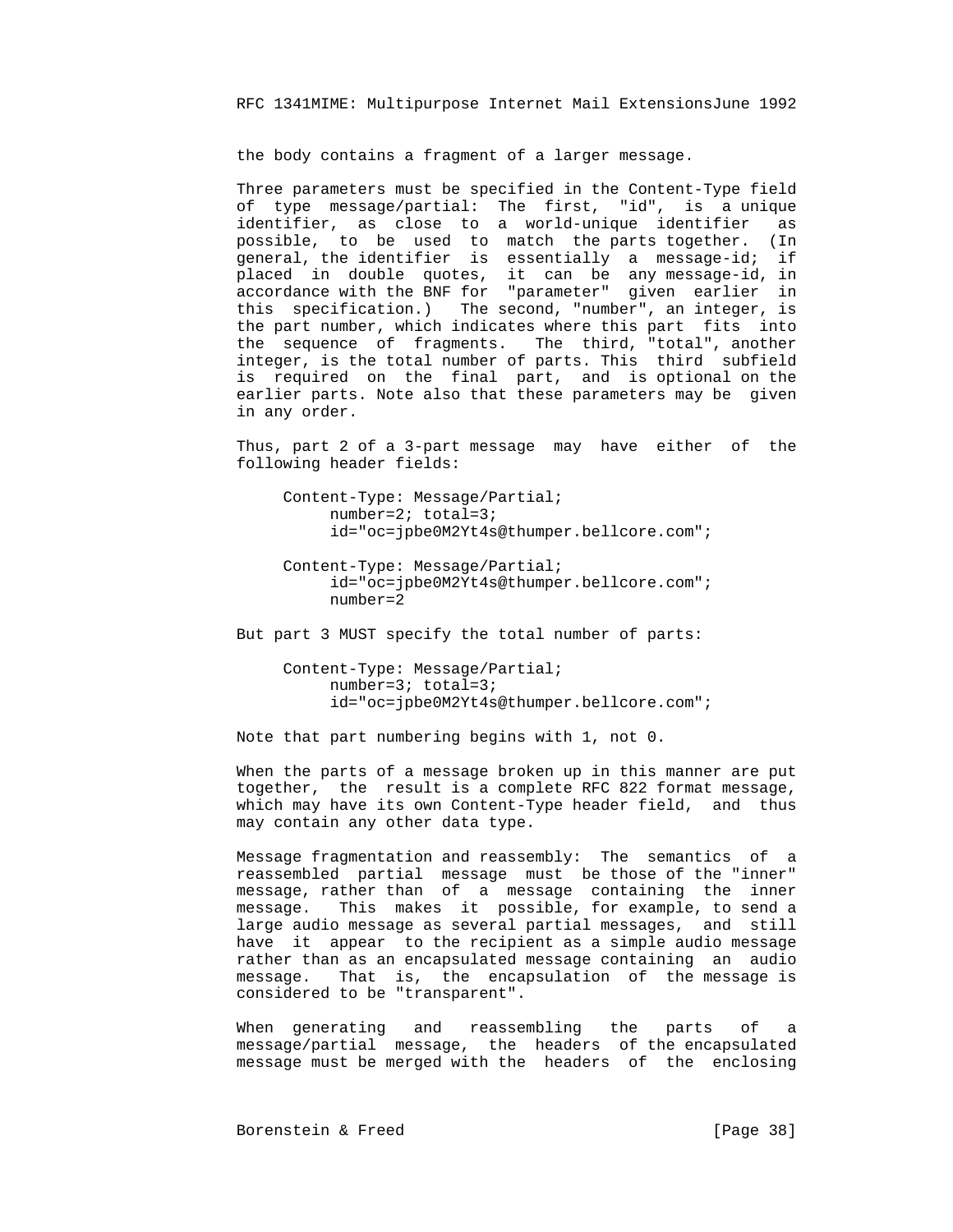the body contains a fragment of a larger message.

Three parameters must be specified in the Content-Type field of type message/partial: The first, "id", is a unique identifier, as close to a world-unique identifier as possible, to be used to match the parts together. (In general, the identifier is essentially a message-id; if placed in double quotes, it can be any message-id, in accordance with the BNF for "parameter" given earlier in this specification.) The second, "number", an integer, is the part number, which indicates where this part fits into the sequence of fragments. The third, "total", another integer, is the total number of parts. This third subfield is required on the final part, and is optional on the earlier parts. Note also that these parameters may be given in any order.

Thus, part 2 of a 3-part message may have either of the following header fields:

```
Content-Type: Message/Partial;
     number=2; total=3;
     id="oc=jpbe0M2Yt4s@thumper.bellcore.com";

Content-Type: Message/Partial;
     id="oc=jpbe0M2Yt4s@thumper.bellcore.com";
     number=2
```

But part 3 MUST specify the total number of parts:

```
Content-Type: Message/Partial;
     number=3; total=3;
     id="oc=jpbe0M2Yt4s@thumper.bellcore.com";
```

Note that part numbering begins with 1, not 0.

When the parts of a message broken up in this manner are put together, the result is a complete RFC 822 format message, which may have its own Content-Type header field, and thus may contain any other data type.

Message fragmentation and reassembly: The semantics of a reassembled partial message must be those of the "inner" message, rather than of a message containing the inner message. This makes it possible, for example, to send a large audio message as several partial messages, and still have it appear to the recipient as a simple audio message rather than as an encapsulated message containing an audio message. That is, the encapsulation of the message is considered to be "transparent".

When generating and reassembling the parts of a message/partial message, the headers of the encapsulated message must be merged with the headers of the enclosing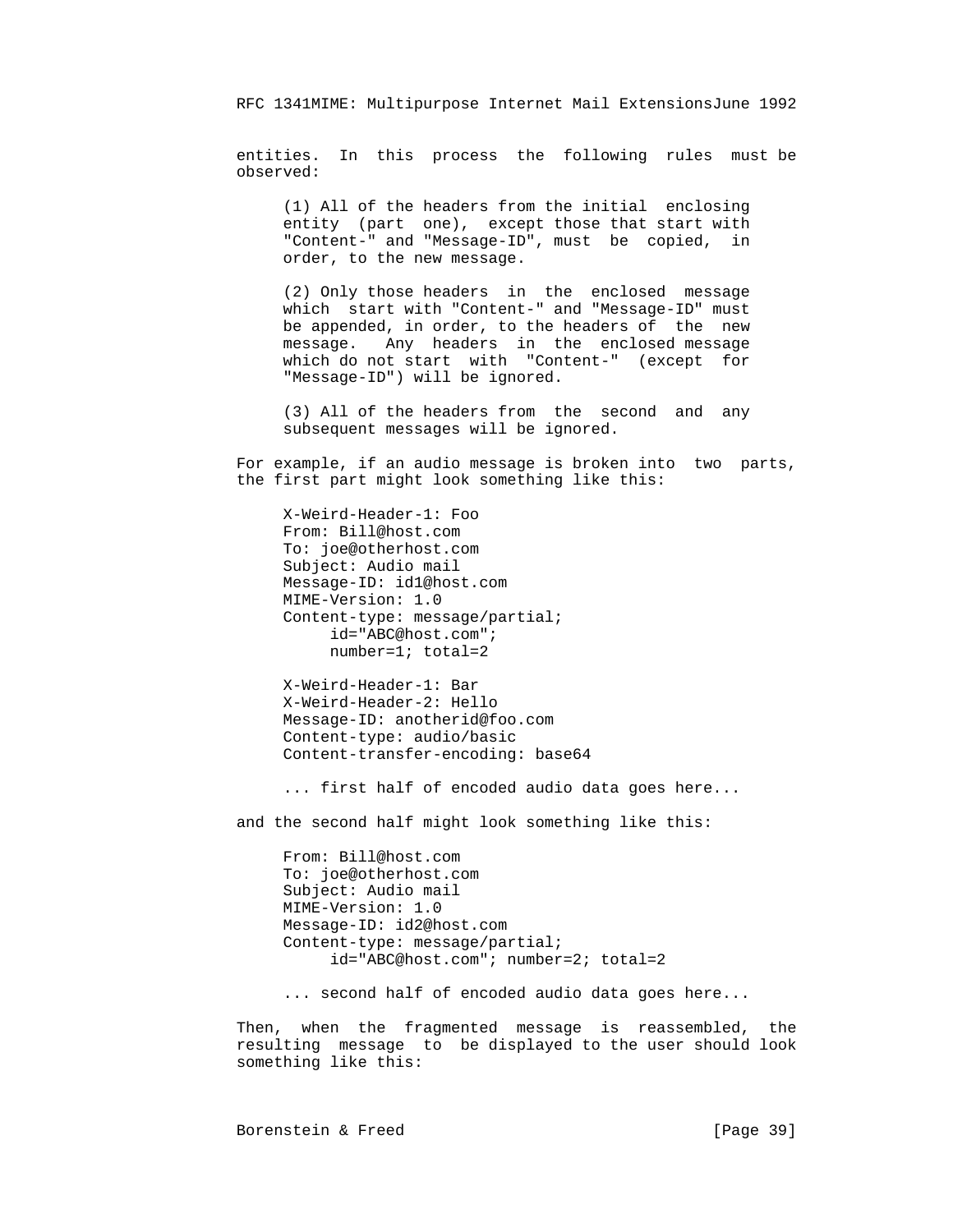entities. In this process the following rules must be observed:

(1) All of the headers from the initial enclosing entity (part one), except those that start with "Content-" and "Message-ID", must be copied, in order, to the new message.

(2) Only those headers in the enclosed message which start with "Content-" and "Message-ID" must be appended, in order, to the headers of the new message. Any headers in the enclosed message which do not start with "Content-" (except for "Message-ID") will be ignored.

(3) All of the headers from the second and any subsequent messages will be ignored.

For example, if an audio message is broken into two parts, the first part might look something like this:

```
X-Weird-Header-1: Foo
From: Bill@host.com
To: joe@otherhost.com
Subject: Audio mail
Message-ID: id1@host.com
MIME-Version: 1.0
Content-type: message/partial;
     id="ABC@host.com";
     number=1; total=2

X-Weird-Header-1: Bar
X-Weird-Header-2: Hello
Message-ID: anotherid@foo.com
Content-type: audio/basic
Content-transfer-encoding: base64

... first half of encoded audio data goes here...
```

and the second half might look something like this:

```
From: Bill@host.com
To: joe@otherhost.com
Subject: Audio mail
MIME-Version: 1.0
Message-ID: id2@host.com
Content-type: message/partial;
     id="ABC@host.com"; number=2; total=2

... second half of encoded audio data goes here...
```

Then, when the fragmented message is reassembled, the resulting message to be displayed to the user should look something like this: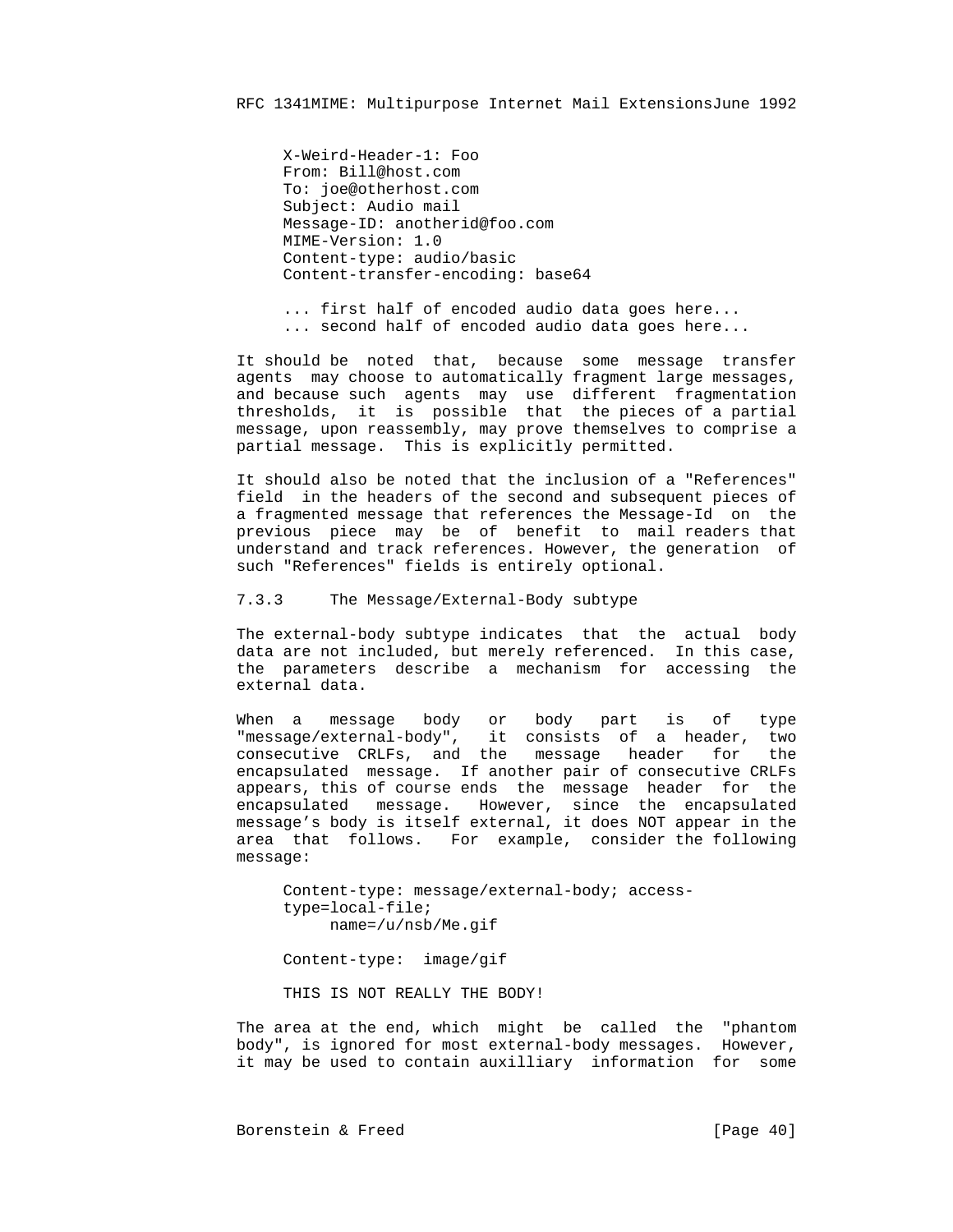```
X-Weird-Header-1: Foo
From: Bill@host.com
To: joe@otherhost.com
Subject: Audio mail
Message-ID: anotherid@foo.com
MIME-Version: 1.0
Content-type: audio/basic
Content-transfer-encoding: base64

... first half of encoded audio data goes here...
... second half of encoded audio data goes here...
```

It should be noted that, because some message transfer agents may choose to automatically fragment large messages, and because such agents may use different fragmentation thresholds, it is possible that the pieces of a partial message, upon reassembly, may prove themselves to comprise a partial message. This is explicitly permitted.

It should also be noted that the inclusion of a "References" field in the headers of the second and subsequent pieces of a fragmented message that references the Message-Id on the previous piece may be of benefit to mail readers that understand and track references. However, the generation of such "References" fields is entirely optional.

### 7.3.3 The Message/External-Body subtype

The external-body subtype indicates that the actual body data are not included, but merely referenced. In this case, the parameters describe a mechanism for accessing the external data.

When a message body or body part is of type "message/external-body", it consists of a header, two consecutive CRLFs, and the message header for the encapsulated message. If another pair of consecutive CRLFs appears, this of course ends the message header for the encapsulated message. However, since the encapsulated message's body is itself external, it does NOT appear in the area that follows. For example, consider the following message:

```
Content-type: message/external-body; access-
type=local-file;
     name=/u/nsb/Me.gif

Content-type:  image/gif

THIS IS NOT REALLY THE BODY!
```

The area at the end, which might be called the "phantom body", is ignored for most external-body messages. However, it may be used to contain auxilliary information for some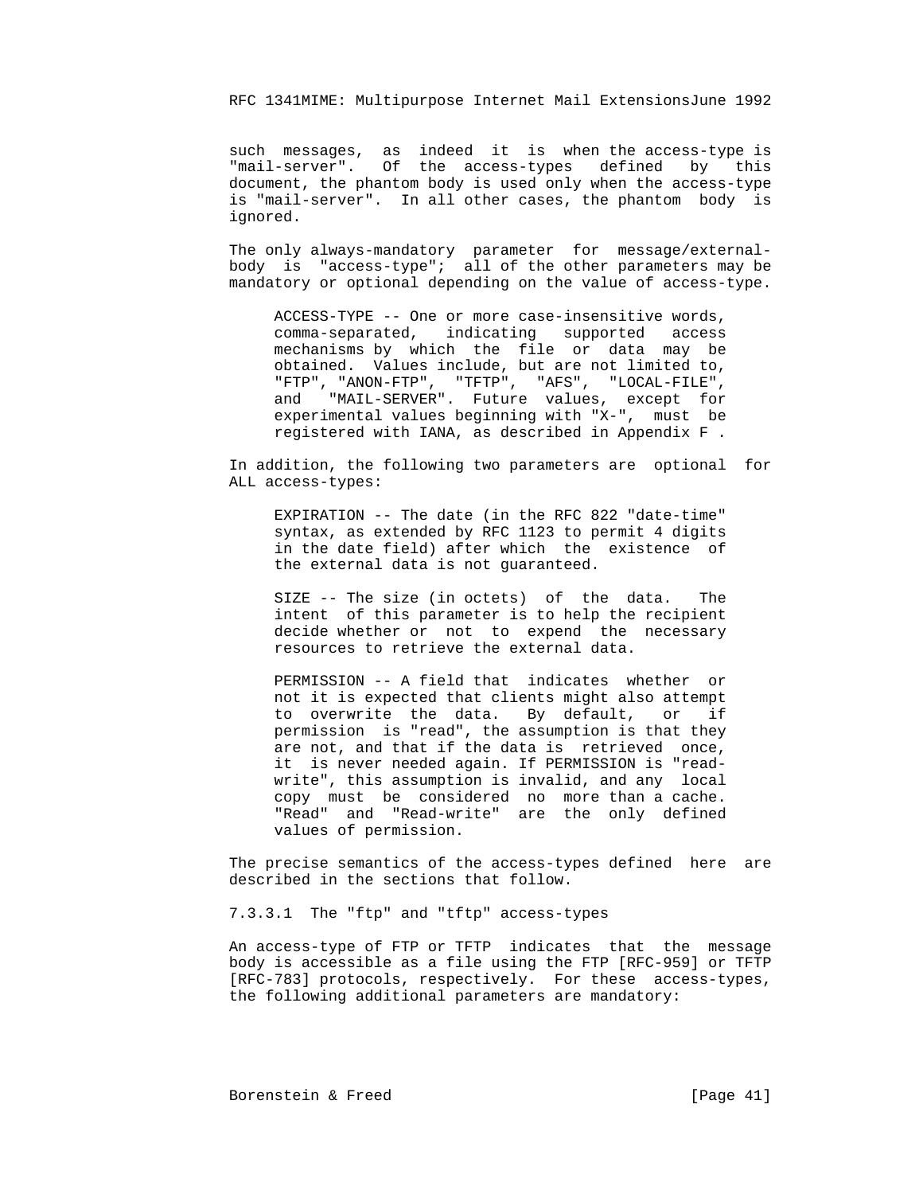such messages, as indeed it is when the access-type is "mail-server". Of the access-types defined by this document, the phantom body is used only when the access-type is "mail-server". In all other cases, the phantom body is ignored.

The only always-mandatory parameter for message/external-body is "access-type"; all of the other parameters may be mandatory or optional depending on the value of access-type.

> ACCESS-TYPE -- One or more case-insensitive words, comma-separated, indicating supported access mechanisms by which the file or data may be obtained. Values include, but are not limited to, "FTP", "ANON-FTP", "TFTP", "AFS", "LOCAL-FILE", and "MAIL-SERVER". Future values, except for experimental values beginning with "X-", must be registered with IANA, as described in Appendix F .

In addition, the following two parameters are optional for ALL access-types:

> EXPIRATION -- The date (in the RFC 822 "date-time" syntax, as extended by RFC 1123 to permit 4 digits in the date field) after which the existence of the external data is not guaranteed.
>
> SIZE -- The size (in octets) of the data. The intent of this parameter is to help the recipient decide whether or not to expend the necessary resources to retrieve the external data.
>
> PERMISSION -- A field that indicates whether or not it is expected that clients might also attempt to overwrite the data. By default, or if permission is "read", the assumption is that they are not, and that if the data is retrieved once, it is never needed again. If PERMISSION is "read-write", this assumption is invalid, and any local copy must be considered no more than a cache. "Read" and "Read-write" are the only defined values of permission.

The precise semantics of the access-types defined here are described in the sections that follow.

7.3.3.1 The "ftp" and "tftp" access-types

An access-type of FTP or TFTP indicates that the message body is accessible as a file using the FTP [RFC-959] or TFTP [RFC-783] protocols, respectively. For these access-types, the following additional parameters are mandatory: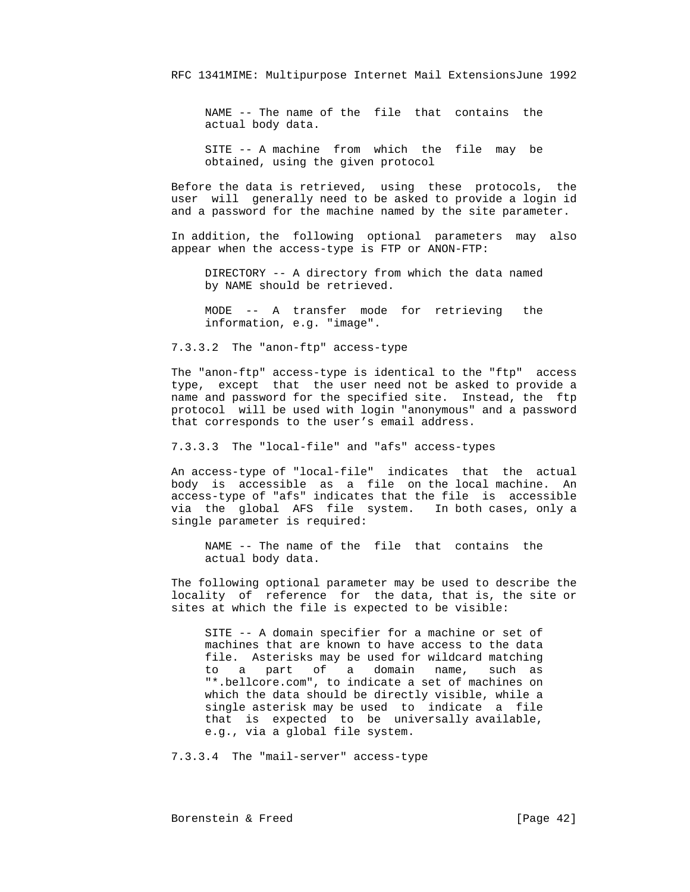NAME -- The name of the file that contains the actual body data.

SITE -- A machine from which the file may be obtained, using the given protocol

Before the data is retrieved, using these protocols, the user will generally need to be asked to provide a login id and a password for the machine named by the site parameter.

In addition, the following optional parameters may also appear when the access-type is FTP or ANON-FTP:

DIRECTORY -- A directory from which the data named by NAME should be retrieved.

MODE -- A transfer mode for retrieving the information, e.g. "image".

#### 7.3.3.2 The "anon-ftp" access-type

The "anon-ftp" access-type is identical to the "ftp" access type, except that the user need not be asked to provide a name and password for the specified site. Instead, the ftp protocol will be used with login "anonymous" and a password that corresponds to the user's email address.

#### 7.3.3.3 The "local-file" and "afs" access-types

An access-type of "local-file" indicates that the actual body is accessible as a file on the local machine. An access-type of "afs" indicates that the file is accessible via the global AFS file system. In both cases, only a single parameter is required:

NAME -- The name of the file that contains the actual body data.

The following optional parameter may be used to describe the locality of reference for the data, that is, the site or sites at which the file is expected to be visible:

SITE -- A domain specifier for a machine or set of machines that are known to have access to the data file. Asterisks may be used for wildcard matching to a part of a domain name, such as "*.bellcore.com", to indicate a set of machines on which the data should be directly visible, while a single asterisk may be used to indicate a file that is expected to be universally available, e.g., via a global file system.

#### 7.3.3.4 The "mail-server" access-type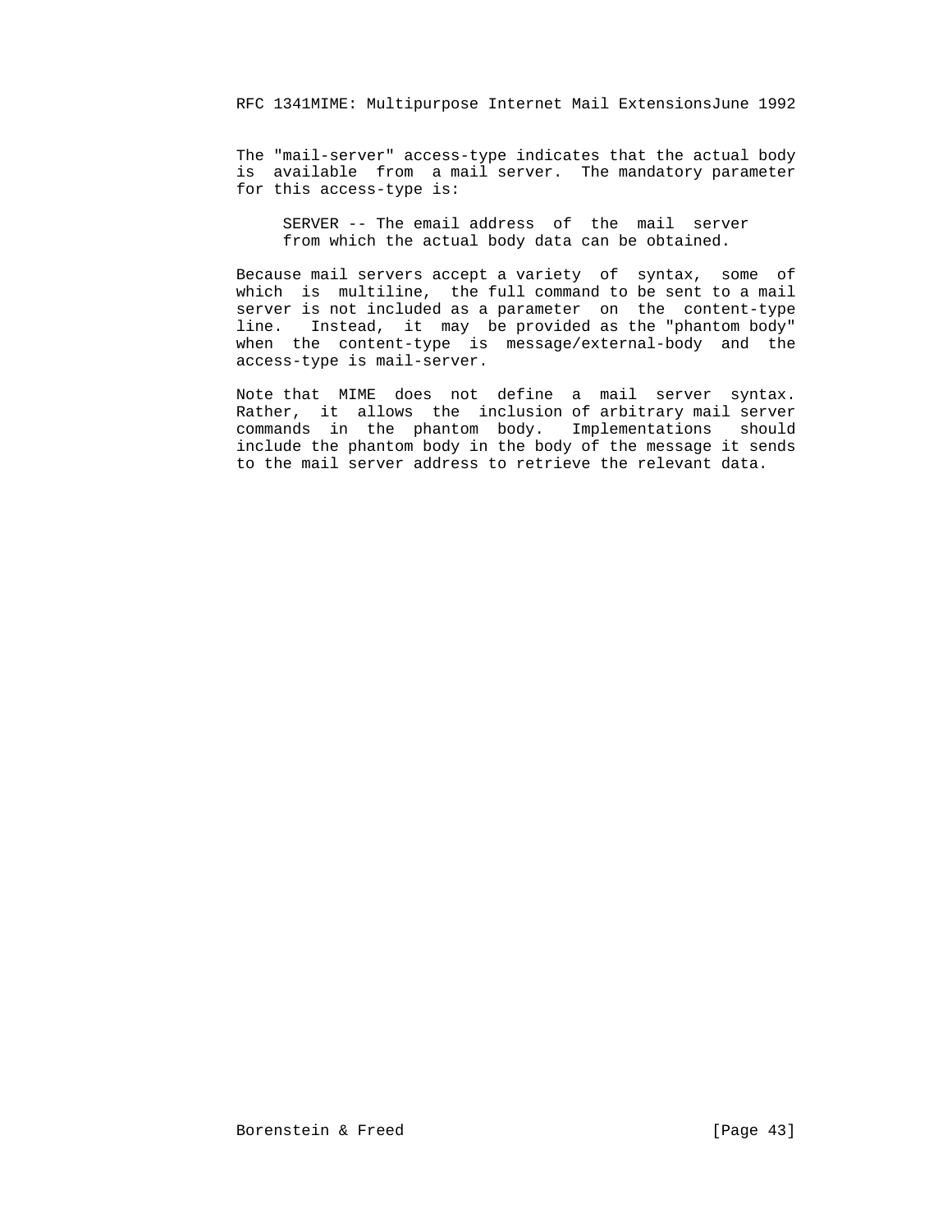The "mail-server" access-type indicates that the actual body is available from a mail server. The mandatory parameter for this access-type is:

SERVER -- The email address of the mail server from which the actual body data can be obtained.

Because mail servers accept a variety of syntax, some of which is multiline, the full command to be sent to a mail server is not included as a parameter on the content-type line. Instead, it may be provided as the "phantom body" when the content-type is message/external-body and the access-type is mail-server.

Note that MIME does not define a mail server syntax. Rather, it allows the inclusion of arbitrary mail server commands in the phantom body. Implementations should include the phantom body in the body of the message it sends to the mail server address to retrieve the relevant data.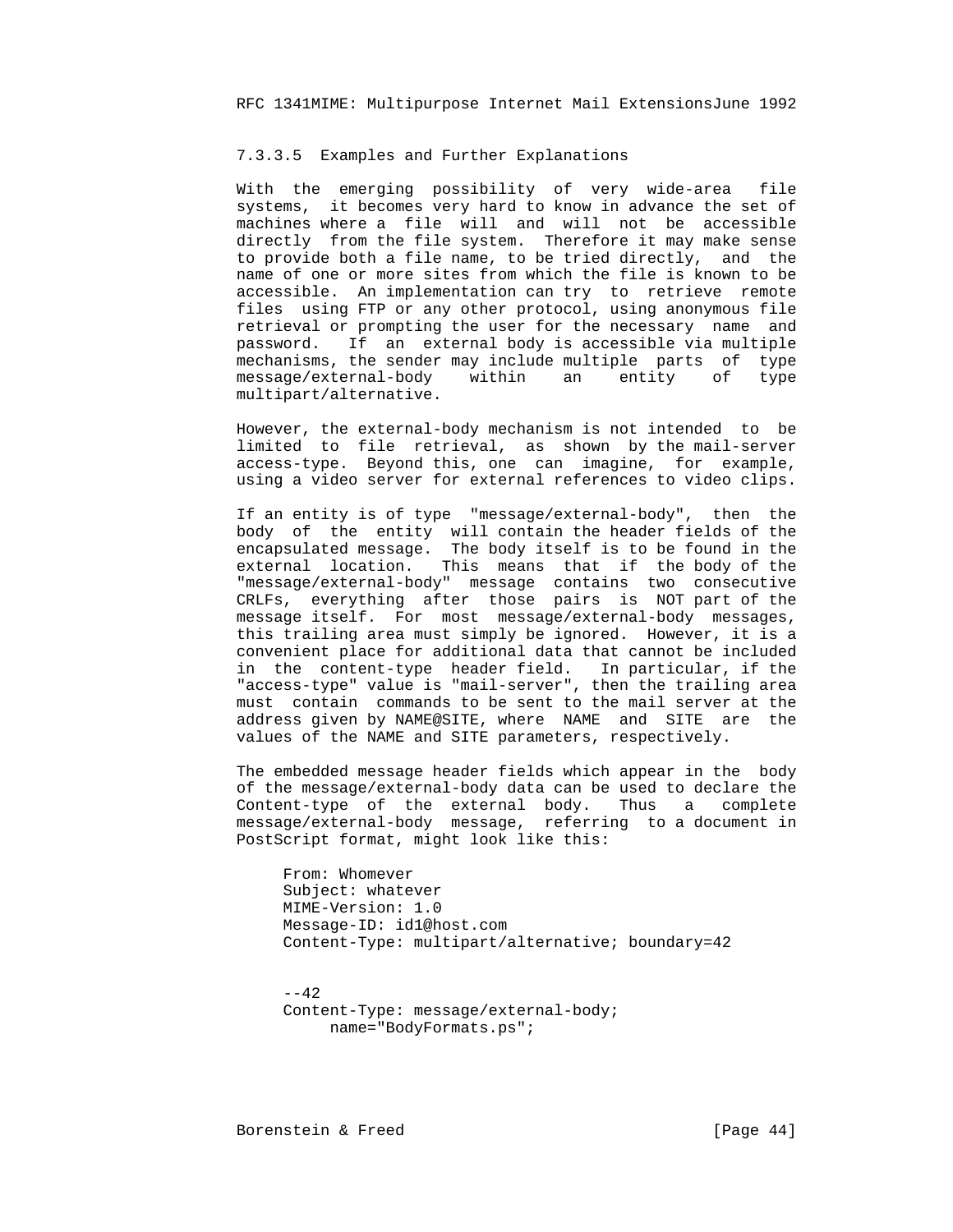#### 7.3.3.5 Examples and Further Explanations

With the emerging possibility of very wide-area file systems, it becomes very hard to know in advance the set of machines where a file will and will not be accessible directly from the file system. Therefore it may make sense to provide both a file name, to be tried directly, and the name of one or more sites from which the file is known to be accessible. An implementation can try to retrieve remote files using FTP or any other protocol, using anonymous file retrieval or prompting the user for the necessary name and password. If an external body is accessible via multiple mechanisms, the sender may include multiple parts of type message/external-body within an entity of type multipart/alternative.

However, the external-body mechanism is not intended to be limited to file retrieval, as shown by the mail-server access-type. Beyond this, one can imagine, for example, using a video server for external references to video clips.

If an entity is of type "message/external-body", then the body of the entity will contain the header fields of the encapsulated message. The body itself is to be found in the external location. This means that if the body of the "message/external-body" message contains two consecutive CRLFs, everything after those pairs is NOT part of the message itself. For most message/external-body messages, this trailing area must simply be ignored. However, it is a convenient place for additional data that cannot be included in the content-type header field. In particular, if the "access-type" value is "mail-server", then the trailing area must contain commands to be sent to the mail server at the address given by NAME@SITE, where NAME and SITE are the values of the NAME and SITE parameters, respectively.

The embedded message header fields which appear in the body of the message/external-body data can be used to declare the Content-type of the external body. Thus a complete message/external-body message, referring to a document in PostScript format, might look like this:

```
From: Whomever
Subject: whatever
MIME-Version: 1.0
Message-ID: id1@host.com
Content-Type: multipart/alternative; boundary=42


--42
Content-Type: message/external-body;
     name="BodyFormats.ps";
```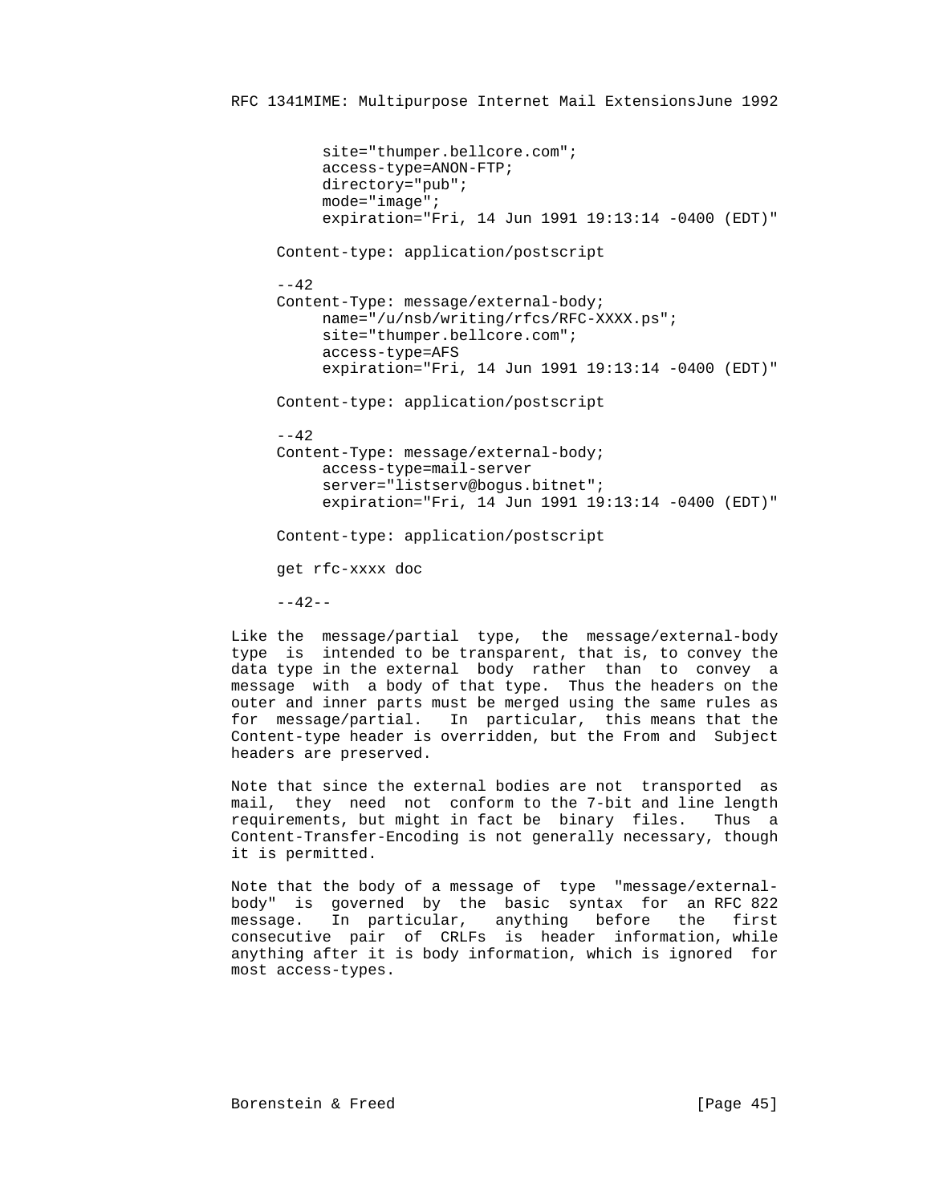```
          site="thumper.bellcore.com";
          access-type=ANON-FTP;
          directory="pub";
          mode="image";
          expiration="Fri, 14 Jun 1991 19:13:14 -0400 (EDT)"

     Content-type: application/postscript

     --42
     Content-Type: message/external-body;
          name="/u/nsb/writing/rfcs/RFC-XXXX.ps";
          site="thumper.bellcore.com";
          access-type=AFS
          expiration="Fri, 14 Jun 1991 19:13:14 -0400 (EDT)"

     Content-type: application/postscript

     --42
     Content-Type: message/external-body;
          access-type=mail-server
          server="listserv@bogus.bitnet";
          expiration="Fri, 14 Jun 1991 19:13:14 -0400 (EDT)"

     Content-type: application/postscript

     get rfc-xxxx doc

     --42--
```

Like the message/partial type, the message/external-body type is intended to be transparent, that is, to convey the data type in the external body rather than to convey a message with a body of that type. Thus the headers on the outer and inner parts must be merged using the same rules as for message/partial. In particular, this means that the Content-type header is overridden, but the From and Subject headers are preserved.

Note that since the external bodies are not transported as mail, they need not conform to the 7-bit and line length requirements, but might in fact be binary files. Thus a Content-Transfer-Encoding is not generally necessary, though it is permitted.

Note that the body of a message of type "message/external-body" is governed by the basic syntax for an RFC 822 message. In particular, anything before the first consecutive pair of CRLFs is header information, while anything after it is body information, which is ignored for most access-types.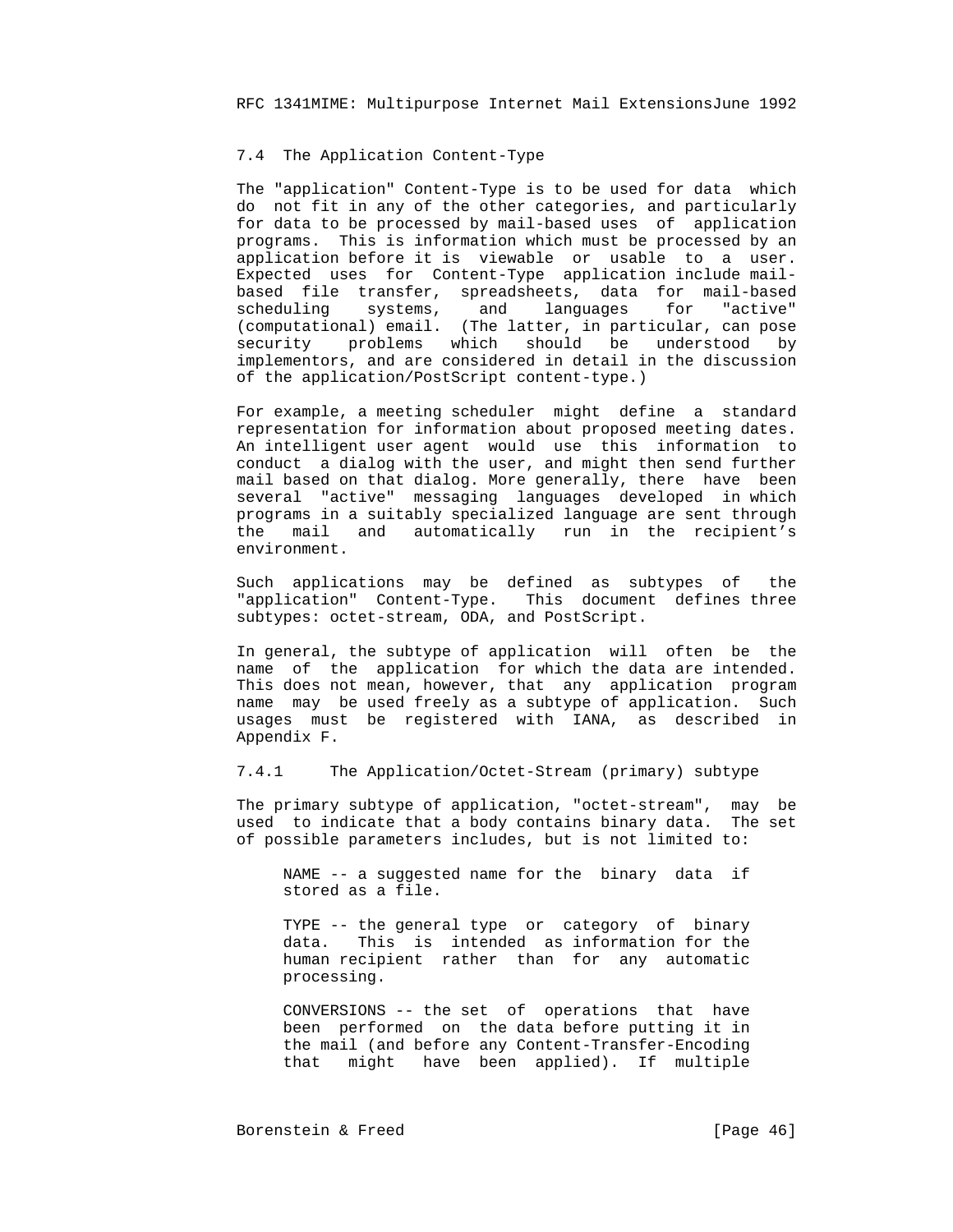### 7.4 The Application Content-Type

The "application" Content-Type is to be used for data which do not fit in any of the other categories, and particularly for data to be processed by mail-based uses of application programs. This is information which must be processed by an application before it is viewable or usable to a user. Expected uses for Content-Type application include mail-based file transfer, spreadsheets, data for mail-based scheduling systems, and languages for "active" (computational) email. (The latter, in particular, can pose security problems which should be understood by implementors, and are considered in detail in the discussion of the application/PostScript content-type.)

For example, a meeting scheduler might define a standard representation for information about proposed meeting dates. An intelligent user agent would use this information to conduct a dialog with the user, and might then send further mail based on that dialog. More generally, there have been several "active" messaging languages developed in which programs in a suitably specialized language are sent through the mail and automatically run in the recipient's environment.

Such applications may be defined as subtypes of the "application" Content-Type. This document defines three subtypes: octet-stream, ODA, and PostScript.

In general, the subtype of application will often be the name of the application for which the data are intended. This does not mean, however, that any application program name may be used freely as a subtype of application. Such usages must be registered with IANA, as described in Appendix F.

#### 7.4.1 The Application/Octet-Stream (primary) subtype

The primary subtype of application, "octet-stream", may be used to indicate that a body contains binary data. The set of possible parameters includes, but is not limited to:

NAME -- a suggested name for the binary data if stored as a file.

TYPE -- the general type or category of binary data. This is intended as information for the human recipient rather than for any automatic processing.

CONVERSIONS -- the set of operations that have been performed on the data before putting it in the mail (and before any Content-Transfer-Encoding that might have been applied). If multiple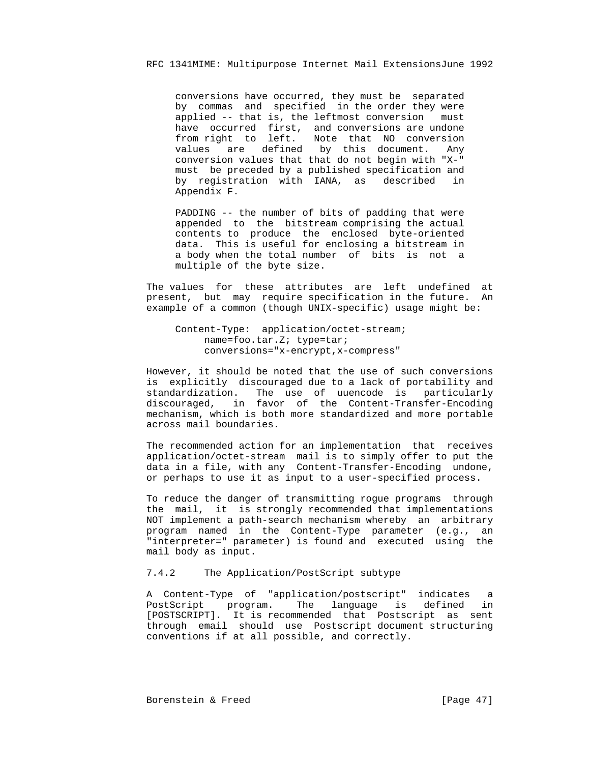conversions have occurred, they must be separated by commas and specified in the order they were applied -- that is, the leftmost conversion must have occurred first, and conversions are undone from right to left. Note that NO conversion values are defined by this document. Any conversion values that that do not begin with "X-" must be preceded by a published specification and by registration with IANA, as described in Appendix F.

PADDING -- the number of bits of padding that were appended to the bitstream comprising the actual contents to produce the enclosed byte-oriented data. This is useful for enclosing a bitstream in a body when the total number of bits is not a multiple of the byte size.

The values for these attributes are left undefined at present, but may require specification in the future. An example of a common (though UNIX-specific) usage might be:

```
Content-Type:  application/octet-stream;
     name=foo.tar.Z; type=tar;
     conversions="x-encrypt,x-compress"
```

However, it should be noted that the use of such conversions is explicitly discouraged due to a lack of portability and standardization. The use of uuencode is particularly discouraged, in favor of the Content-Transfer-Encoding mechanism, which is both more standardized and more portable across mail boundaries.

The recommended action for an implementation that receives application/octet-stream mail is to simply offer to put the data in a file, with any Content-Transfer-Encoding undone, or perhaps to use it as input to a user-specified process.

To reduce the danger of transmitting rogue programs through the mail, it is strongly recommended that implementations NOT implement a path-search mechanism whereby an arbitrary program named in the Content-Type parameter (e.g., an "interpreter=" parameter) is found and executed using the mail body as input.

### 7.4.2 The Application/PostScript subtype

A Content-Type of "application/postscript" indicates a PostScript program. The language is defined in [POSTSCRIPT]. It is recommended that Postscript as sent through email should use Postscript document structuring conventions if at all possible, and correctly.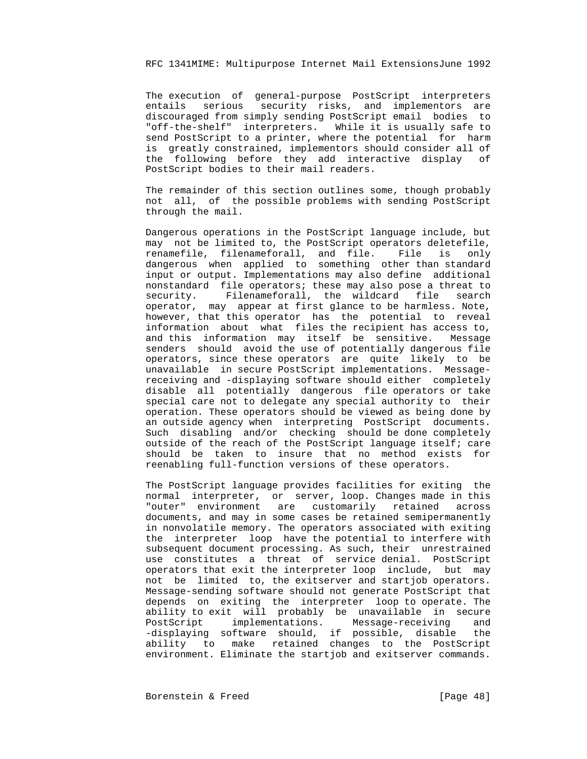The execution of general-purpose PostScript interpreters entails serious security risks, and implementors are discouraged from simply sending PostScript email bodies to "off-the-shelf" interpreters. While it is usually safe to send PostScript to a printer, where the potential for harm is greatly constrained, implementors should consider all of the following before they add interactive display of PostScript bodies to their mail readers.

The remainder of this section outlines some, though probably not all, of the possible problems with sending PostScript through the mail.

Dangerous operations in the PostScript language include, but may not be limited to, the PostScript operators deletefile, renamefile, filenameforall, and file. File is only dangerous when applied to something other than standard input or output. Implementations may also define additional nonstandard file operators; these may also pose a threat to security. Filenameforall, the wildcard file search operator, may appear at first glance to be harmless. Note, however, that this operator has the potential to reveal information about what files the recipient has access to, and this information may itself be sensitive. Message senders should avoid the use of potentially dangerous file operators, since these operators are quite likely to be unavailable in secure PostScript implementations. Message-receiving and -displaying software should either completely disable all potentially dangerous file operators or take special care not to delegate any special authority to their operation. These operators should be viewed as being done by an outside agency when interpreting PostScript documents. Such disabling and/or checking should be done completely outside of the reach of the PostScript language itself; care should be taken to insure that no method exists for reenabling full-function versions of these operators.

The PostScript language provides facilities for exiting the normal interpreter, or server, loop. Changes made in this "outer" environment are customarily retained across documents, and may in some cases be retained semipermanently in nonvolatile memory. The operators associated with exiting the interpreter loop have the potential to interfere with subsequent document processing. As such, their unrestrained use constitutes a threat of service denial. PostScript operators that exit the interpreter loop include, but may not be limited to, the exitserver and startjob operators. Message-sending software should not generate PostScript that depends on exiting the interpreter loop to operate. The ability to exit will probably be unavailable in secure PostScript implementations. Message-receiving and -displaying software should, if possible, disable the ability to make retained changes to the PostScript environment. Eliminate the startjob and exitserver commands.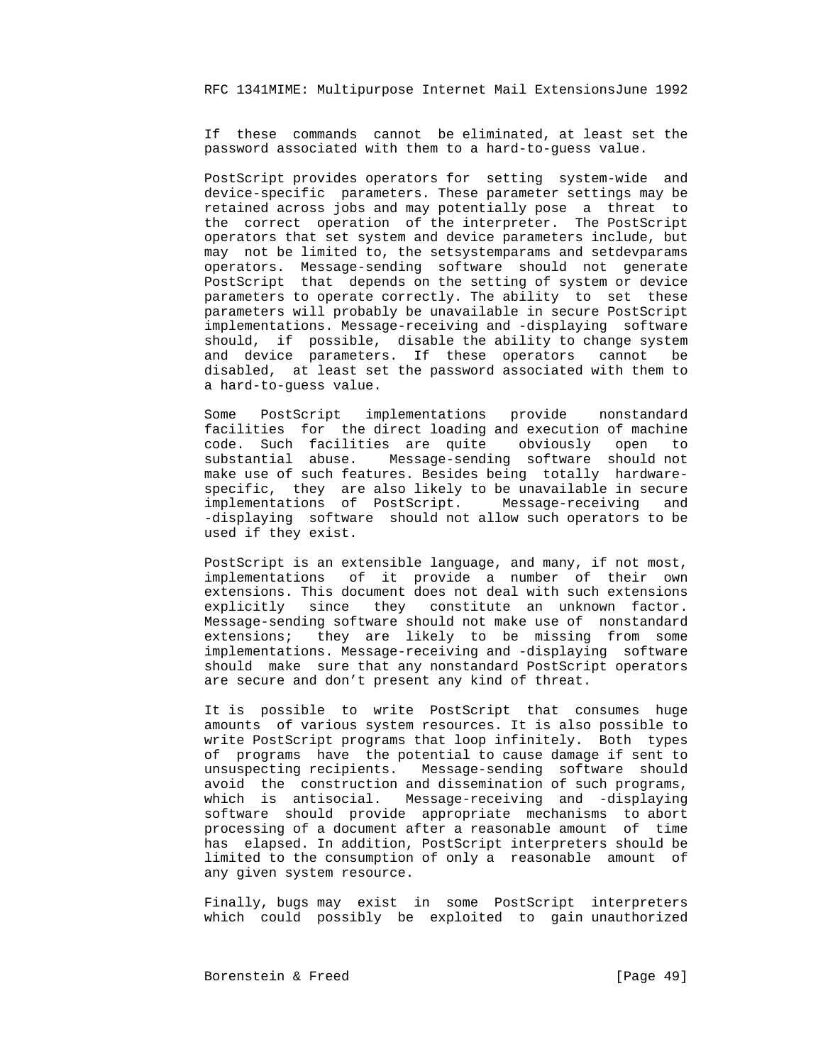If these commands cannot be eliminated, at least set the password associated with them to a hard-to-guess value.

PostScript provides operators for setting system-wide and device-specific parameters. These parameter settings may be retained across jobs and may potentially pose a threat to the correct operation of the interpreter. The PostScript operators that set system and device parameters include, but may not be limited to, the setsystemparams and setdevparams operators. Message-sending software should not generate PostScript that depends on the setting of system or device parameters to operate correctly. The ability to set these parameters will probably be unavailable in secure PostScript implementations. Message-receiving and -displaying software should, if possible, disable the ability to change system and device parameters. If these operators cannot be disabled, at least set the password associated with them to a hard-to-guess value.

Some PostScript implementations provide nonstandard facilities for the direct loading and execution of machine code. Such facilities are quite obviously open to substantial abuse. Message-sending software should not make use of such features. Besides being totally hardware-specific, they are also likely to be unavailable in secure implementations of PostScript. Message-receiving and -displaying software should not allow such operators to be used if they exist.

PostScript is an extensible language, and many, if not most, implementations of it provide a number of their own extensions. This document does not deal with such extensions explicitly since they constitute an unknown factor. Message-sending software should not make use of nonstandard extensions; they are likely to be missing from some implementations. Message-receiving and -displaying software should make sure that any nonstandard PostScript operators are secure and don't present any kind of threat.

It is possible to write PostScript that consumes huge amounts of various system resources. It is also possible to write PostScript programs that loop infinitely. Both types of programs have the potential to cause damage if sent to unsuspecting recipients. Message-sending software should avoid the construction and dissemination of such programs, which is antisocial. Message-receiving and -displaying software should provide appropriate mechanisms to abort processing of a document after a reasonable amount of time has elapsed. In addition, PostScript interpreters should be limited to the consumption of only a reasonable amount of any given system resource.

Finally, bugs may exist in some PostScript interpreters which could possibly be exploited to gain unauthorized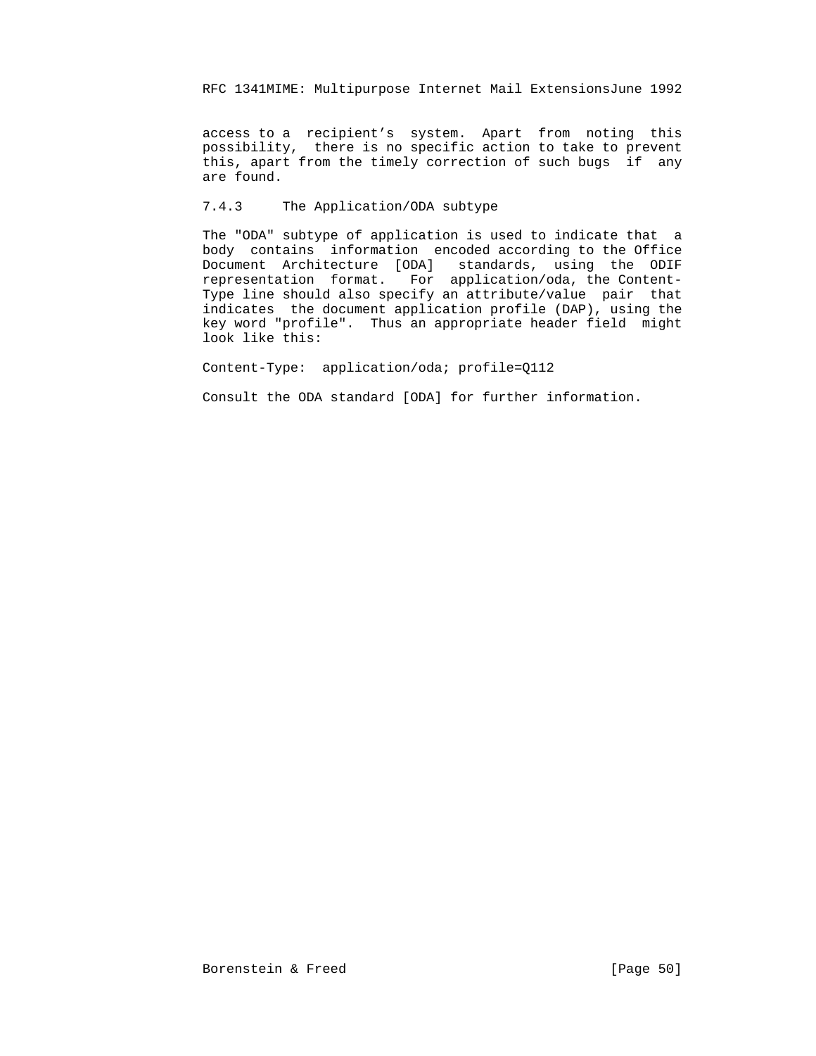access to a recipient’s system. Apart from noting this possibility, there is no specific action to take to prevent this, apart from the timely correction of such bugs if any are found.

### 7.4.3 The Application/ODA subtype

The "ODA" subtype of application is used to indicate that a body contains information encoded according to the Office Document Architecture [ODA] standards, using the ODIF representation format. For application/oda, the Content-Type line should also specify an attribute/value pair that indicates the document application profile (DAP), using the key word "profile". Thus an appropriate header field might look like this:

```
Content-Type:  application/oda; profile=Q112
```

Consult the ODA standard [ODA] for further information.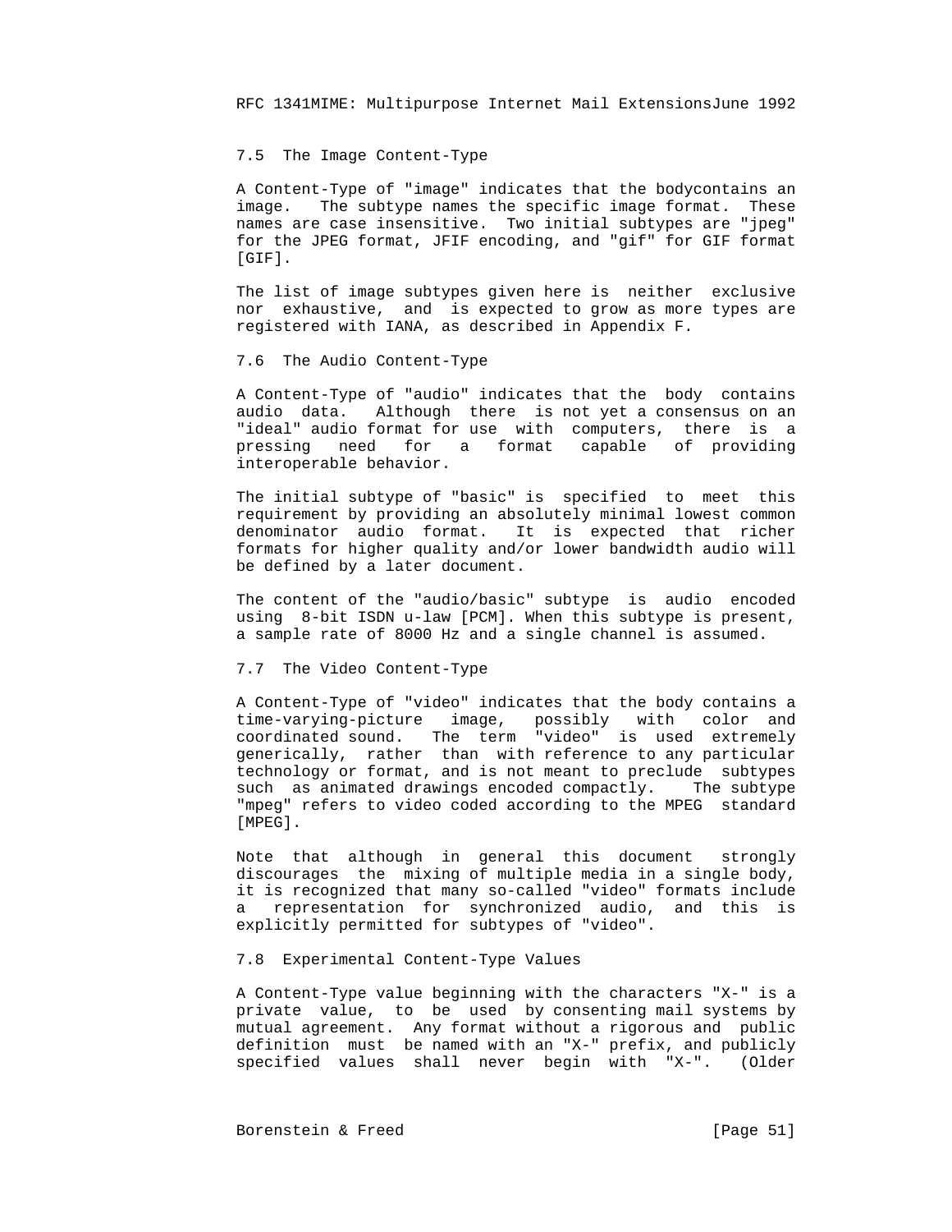### 7.5 The Image Content-Type

A Content-Type of "image" indicates that the bodycontains an image. The subtype names the specific image format. These names are case insensitive. Two initial subtypes are "jpeg" for the JPEG format, JFIF encoding, and "gif" for GIF format [GIF].

The list of image subtypes given here is neither exclusive nor exhaustive, and is expected to grow as more types are registered with IANA, as described in Appendix F.

### 7.6 The Audio Content-Type

A Content-Type of "audio" indicates that the body contains audio data. Although there is not yet a consensus on an "ideal" audio format for use with computers, there is a pressing need for a format capable of providing interoperable behavior.

The initial subtype of "basic" is specified to meet this requirement by providing an absolutely minimal lowest common denominator audio format. It is expected that richer formats for higher quality and/or lower bandwidth audio will be defined by a later document.

The content of the "audio/basic" subtype is audio encoded using 8-bit ISDN u-law [PCM]. When this subtype is present, a sample rate of 8000 Hz and a single channel is assumed.

### 7.7 The Video Content-Type

A Content-Type of "video" indicates that the body contains a time-varying-picture image, possibly with color and coordinated sound. The term "video" is used extremely generically, rather than with reference to any particular technology or format, and is not meant to preclude subtypes such as animated drawings encoded compactly. The subtype "mpeg" refers to video coded according to the MPEG standard [MPEG].

Note that although in general this document strongly discourages the mixing of multiple media in a single body, it is recognized that many so-called "video" formats include a representation for synchronized audio, and this is explicitly permitted for subtypes of "video".

### 7.8 Experimental Content-Type Values

A Content-Type value beginning with the characters "X-" is a private value, to be used by consenting mail systems by mutual agreement. Any format without a rigorous and public definition must be named with an "X-" prefix, and publicly specified values shall never begin with "X-". (Older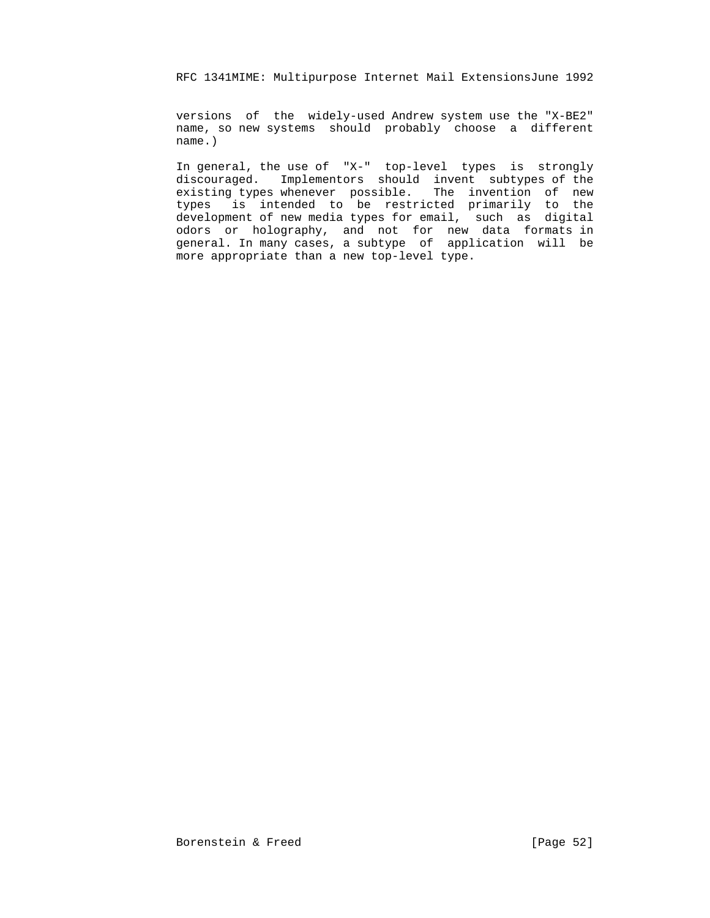versions of the widely-used Andrew system use the "X-BE2" name, so new systems should probably choose a different name.)

In general, the use of "X-" top-level types is strongly discouraged. Implementors should invent subtypes of the existing types whenever possible. The invention of new types is intended to be restricted primarily to the development of new media types for email, such as digital odors or holography, and not for new data formats in general. In many cases, a subtype of application will be more appropriate than a new top-level type.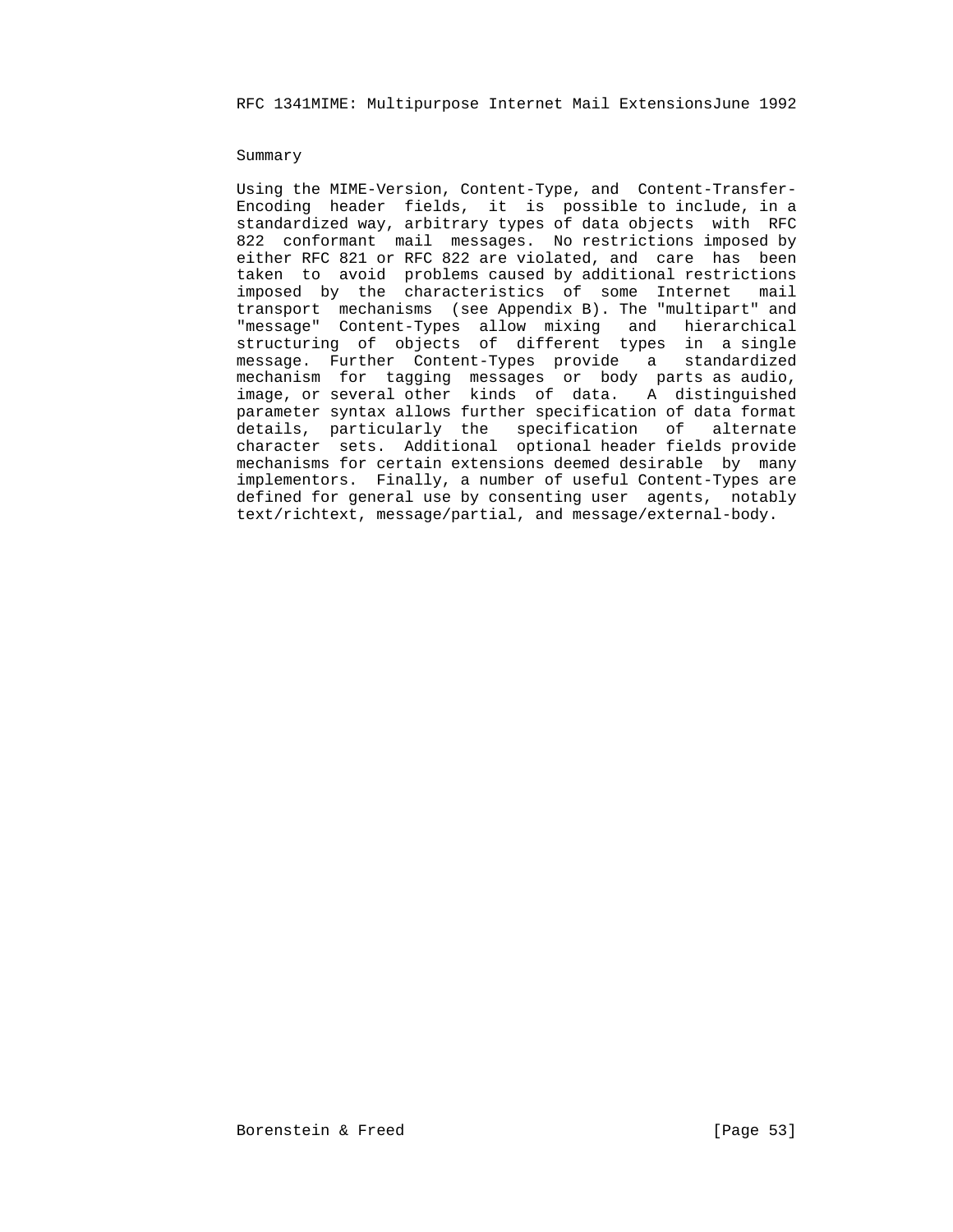## Summary

Using the MIME-Version, Content-Type, and Content-Transfer-Encoding header fields, it is possible to include, in a standardized way, arbitrary types of data objects with RFC 822 conformant mail messages. No restrictions imposed by either RFC 821 or RFC 822 are violated, and care has been taken to avoid problems caused by additional restrictions imposed by the characteristics of some Internet mail transport mechanisms (see Appendix B). The "multipart" and "message" Content-Types allow mixing and hierarchical structuring of objects of different types in a single message. Further Content-Types provide a standardized mechanism for tagging messages or body parts as audio, image, or several other kinds of data. A distinguished parameter syntax allows further specification of data format details, particularly the specification of alternate character sets. Additional optional header fields provide mechanisms for certain extensions deemed desirable by many implementors. Finally, a number of useful Content-Types are defined for general use by consenting user agents, notably text/richtext, message/partial, and message/external-body.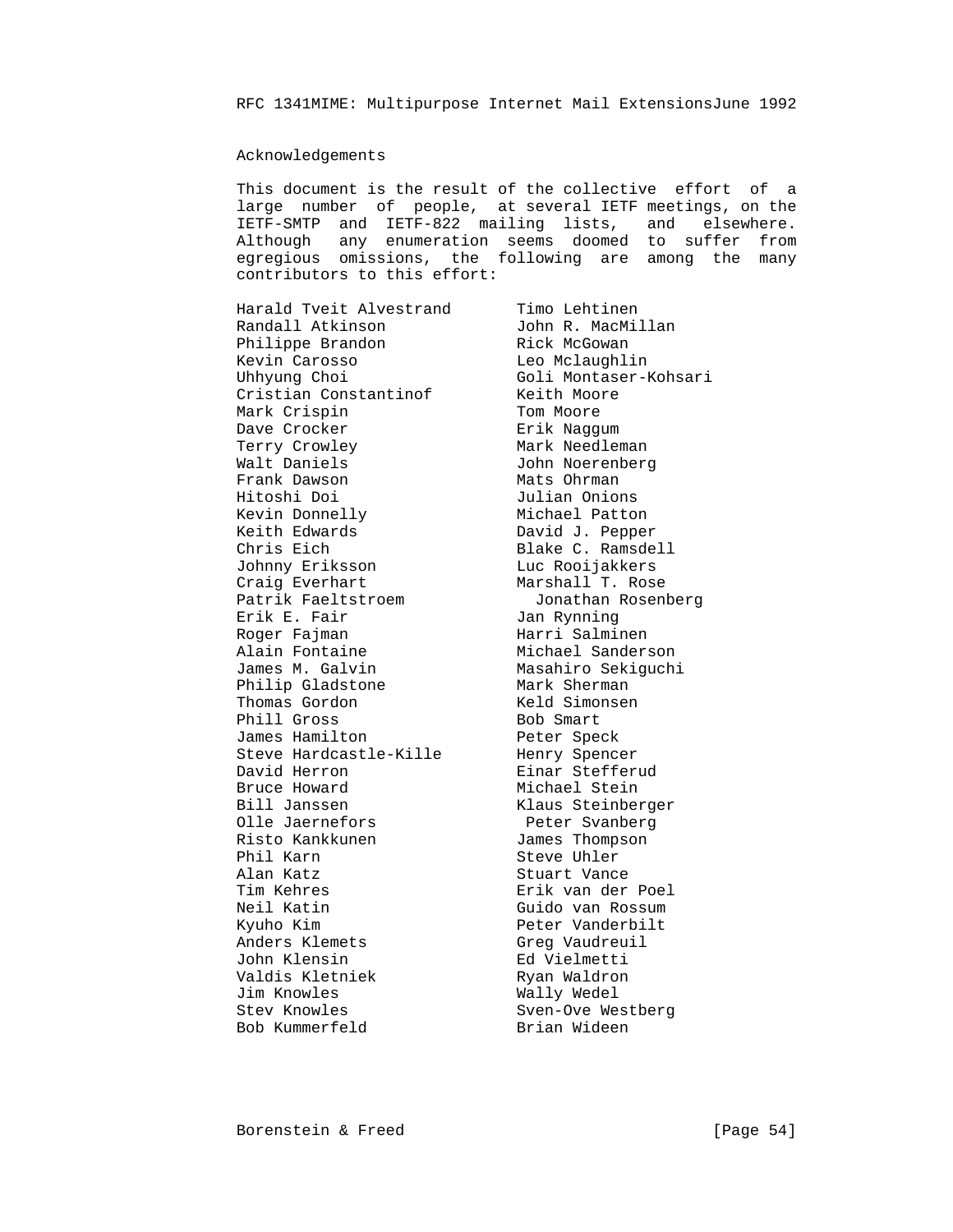## Acknowledgements

This document is the result of the collective effort of a large number of people, at several IETF meetings, on the IETF-SMTP and IETF-822 mailing lists, and elsewhere. Although any enumeration seems doomed to suffer from egregious omissions, the following are among the many contributors to this effort:

Harald Tveit Alvestrand
Randall Atkinson
Philippe Brandon
Kevin Carosso
Uhhyung Choi
Cristian Constantinof
Mark Crispin
Dave Crocker
Terry Crowley
Walt Daniels
Frank Dawson
Hitoshi Doi
Kevin Donnelly
Keith Edwards
Chris Eich
Johnny Eriksson
Craig Everhart
Patrik Faeltstroem
Erik E. Fair
Roger Fajman
Alain Fontaine
James M. Galvin
Philip Gladstone
Thomas Gordon
Phill Gross
James Hamilton
Steve Hardcastle-Kille
David Herron
Bruce Howard
Bill Janssen
Olle Jaernefors
Risto Kankkunen
Phil Karn
Alan Katz
Tim Kehres
Neil Katin
Kyuho Kim
Anders Klemets
John Klensin
Valdis Kletniek
Jim Knowles
Stev Knowles
Bob Kummerfeld
Timo Lehtinen
John R. MacMillan
Rick McGowan
Leo Mclaughlin
Goli Montaser-Kohsari
Keith Moore
Tom Moore
Erik Naggum
Mark Needleman
John Noerenberg
Mats Ohrman
Julian Onions
Michael Patton
David J. Pepper
Blake C. Ramsdell
Luc Rooijakkers
Marshall T. Rose
Jonathan Rosenberg
Jan Rynning
Harri Salminen
Michael Sanderson
Masahiro Sekiguchi
Mark Sherman
Keld Simonsen
Bob Smart
Peter Speck
Henry Spencer
Einar Stefferud
Michael Stein
Klaus Steinberger
Peter Svanberg
James Thompson
Steve Uhler
Stuart Vance
Erik van der Poel
Guido van Rossum
Peter Vanderbilt
Greg Vaudreuil
Ed Vielmetti
Ryan Waldron
Wally Wedel
Sven-Ove Westberg
Brian Wideen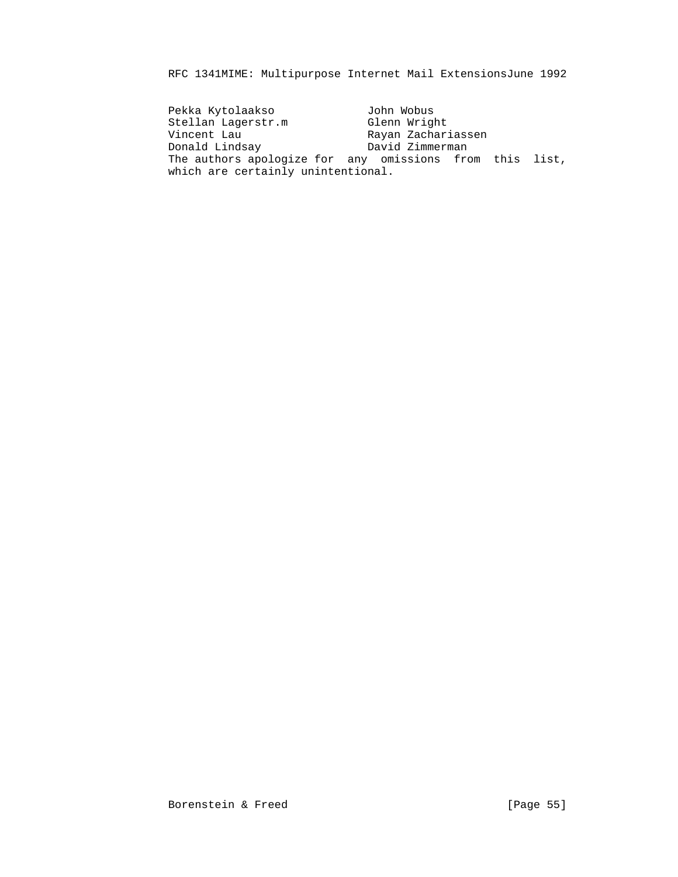| | |
|---|---|
| Pekka Kytolaakso | John Wobus |
| Stellan Lagerstr.m | Glenn Wright |
| Vincent Lau | Rayan Zachariassen |
| Donald Lindsay | David Zimmerman |

The authors apologize for any omissions from this list, which are certainly unintentional.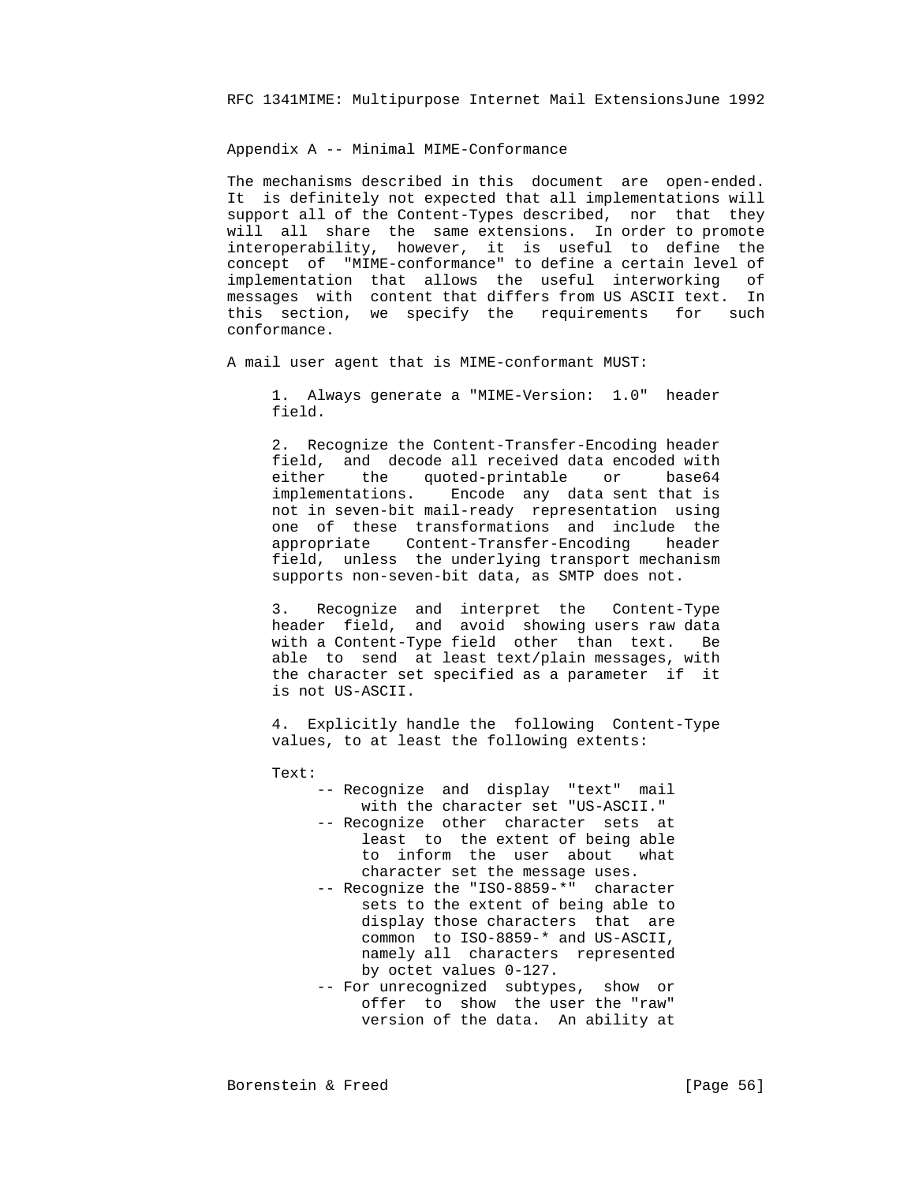## Appendix A -- Minimal MIME-Conformance

The mechanisms described in this document are open-ended. It is definitely not expected that all implementations will support all of the Content-Types described, nor that they will all share the same extensions. In order to promote interoperability, however, it is useful to define the concept of "MIME-conformance" to define a certain level of implementation that allows the useful interworking of messages with content that differs from US ASCII text. In this section, we specify the requirements for such conformance.

A mail user agent that is MIME-conformant MUST:

1. Always generate a "MIME-Version: 1.0" header field.

2. Recognize the Content-Transfer-Encoding header field, and decode all received data encoded with either the quoted-printable or base64 implementations. Encode any data sent that is not in seven-bit mail-ready representation using one of these transformations and include the appropriate Content-Transfer-Encoding header field, unless the underlying transport mechanism supports non-seven-bit data, as SMTP does not.

3. Recognize and interpret the Content-Type header field, and avoid showing users raw data with a Content-Type field other than text. Be able to send at least text/plain messages, with the character set specified as a parameter if it is not US-ASCII.

4. Explicitly handle the following Content-Type values, to at least the following extents:

Text:

- -- Recognize and display "text" mail with the character set "US-ASCII."
- -- Recognize other character sets at least to the extent of being able to inform the user about what character set the message uses.
- -- Recognize the "ISO-8859-*" character sets to the extent of being able to display those characters that are common to ISO-8859-* and US-ASCII, namely all characters represented by octet values 0-127.
- -- For unrecognized subtypes, show or offer to show the user the "raw" version of the data. An ability at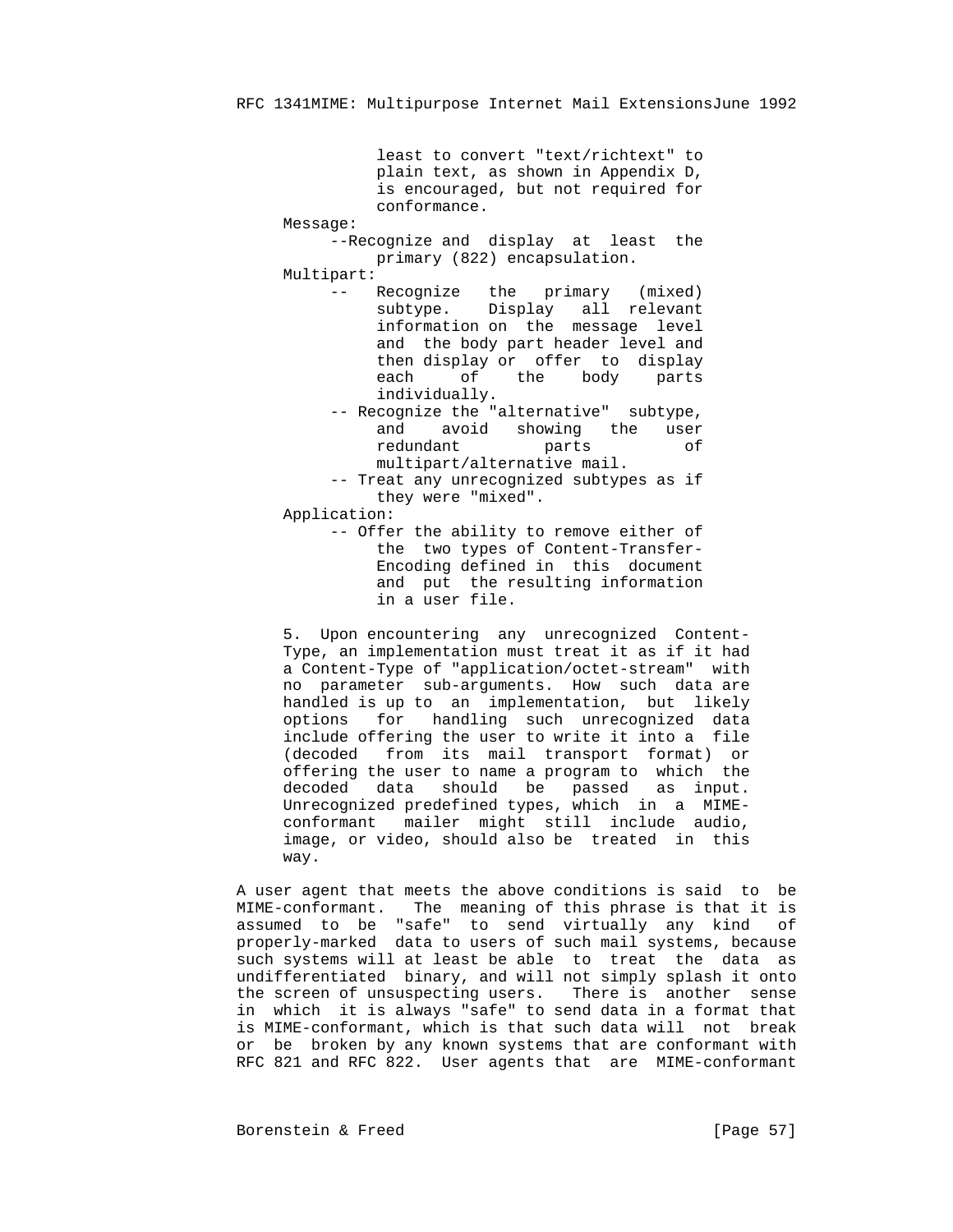least to convert "text/richtext" to plain text, as shown in Appendix D, is encouraged, but not required for conformance.

Message:

- Recognize and display at least the primary (822) encapsulation.

Multipart:

- Recognize the primary (mixed) subtype. Display all relevant information on the message level and the body part header level and then display or offer to display each of the body parts individually.
- Recognize the "alternative" subtype, and avoid showing the user redundant parts of multipart/alternative mail.
- Treat any unrecognized subtypes as if they were "mixed".

Application:

- Offer the ability to remove either of the two types of Content-Transfer-Encoding defined in this document and put the resulting information in a user file.

5. Upon encountering any unrecognized Content-Type, an implementation must treat it as if it had a Content-Type of "application/octet-stream" with no parameter sub-arguments. How such data are handled is up to an implementation, but likely options for handling such unrecognized data include offering the user to write it into a file (decoded from its mail transport format) or offering the user to name a program to which the decoded data should be passed as input. Unrecognized predefined types, which in a MIME-conformant mailer might still include audio, image, or video, should also be treated in this way.

A user agent that meets the above conditions is said to be MIME-conformant. The meaning of this phrase is that it is assumed to be "safe" to send virtually any kind of properly-marked data to users of such mail systems, because such systems will at least be able to treat the data as undifferentiated binary, and will not simply splash it onto the screen of unsuspecting users. There is another sense in which it is always "safe" to send data in a format that is MIME-conformant, which is that such data will not break or be broken by any known systems that are conformant with RFC 821 and RFC 822. User agents that are MIME-conformant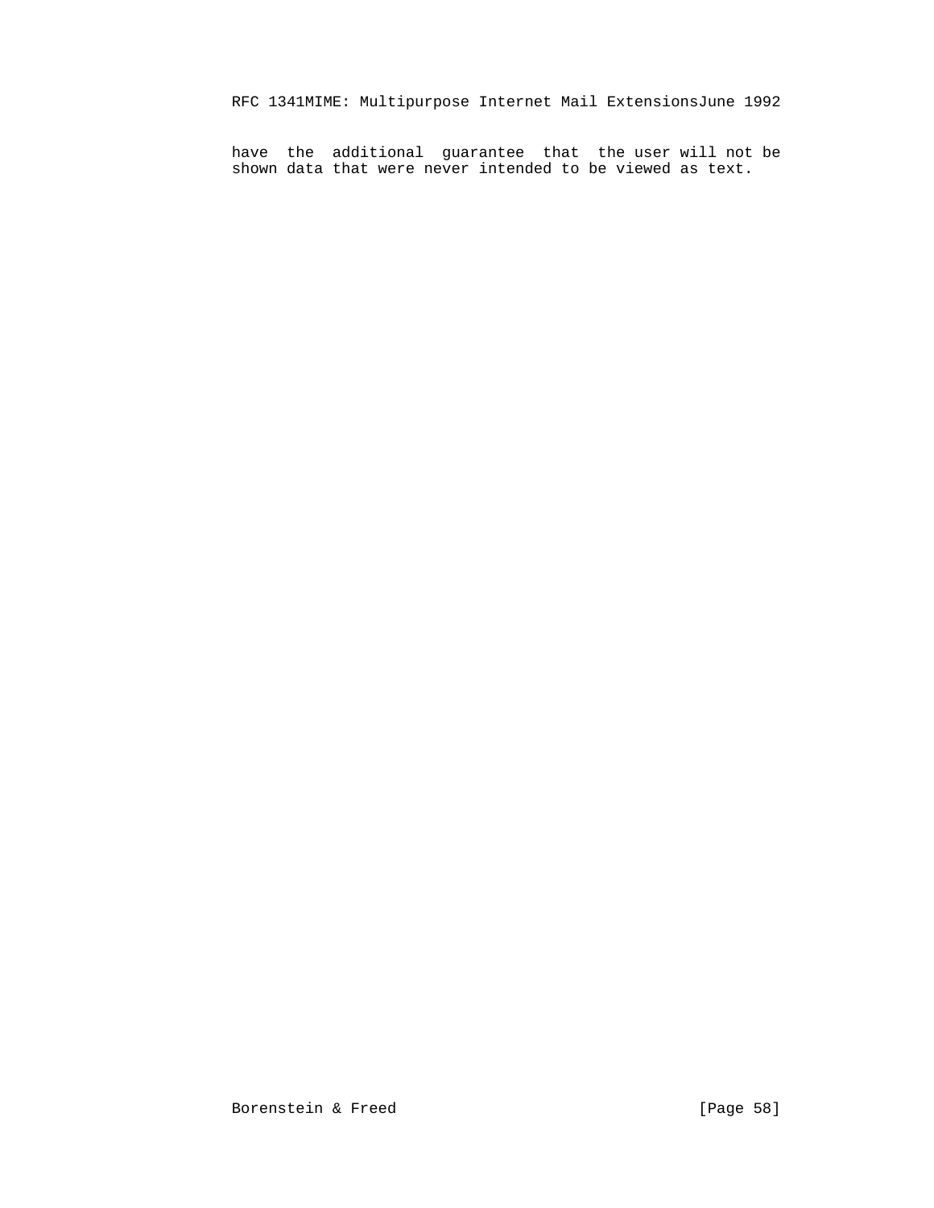have the additional guarantee that the user will not be shown data that were never intended to be viewed as text.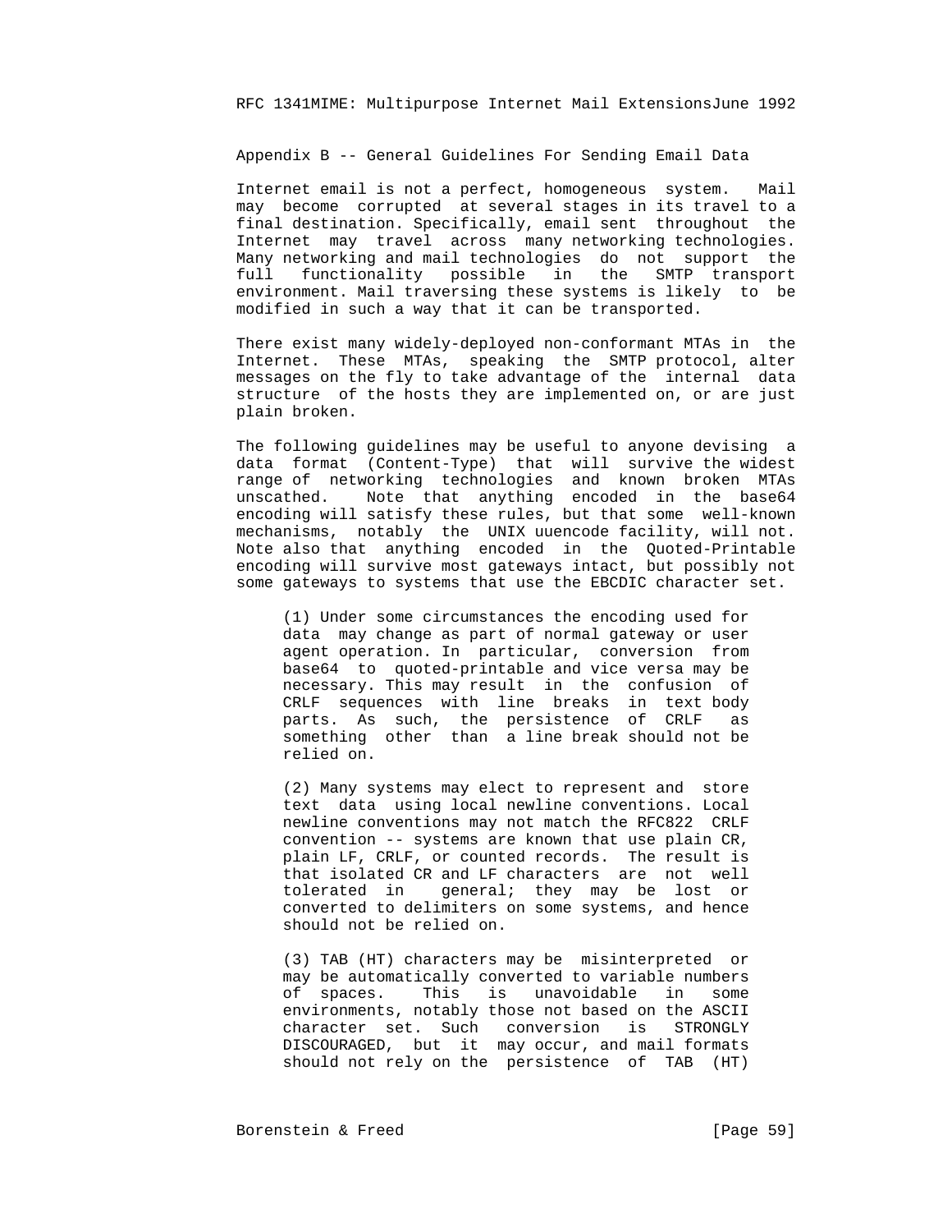## Appendix B -- General Guidelines For Sending Email Data

Internet email is not a perfect, homogeneous system. Mail may become corrupted at several stages in its travel to a final destination. Specifically, email sent throughout the Internet may travel across many networking technologies. Many networking and mail technologies do not support the full functionality possible in the SMTP transport environment. Mail traversing these systems is likely to be modified in such a way that it can be transported.

There exist many widely-deployed non-conformant MTAs in the Internet. These MTAs, speaking the SMTP protocol, alter messages on the fly to take advantage of the internal data structure of the hosts they are implemented on, or are just plain broken.

The following guidelines may be useful to anyone devising a data format (Content-Type) that will survive the widest range of networking technologies and known broken MTAs unscathed. Note that anything encoded in the base64 encoding will satisfy these rules, but that some well-known mechanisms, notably the UNIX uuencode facility, will not. Note also that anything encoded in the Quoted-Printable encoding will survive most gateways intact, but possibly not some gateways to systems that use the EBCDIC character set.

(1) Under some circumstances the encoding used for data may change as part of normal gateway or user agent operation. In particular, conversion from base64 to quoted-printable and vice versa may be necessary. This may result in the confusion of CRLF sequences with line breaks in text body parts. As such, the persistence of CRLF as something other than a line break should not be relied on.

(2) Many systems may elect to represent and store text data using local newline conventions. Local newline conventions may not match the RFC822 CRLF convention -- systems are known that use plain CR, plain LF, CRLF, or counted records. The result is that isolated CR and LF characters are not well tolerated in general; they may be lost or converted to delimiters on some systems, and hence should not be relied on.

(3) TAB (HT) characters may be misinterpreted or may be automatically converted to variable numbers of spaces. This is unavoidable in some environments, notably those not based on the ASCII character set. Such conversion is STRONGLY DISCOURAGED, but it may occur, and mail formats should not rely on the persistence of TAB (HT)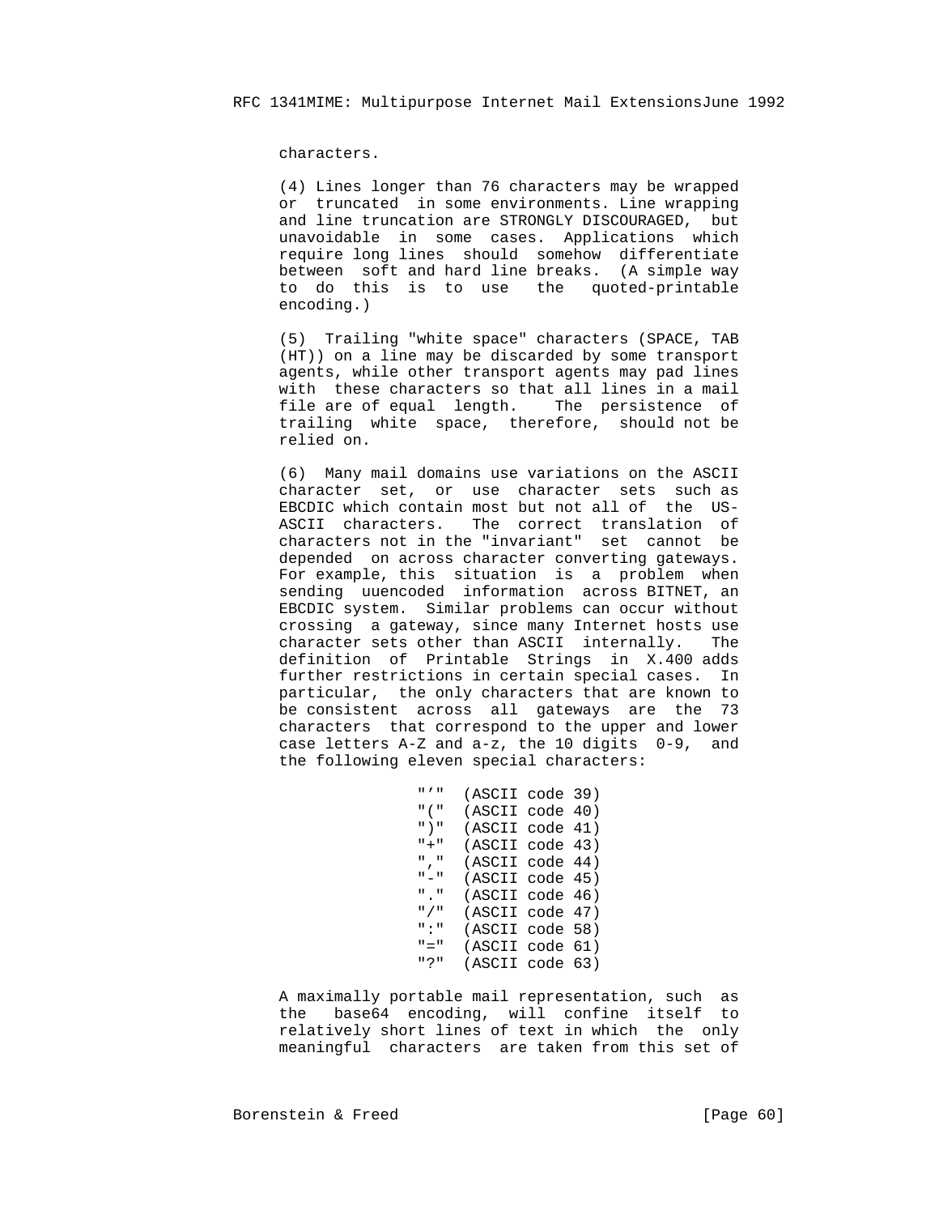characters.

(4) Lines longer than 76 characters may be wrapped or truncated in some environments. Line wrapping and line truncation are STRONGLY DISCOURAGED, but unavoidable in some cases. Applications which require long lines should somehow differentiate between soft and hard line breaks. (A simple way to do this is to use the quoted-printable encoding.)

(5) Trailing "white space" characters (SPACE, TAB (HT)) on a line may be discarded by some transport agents, while other transport agents may pad lines with these characters so that all lines in a mail file are of equal length. The persistence of trailing white space, therefore, should not be relied on.

(6) Many mail domains use variations on the ASCII character set, or use character sets such as EBCDIC which contain most but not all of the US-ASCII characters. The correct translation of characters not in the "invariant" set cannot be depended on across character converting gateways. For example, this situation is a problem when sending uuencoded information across BITNET, an EBCDIC system. Similar problems can occur without crossing a gateway, since many Internet hosts use character sets other than ASCII internally. The definition of Printable Strings in X.400 adds further restrictions in certain special cases. In particular, the only characters that are known to be consistent across all gateways are the 73 characters that correspond to the upper and lower case letters A-Z and a-z, the 10 digits 0-9, and the following eleven special characters:

```
"'"  (ASCII code 39)
"("  (ASCII code 40)
")"  (ASCII code 41)
"+"  (ASCII code 43)
","  (ASCII code 44)
"-"  (ASCII code 45)
"."  (ASCII code 46)
"/"  (ASCII code 47)
":"  (ASCII code 58)
"="  (ASCII code 61)
"?"  (ASCII code 63)
```

A maximally portable mail representation, such as the base64 encoding, will confine itself to relatively short lines of text in which the only meaningful characters are taken from this set of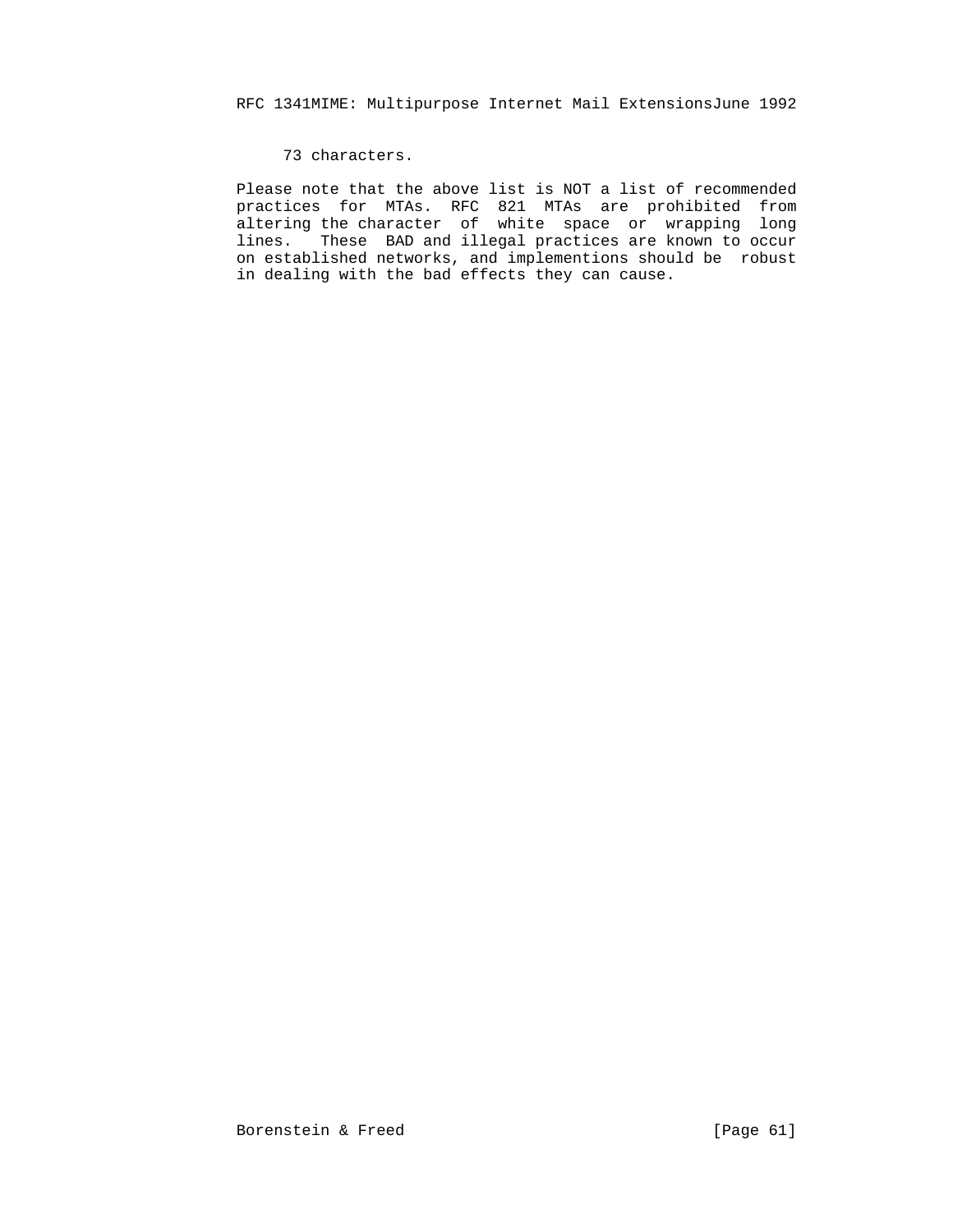73 characters.

Please note that the above list is NOT a list of recommended practices for MTAs. RFC 821 MTAs are prohibited from altering the character of white space or wrapping long lines. These BAD and illegal practices are known to occur on established networks, and implementions should be robust in dealing with the bad effects they can cause.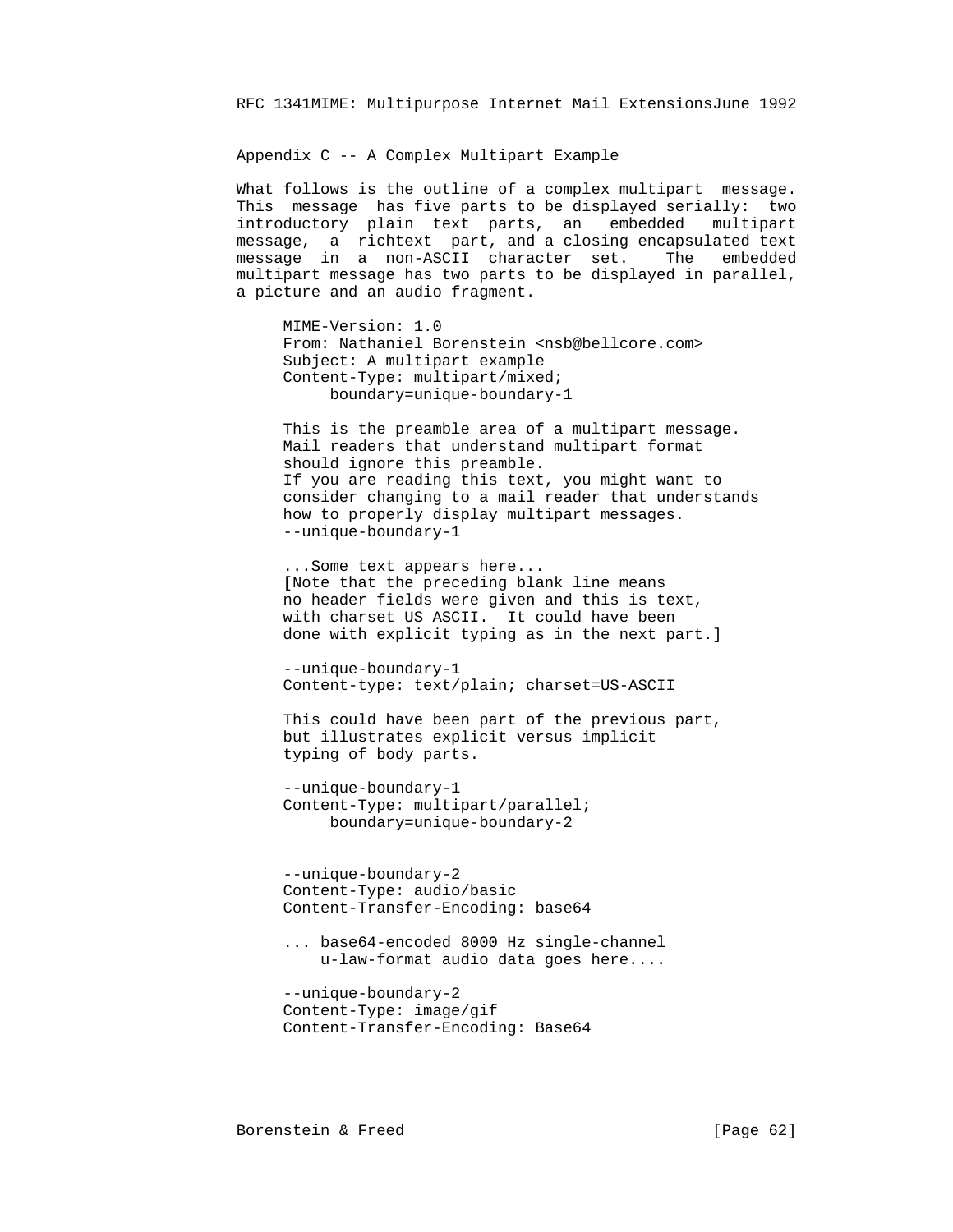## Appendix C -- A Complex Multipart Example

What follows is the outline of a complex multipart message. This message has five parts to be displayed serially: two introductory plain text parts, an embedded multipart message, a richtext part, and a closing encapsulated text message in a non-ASCII character set. The embedded multipart message has two parts to be displayed in parallel, a picture and an audio fragment.

```
MIME-Version: 1.0
From: Nathaniel Borenstein <nsb@bellcore.com>
Subject: A multipart example
Content-Type: multipart/mixed;
     boundary=unique-boundary-1

This is the preamble area of a multipart message.
Mail readers that understand multipart format
should ignore this preamble.
If you are reading this text, you might want to
consider changing to a mail reader that understands
how to properly display multipart messages.
--unique-boundary-1

...Some text appears here...
[Note that the preceding blank line means
no header fields were given and this is text,
with charset US ASCII.  It could have been
done with explicit typing as in the next part.]

--unique-boundary-1
Content-type: text/plain; charset=US-ASCII

This could have been part of the previous part,
but illustrates explicit versus implicit
typing of body parts.

--unique-boundary-1
Content-Type: multipart/parallel;
     boundary=unique-boundary-2


--unique-boundary-2
Content-Type: audio/basic
Content-Transfer-Encoding: base64

... base64-encoded 8000 Hz single-channel
    u-law-format audio data goes here....

--unique-boundary-2
Content-Type: image/gif
Content-Transfer-Encoding: Base64
```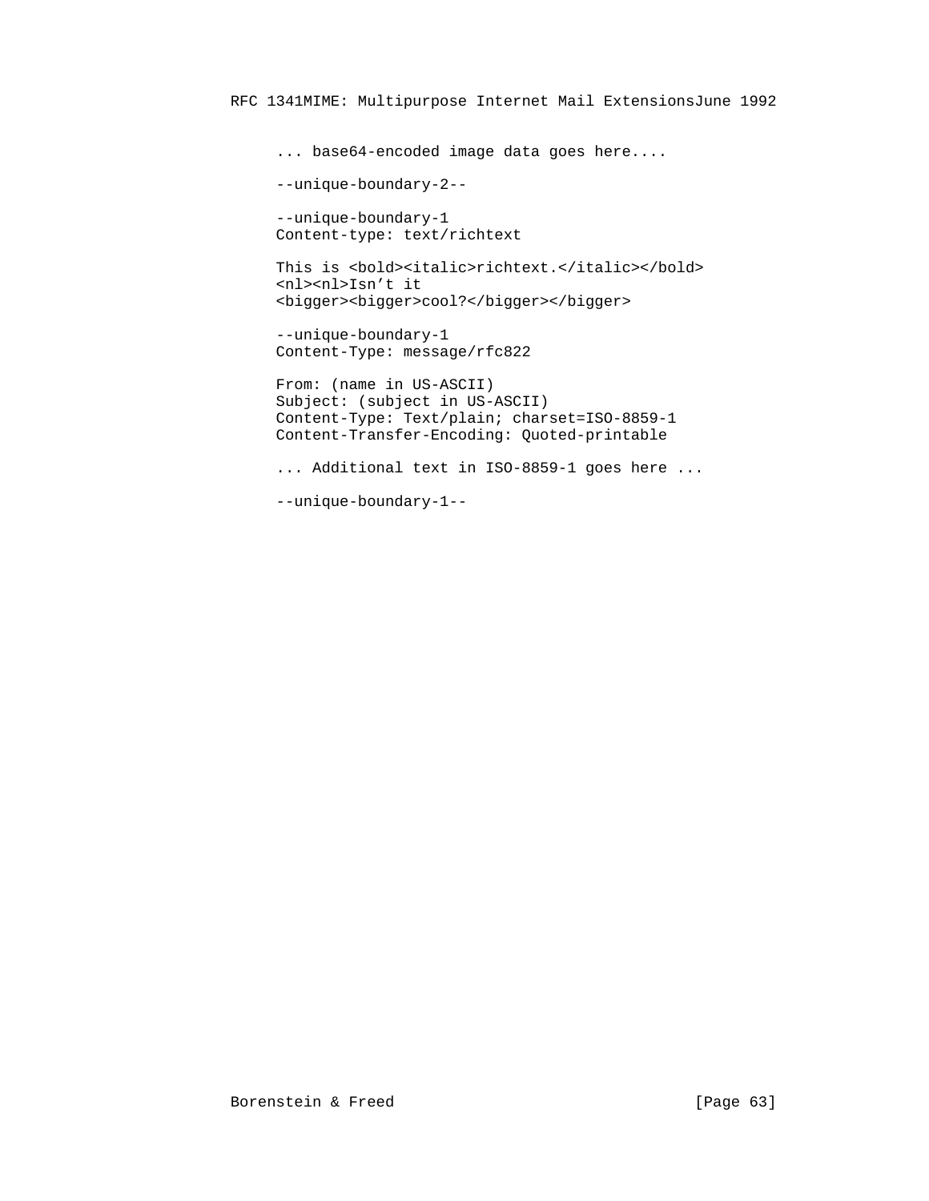```
... base64-encoded image data goes here....

--unique-boundary-2--

--unique-boundary-1
Content-type: text/richtext

This is <bold><italic>richtext.</italic></bold>
<nl><nl>Isn’t it
<bigger><bigger>cool?</bigger></bigger>

--unique-boundary-1
Content-Type: message/rfc822

From: (name in US-ASCII)
Subject: (subject in US-ASCII)
Content-Type: Text/plain; charset=ISO-8859-1
Content-Transfer-Encoding: Quoted-printable

... Additional text in ISO-8859-1 goes here ...

--unique-boundary-1--
```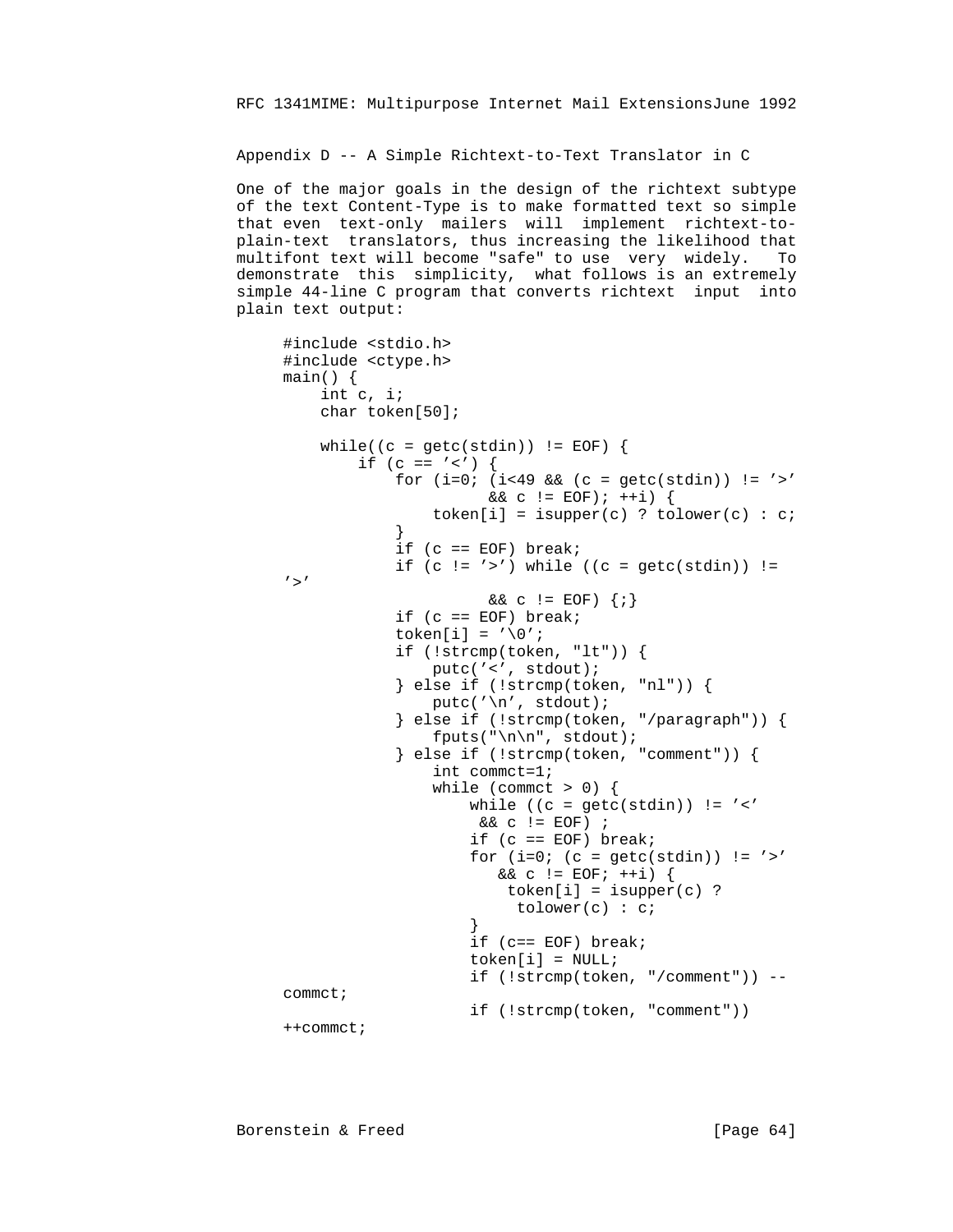## Appendix D -- A Simple Richtext-to-Text Translator in C

One of the major goals in the design of the richtext subtype of the text Content-Type is to make formatted text so simple that even text-only mailers will implement richtext-to-plain-text translators, thus increasing the likelihood that multifont text will become "safe" to use very widely. To demonstrate this simplicity, what follows is an extremely simple 44-line C program that converts richtext input into plain text output:

```
     #include <stdio.h>
     #include <ctype.h>
     main() {
         int c, i;
         char token[50];

         while((c = getc(stdin)) != EOF) {
             if (c == '<') {
                 for (i=0; (i<49 && (c = getc(stdin)) != '>'
                           && c != EOF); ++i) {
                     token[i] = isupper(c) ? tolower(c) : c;
                 }
                 if (c == EOF) break;
                 if (c != '>') while ((c = getc(stdin)) !=
     '>'
                           && c != EOF) {;}
                 if (c == EOF) break;
                 token[i] = '\0';
                 if (!strcmp(token, "lt")) {
                     putc('<', stdout);
                 } else if (!strcmp(token, "nl")) {
                     putc('\n', stdout);
                 } else if (!strcmp(token, "/paragraph")) {
                     fputs("\n\n", stdout);
                 } else if (!strcmp(token, "comment")) {
                     int commct=1;
                     while (commct > 0) {
                         while ((c = getc(stdin)) != '<'
                          && c != EOF) ;
                         if (c == EOF) break;
                         for (i=0; (c = getc(stdin)) != '>'
                            && c != EOF; ++i) {
                             token[i] = isupper(c) ?
                              tolower(c) : c;
                         }
                         if (c== EOF) break;
                         token[i] = NULL;
                         if (!strcmp(token, "/comment")) --
     commct;
                         if (!strcmp(token, "comment"))
     ++commct;
```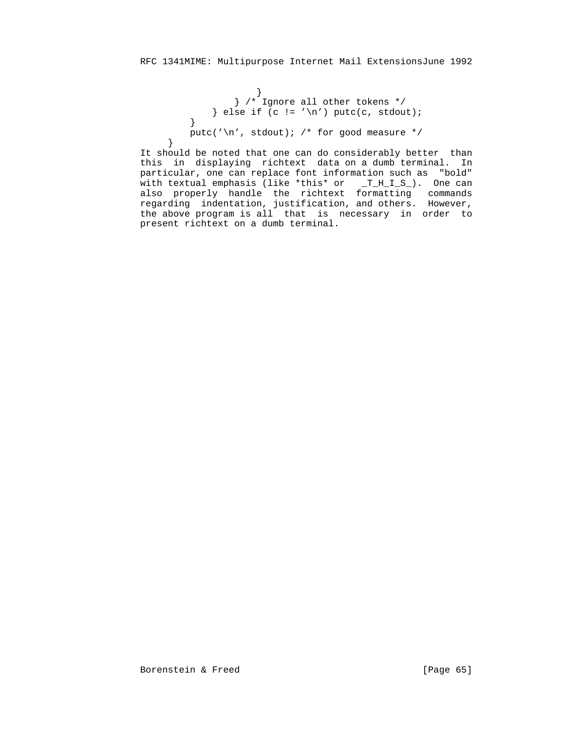```
                }
            } /* Ignore all other tokens */
        } else if (c != '\n') putc(c, stdout);
    }
    putc('\n', stdout); /* for good measure */
}
```

It should be noted that one can do considerably better than this in displaying richtext data on a dumb terminal. In particular, one can replace font information such as "bold" with textual emphasis (like *this* or _T_H_I_S_). One can also properly handle the richtext formatting commands regarding indentation, justification, and others. However, the above program is all that is necessary in order to present richtext on a dumb terminal.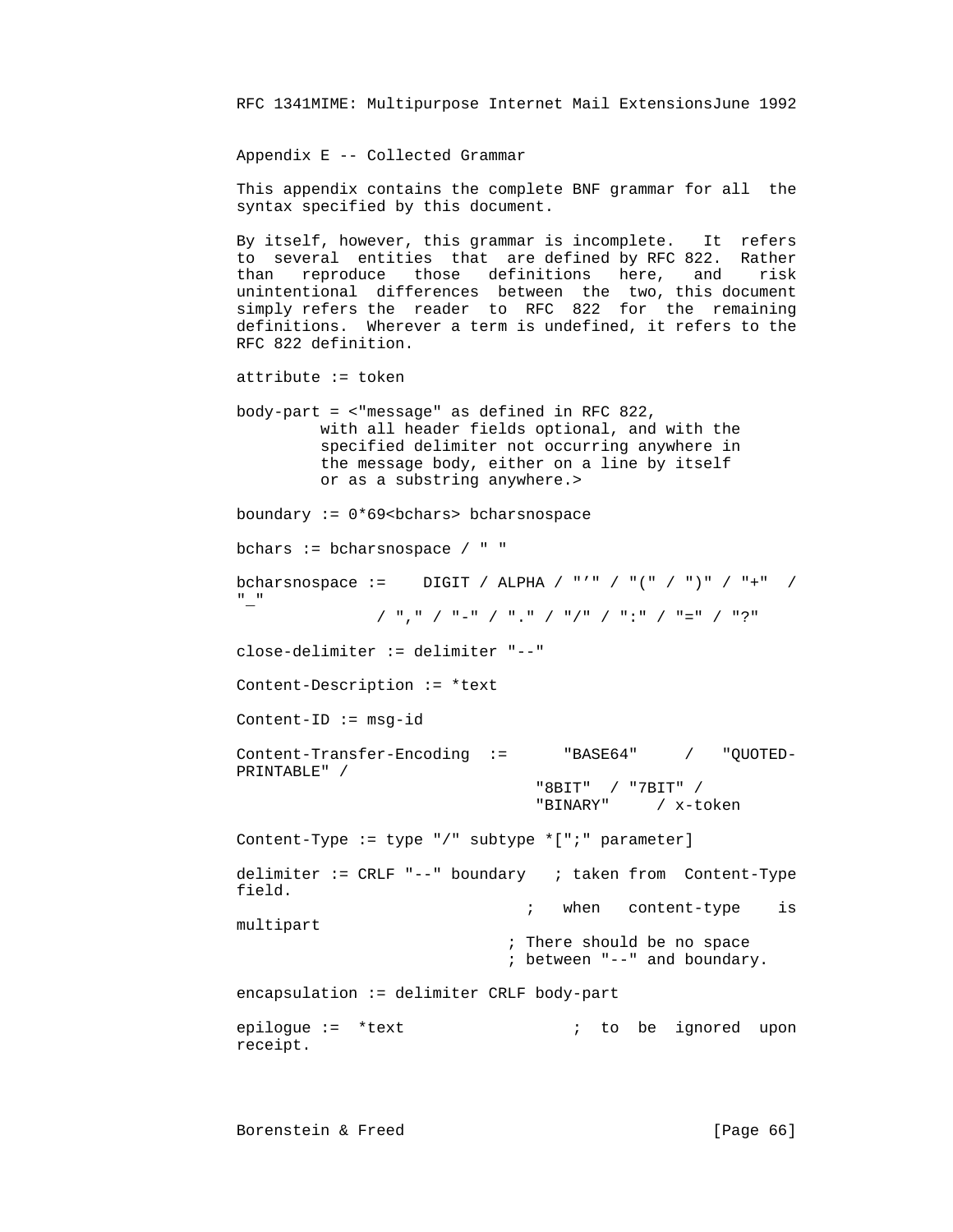Appendix E -- Collected Grammar

This appendix contains the complete BNF grammar for all the syntax specified by this document.

By itself, however, this grammar is incomplete. It refers to several entities that are defined by RFC 822. Rather than reproduce those definitions here, and risk unintentional differences between the two, this document simply refers the reader to RFC 822 for the remaining definitions. Wherever a term is undefined, it refers to the RFC 822 definition.

```
attribute := token

body-part = <"message" as defined in RFC 822,
         with all header fields optional, and with the
         specified delimiter not occurring anywhere in
         the message body, either on a line by itself
         or as a substring anywhere.>

boundary := 0*69<bchars> bcharsnospace

bchars := bcharsnospace / " "

bcharsnospace :=    DIGIT / ALPHA / "’" / "(" / ")" / "+"  /
"_"
              / "," / "-" / "." / "/" / ":" / "=" / "?"

close-delimiter := delimiter "--"

Content-Description := *text

Content-ID := msg-id

Content-Transfer-Encoding  :=      "BASE64"     /   "QUOTED-
PRINTABLE" /
                                "8BIT"  / "7BIT" /
                                "BINARY"     / x-token

Content-Type := type "/" subtype *[";" parameter]

delimiter := CRLF "--" boundary   ; taken from  Content-Type
field.
                               ;   when   content-type    is
multipart
                             ; There should be no space
                             ; between "--" and boundary.

encapsulation := delimiter CRLF body-part

epilogue :=  *text                 ;  to  be  ignored  upon
receipt.
```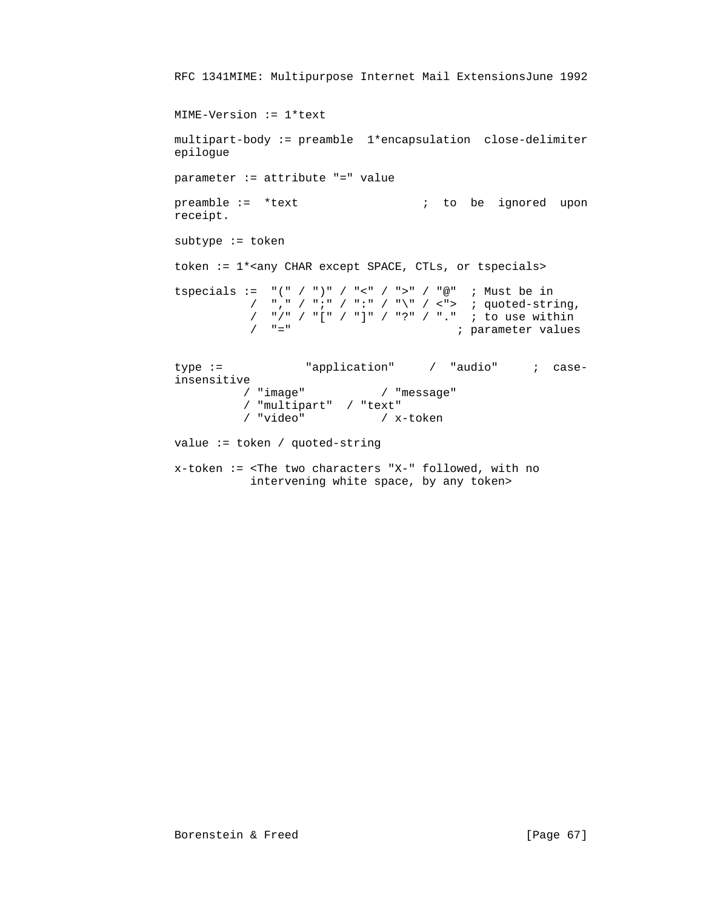```
MIME-Version := 1*text

multipart-body := preamble  1*encapsulation  close-delimiter
epilogue

parameter := attribute "=" value

preamble :=  *text                 ;  to  be  ignored  upon
receipt.

subtype := token

token := 1*<any CHAR except SPACE, CTLs, or tspecials>

tspecials :=  "(" / ")" / "<" / ">" / "@"  ; Must be in
           /  "," / ";" / ":" / "\" / <">  ; quoted-string,
           /  "/" / "[" / "]" / "?" / "."  ; to use within
           /  "="                        ; parameter values


type :=           "application"     /  "audio"     ;  case-
insensitive
          / "image"           / "message"
          / "multipart"  / "text"
          / "video"           / x-token

value := token / quoted-string

x-token := <The two characters "X-" followed, with no
           intervening white space, by any token>
```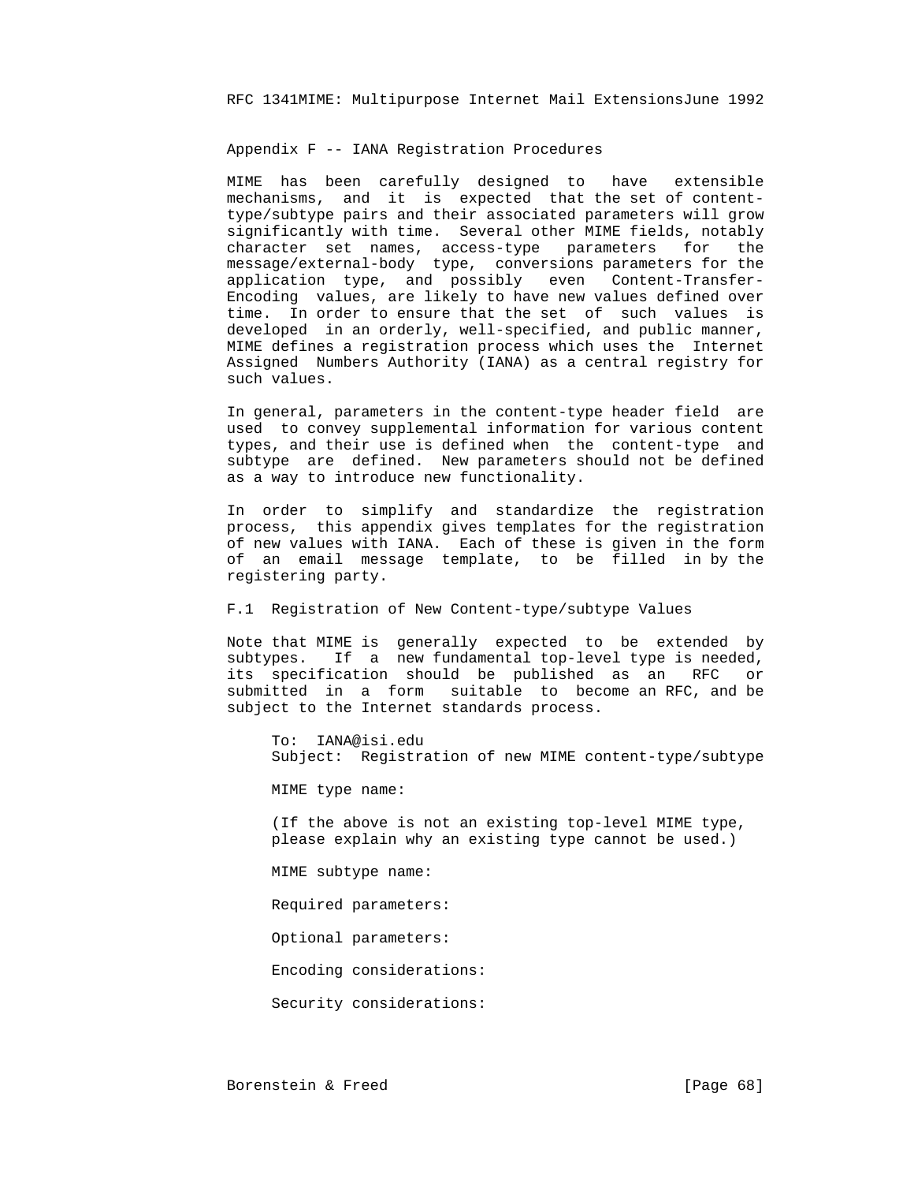## Appendix F -- IANA Registration Procedures

MIME has been carefully designed to have extensible mechanisms, and it is expected that the set of content-type/subtype pairs and their associated parameters will grow significantly with time. Several other MIME fields, notably character set names, access-type parameters for the message/external-body type, conversions parameters for the application type, and possibly even Content-Transfer-Encoding values, are likely to have new values defined over time. In order to ensure that the set of such values is developed in an orderly, well-specified, and public manner, MIME defines a registration process which uses the Internet Assigned Numbers Authority (IANA) as a central registry for such values.

In general, parameters in the content-type header field are used to convey supplemental information for various content types, and their use is defined when the content-type and subtype are defined. New parameters should not be defined as a way to introduce new functionality.

In order to simplify and standardize the registration process, this appendix gives templates for the registration of new values with IANA. Each of these is given in the form of an email message template, to be filled in by the registering party.

### F.1 Registration of New Content-type/subtype Values

Note that MIME is generally expected to be extended by subtypes. If a new fundamental top-level type is needed, its specification should be published as an RFC or submitted in a form suitable to become an RFC, and be subject to the Internet standards process.

```
To:  IANA@isi.edu
Subject:  Registration of new MIME content-type/subtype

MIME type name:

(If the above is not an existing top-level MIME type,
please explain why an existing type cannot be used.)

MIME subtype name:

Required parameters:

Optional parameters:

Encoding considerations:

Security considerations:
```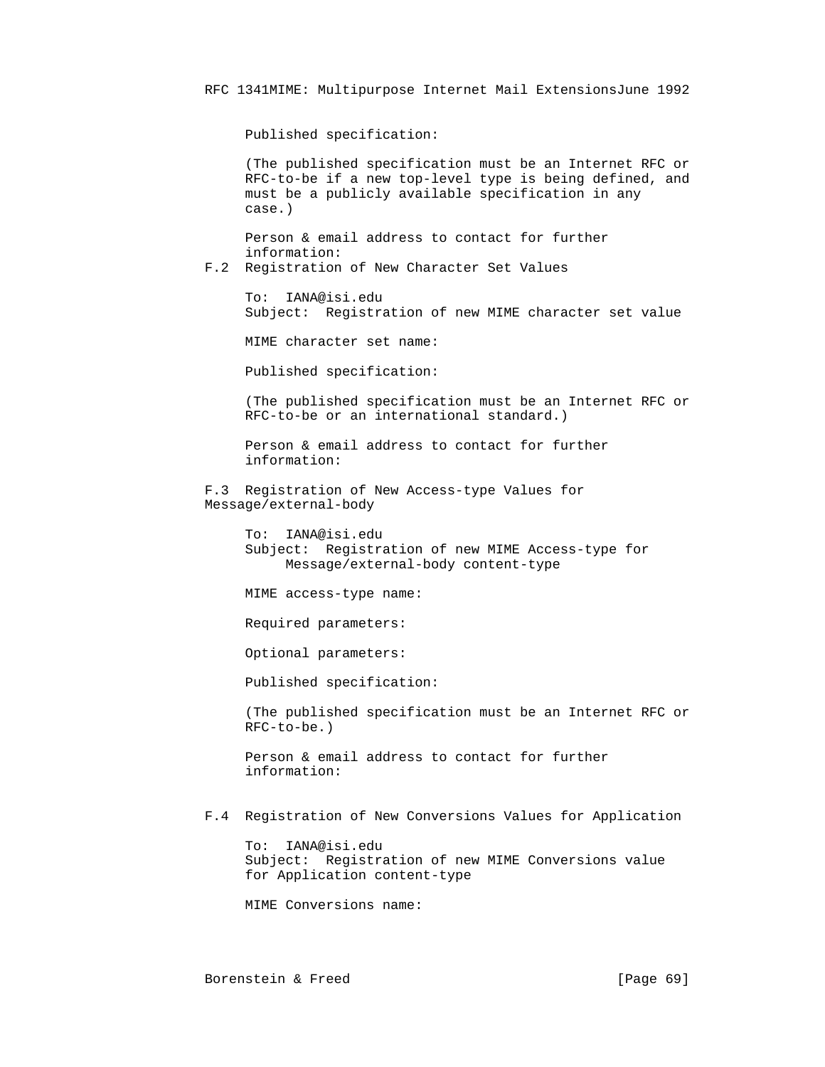Published specification:

(The published specification must be an Internet RFC or RFC-to-be if a new top-level type is being defined, and must be a publicly available specification in any case.)

Person & email address to contact for further information:

### F.2 Registration of New Character Set Values

To: IANA@isi.edu
Subject: Registration of new MIME character set value

MIME character set name:

Published specification:

(The published specification must be an Internet RFC or RFC-to-be or an international standard.)

Person & email address to contact for further information:

### F.3 Registration of New Access-type Values for Message/external-body

To: IANA@isi.edu
Subject: Registration of new MIME Access-type for Message/external-body content-type

MIME access-type name:

Required parameters:

Optional parameters:

Published specification:

(The published specification must be an Internet RFC or RFC-to-be.)

Person & email address to contact for further information:

### F.4 Registration of New Conversions Values for Application

To: IANA@isi.edu
Subject: Registration of new MIME Conversions value for Application content-type

MIME Conversions name: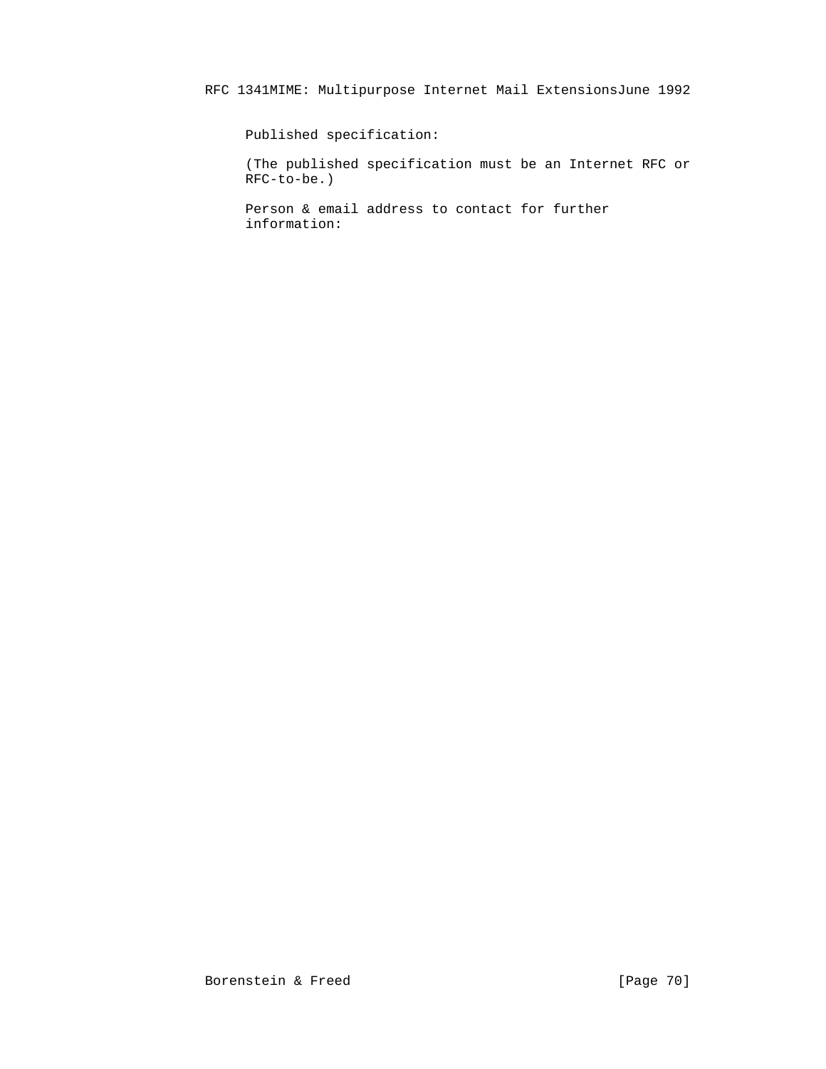Published specification:

(The published specification must be an Internet RFC or RFC-to-be.)

Person & email address to contact for further information: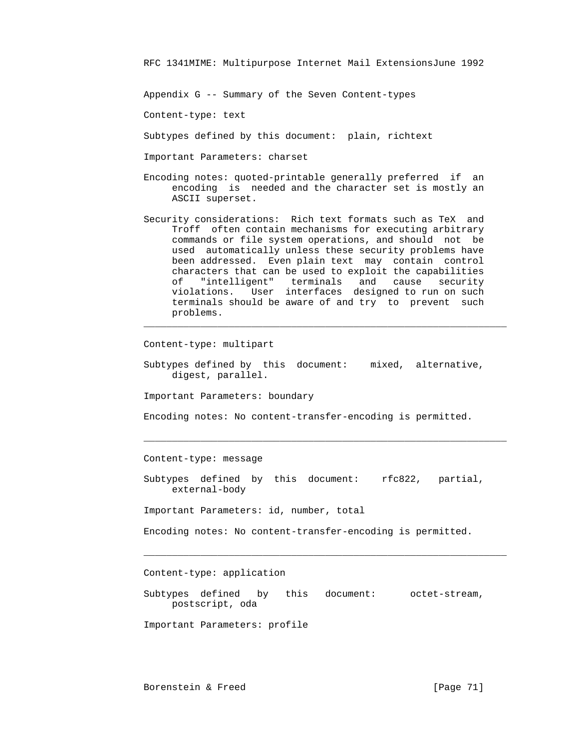## Appendix G -- Summary of the Seven Content-types

Content-type: text

Subtypes defined by this document: plain, richtext

Important Parameters: charset

Encoding notes: quoted-printable generally preferred if an encoding is needed and the character set is mostly an ASCII superset.

Security considerations: Rich text formats such as TeX and Troff often contain mechanisms for executing arbitrary commands or file system operations, and should not be used automatically unless these security problems have been addressed. Even plain text may contain control characters that can be used to exploit the capabilities of "intelligent" terminals and cause security violations. User interfaces designed to run on such terminals should be aware of and try to prevent such problems.

---

Content-type: multipart

Subtypes defined by this document: mixed, alternative, digest, parallel.

Important Parameters: boundary

Encoding notes: No content-transfer-encoding is permitted.

---

Content-type: message

Subtypes defined by this document: rfc822, partial, external-body

Important Parameters: id, number, total

Encoding notes: No content-transfer-encoding is permitted.

---

Content-type: application

Subtypes defined by this document: octet-stream, postscript, oda

Important Parameters: profile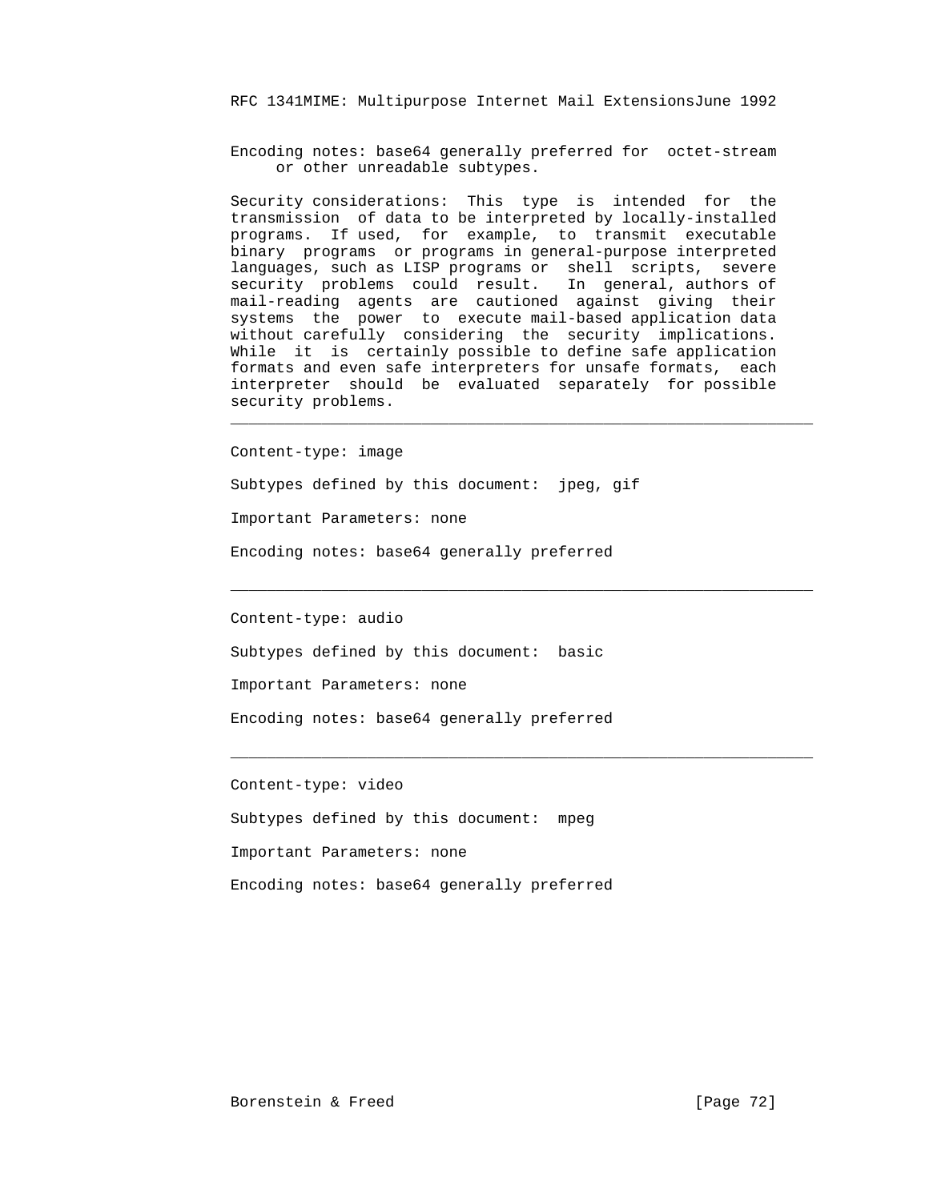Encoding notes: base64 generally preferred for octet-stream or other unreadable subtypes.

Security considerations: This type is intended for the transmission of data to be interpreted by locally-installed programs. If used, for example, to transmit executable binary programs or programs in general-purpose interpreted languages, such as LISP programs or shell scripts, severe security problems could result. In general, authors of mail-reading agents are cautioned against giving their systems the power to execute mail-based application data without carefully considering the security implications. While it is certainly possible to define safe application formats and even safe interpreters for unsafe formats, each interpreter should be evaluated separately for possible security problems.

---

Content-type: image

Subtypes defined by this document: jpeg, gif

Important Parameters: none

Encoding notes: base64 generally preferred

---

Content-type: audio

Subtypes defined by this document: basic

Important Parameters: none

Encoding notes: base64 generally preferred

---

Content-type: video

Subtypes defined by this document: mpeg

Important Parameters: none

Encoding notes: base64 generally preferred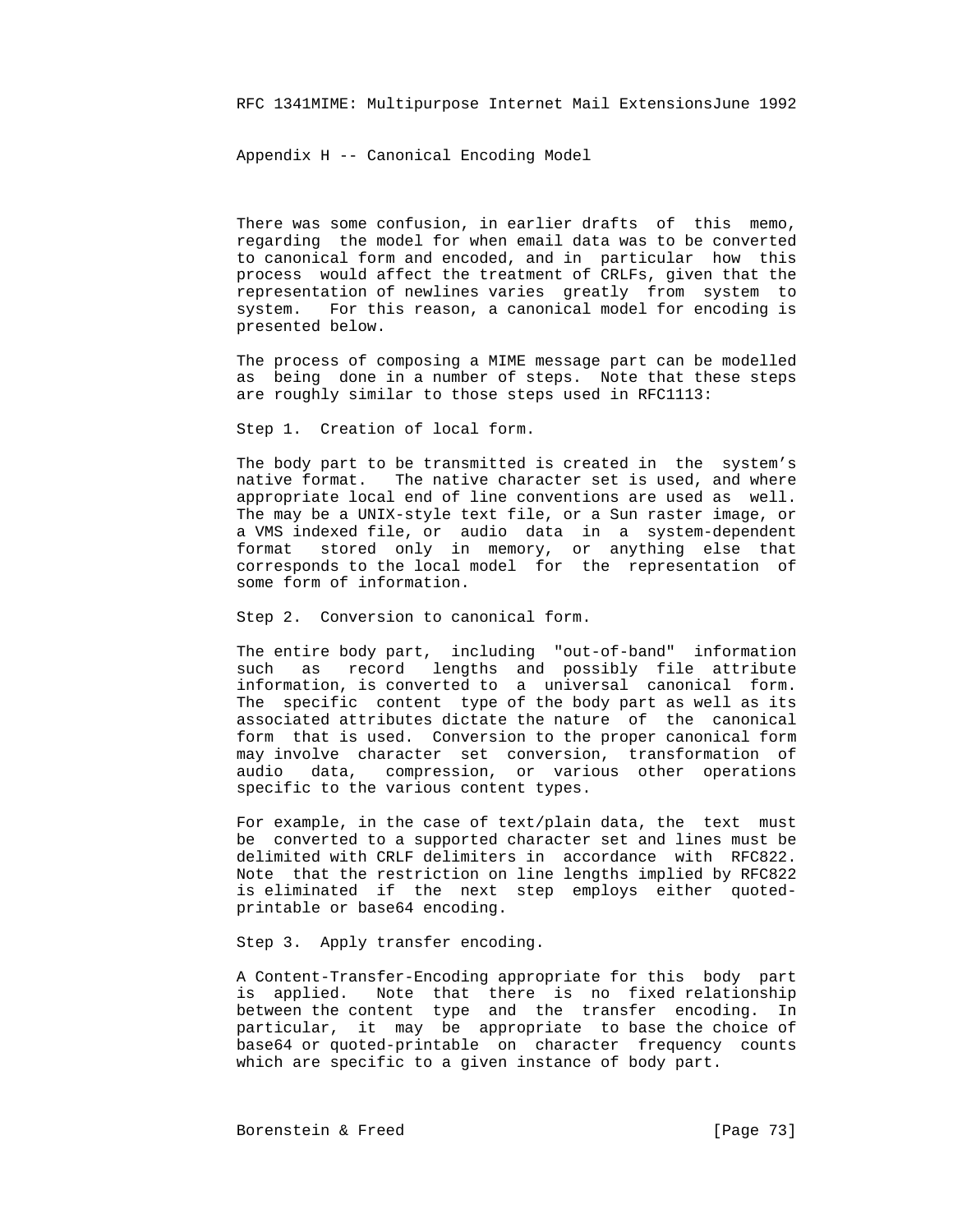## Appendix H -- Canonical Encoding Model

There was some confusion, in earlier drafts of this memo, regarding the model for when email data was to be converted to canonical form and encoded, and in particular how this process would affect the treatment of CRLFs, given that the representation of newlines varies greatly from system to system. For this reason, a canonical model for encoding is presented below.

The process of composing a MIME message part can be modelled as being done in a number of steps. Note that these steps are roughly similar to those steps used in RFC1113:

Step 1. Creation of local form.

The body part to be transmitted is created in the system's native format. The native character set is used, and where appropriate local end of line conventions are used as well. The may be a UNIX-style text file, or a Sun raster image, or a VMS indexed file, or audio data in a system-dependent format stored only in memory, or anything else that corresponds to the local model for the representation of some form of information.

Step 2. Conversion to canonical form.

The entire body part, including "out-of-band" information such as record lengths and possibly file attribute information, is converted to a universal canonical form. The specific content type of the body part as well as its associated attributes dictate the nature of the canonical form that is used. Conversion to the proper canonical form may involve character set conversion, transformation of audio data, compression, or various other operations specific to the various content types.

For example, in the case of text/plain data, the text must be converted to a supported character set and lines must be delimited with CRLF delimiters in accordance with RFC822. Note that the restriction on line lengths implied by RFC822 is eliminated if the next step employs either quoted-printable or base64 encoding.

Step 3. Apply transfer encoding.

A Content-Transfer-Encoding appropriate for this body part is applied. Note that there is no fixed relationship between the content type and the transfer encoding. In particular, it may be appropriate to base the choice of base64 or quoted-printable on character frequency counts which are specific to a given instance of body part.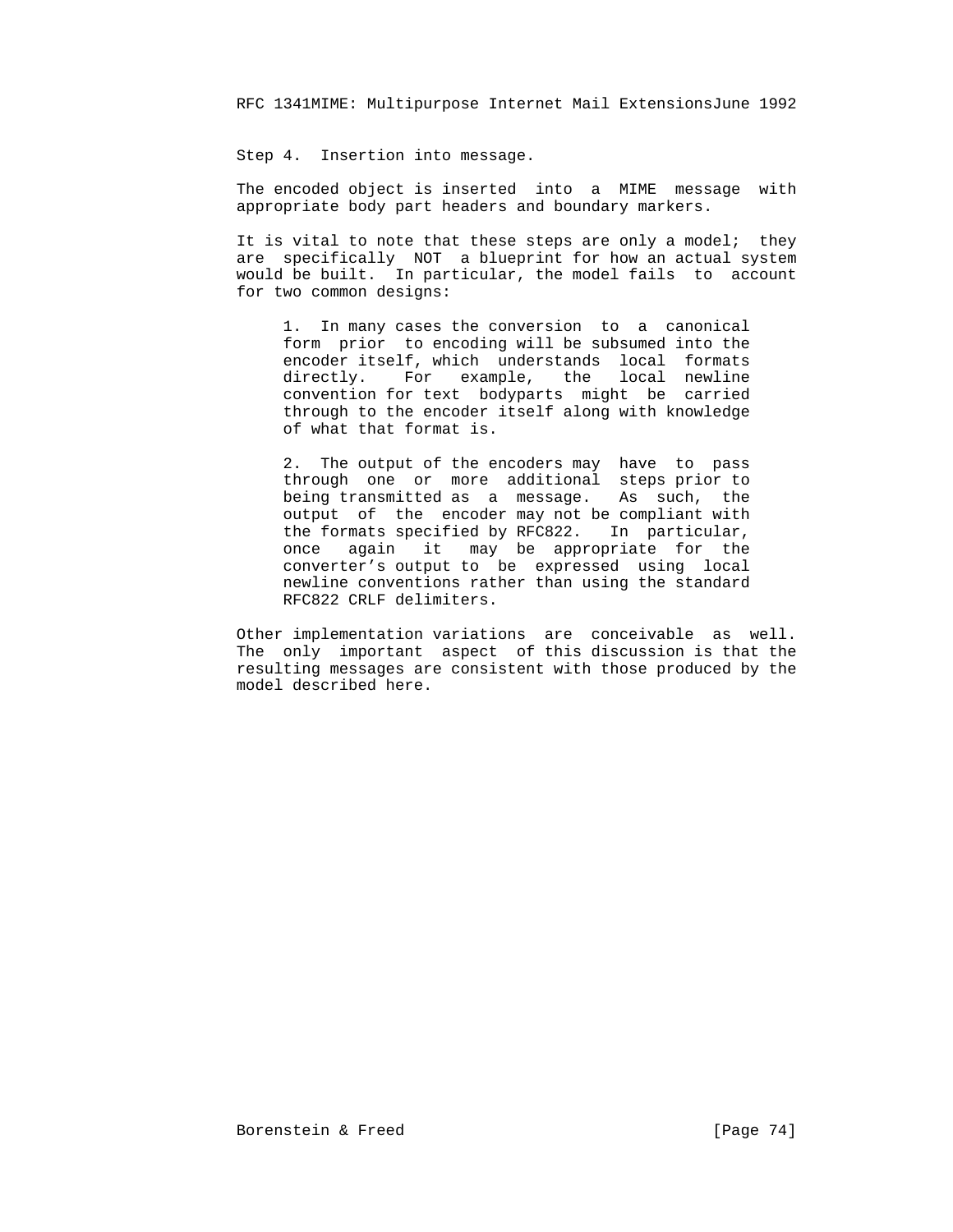Step 4. Insertion into message.

The encoded object is inserted into a MIME message with appropriate body part headers and boundary markers.

It is vital to note that these steps are only a model; they are specifically NOT a blueprint for how an actual system would be built. In particular, the model fails to account for two common designs:

1. In many cases the conversion to a canonical form prior to encoding will be subsumed into the encoder itself, which understands local formats directly. For example, the local newline convention for text bodyparts might be carried through to the encoder itself along with knowledge of what that format is.

2. The output of the encoders may have to pass through one or more additional steps prior to being transmitted as a message. As such, the output of the encoder may not be compliant with the formats specified by RFC822. In particular, once again it may be appropriate for the converter's output to be expressed using local newline conventions rather than using the standard RFC822 CRLF delimiters.

Other implementation variations are conceivable as well. The only important aspect of this discussion is that the resulting messages are consistent with those produced by the model described here.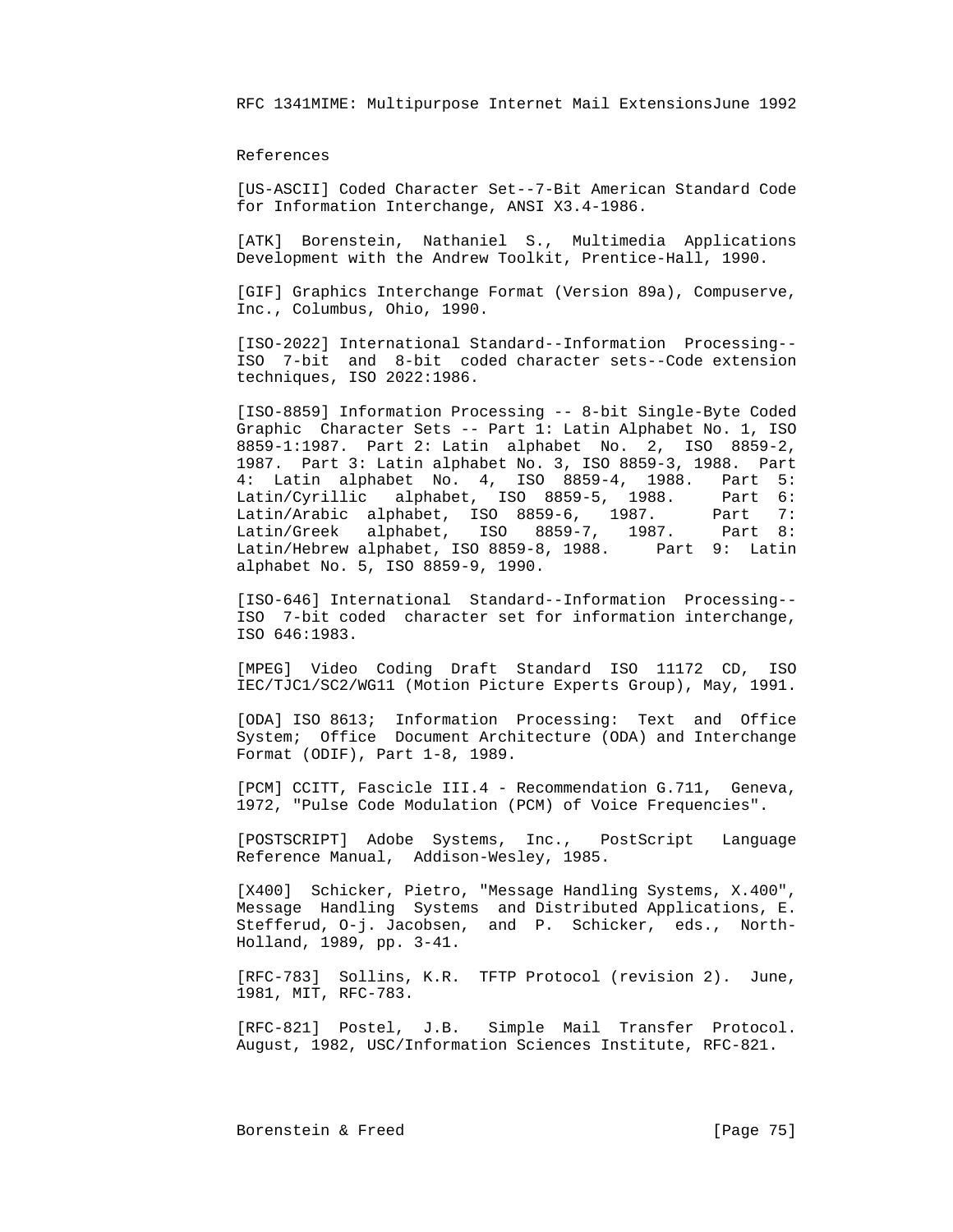References

[US-ASCII] Coded Character Set--7-Bit American Standard Code for Information Interchange, ANSI X3.4-1986.

[ATK] Borenstein, Nathaniel S., Multimedia Applications Development with the Andrew Toolkit, Prentice-Hall, 1990.

[GIF] Graphics Interchange Format (Version 89a), Compuserve, Inc., Columbus, Ohio, 1990.

[ISO-2022] International Standard--Information Processing-- ISO 7-bit and 8-bit coded character sets--Code extension techniques, ISO 2022:1986.

[ISO-8859] Information Processing -- 8-bit Single-Byte Coded Graphic Character Sets -- Part 1: Latin Alphabet No. 1, ISO 8859-1:1987. Part 2: Latin alphabet No. 2, ISO 8859-2, 1987. Part 3: Latin alphabet No. 3, ISO 8859-3, 1988. Part 4: Latin alphabet No. 4, ISO 8859-4, 1988. Part 5: Latin/Cyrillic alphabet, ISO 8859-5, 1988. Part 6: Latin/Arabic alphabet, ISO 8859-6, 1987. Part 7: Latin/Greek alphabet, ISO 8859-7, 1987. Part 8: Latin/Hebrew alphabet, ISO 8859-8, 1988. Part 9: Latin alphabet No. 5, ISO 8859-9, 1990.

[ISO-646] International Standard--Information Processing-- ISO 7-bit coded character set for information interchange, ISO 646:1983.

[MPEG] Video Coding Draft Standard ISO 11172 CD, ISO IEC/TJC1/SC2/WG11 (Motion Picture Experts Group), May, 1991.

[ODA] ISO 8613; Information Processing: Text and Office System; Office Document Architecture (ODA) and Interchange Format (ODIF), Part 1-8, 1989.

[PCM] CCITT, Fascicle III.4 - Recommendation G.711, Geneva, 1972, "Pulse Code Modulation (PCM) of Voice Frequencies".

[POSTSCRIPT] Adobe Systems, Inc., PostScript Language Reference Manual, Addison-Wesley, 1985.

[X400] Schicker, Pietro, "Message Handling Systems, X.400", Message Handling Systems and Distributed Applications, E. Stefferud, O-j. Jacobsen, and P. Schicker, eds., North-Holland, 1989, pp. 3-41.

[RFC-783] Sollins, K.R. TFTP Protocol (revision 2). June, 1981, MIT, RFC-783.

[RFC-821] Postel, J.B. Simple Mail Transfer Protocol. August, 1982, USC/Information Sciences Institute, RFC-821.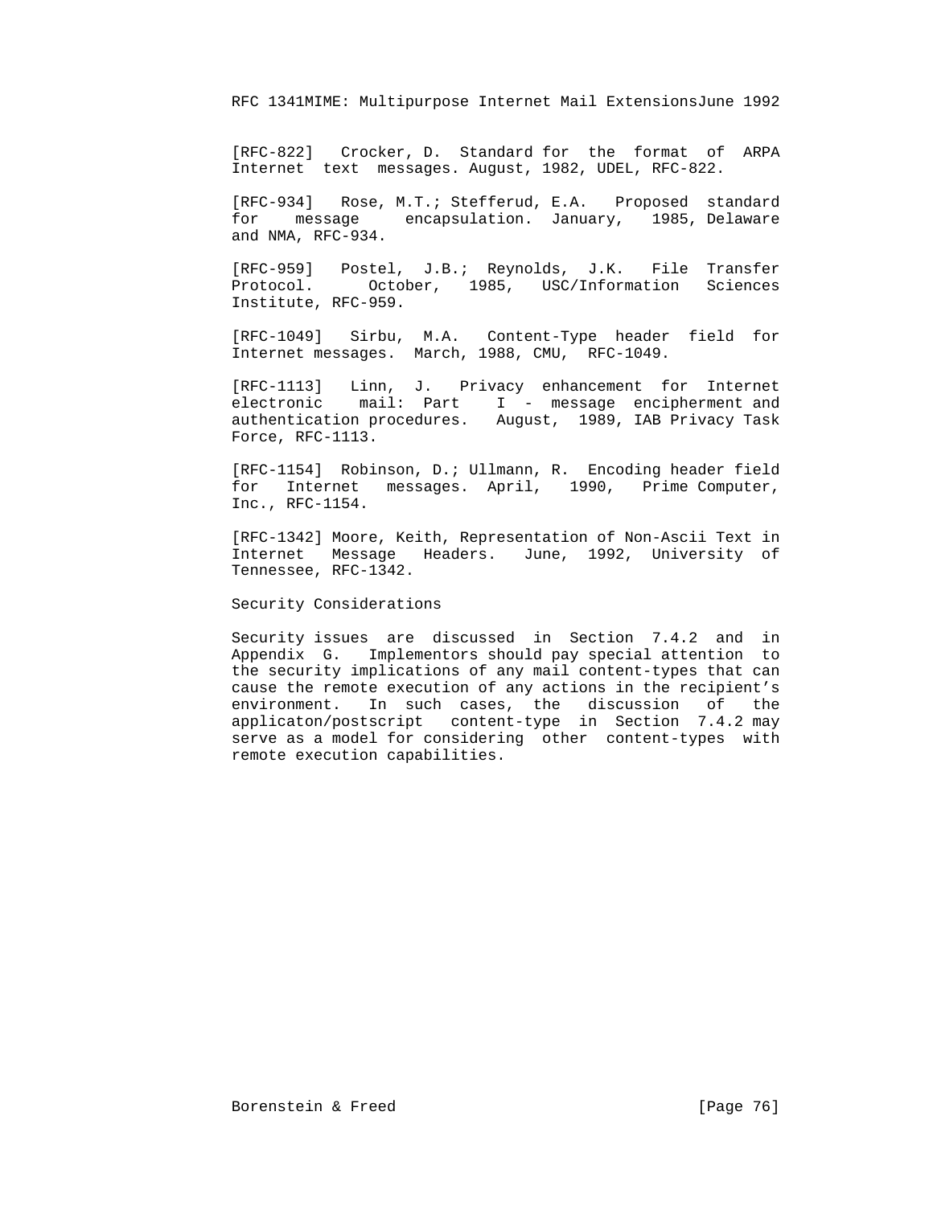[RFC-822] Crocker, D. Standard for the format of ARPA Internet text messages. August, 1982, UDEL, RFC-822.

[RFC-934] Rose, M.T.; Stefferud, E.A. Proposed standard for message encapsulation. January, 1985, Delaware and NMA, RFC-934.

[RFC-959] Postel, J.B.; Reynolds, J.K. File Transfer Protocol. October, 1985, USC/Information Sciences Institute, RFC-959.

[RFC-1049] Sirbu, M.A. Content-Type header field for Internet messages. March, 1988, CMU, RFC-1049.

[RFC-1113] Linn, J. Privacy enhancement for Internet electronic mail: Part I - message encipherment and authentication procedures. August, 1989, IAB Privacy Task Force, RFC-1113.

[RFC-1154] Robinson, D.; Ullmann, R. Encoding header field for Internet messages. April, 1990, Prime Computer, Inc., RFC-1154.

[RFC-1342] Moore, Keith, Representation of Non-Ascii Text in Internet Message Headers. June, 1992, University of Tennessee, RFC-1342.

## Security Considerations

Security issues are discussed in Section 7.4.2 and in Appendix G. Implementors should pay special attention to the security implications of any mail content-types that can cause the remote execution of any actions in the recipient's environment. In such cases, the discussion of the applicaton/postscript content-type in Section 7.4.2 may serve as a model for considering other content-types with remote execution capabilities.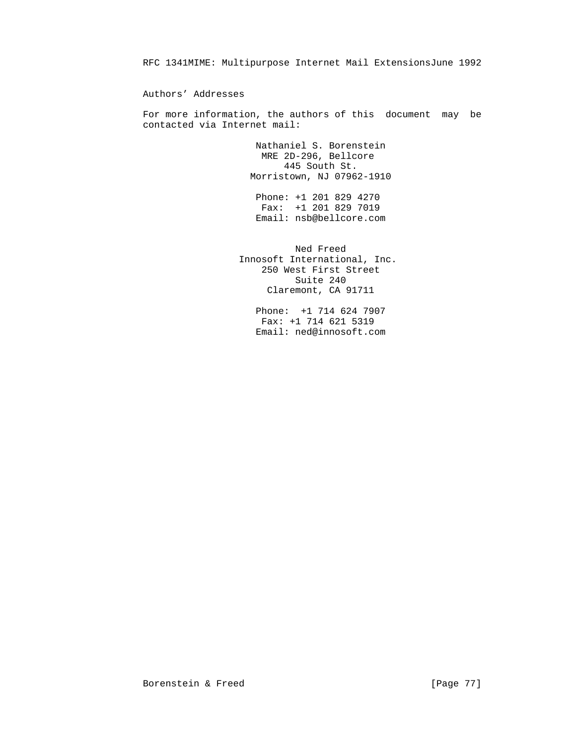## Authors' Addresses

For more information, the authors of this document may be contacted via Internet mail:

Nathaniel S. Borenstein
MRE 2D-296, Bellcore
445 South St.
Morristown, NJ 07962-1910

Phone: +1 201 829 4270
Fax: +1 201 829 7019
Email: nsb@bellcore.com

Ned Freed
Innosoft International, Inc.
250 West First Street
Suite 240
Claremont, CA 91711

Phone: +1 714 624 7907
Fax: +1 714 621 5319
Email: ned@innosoft.com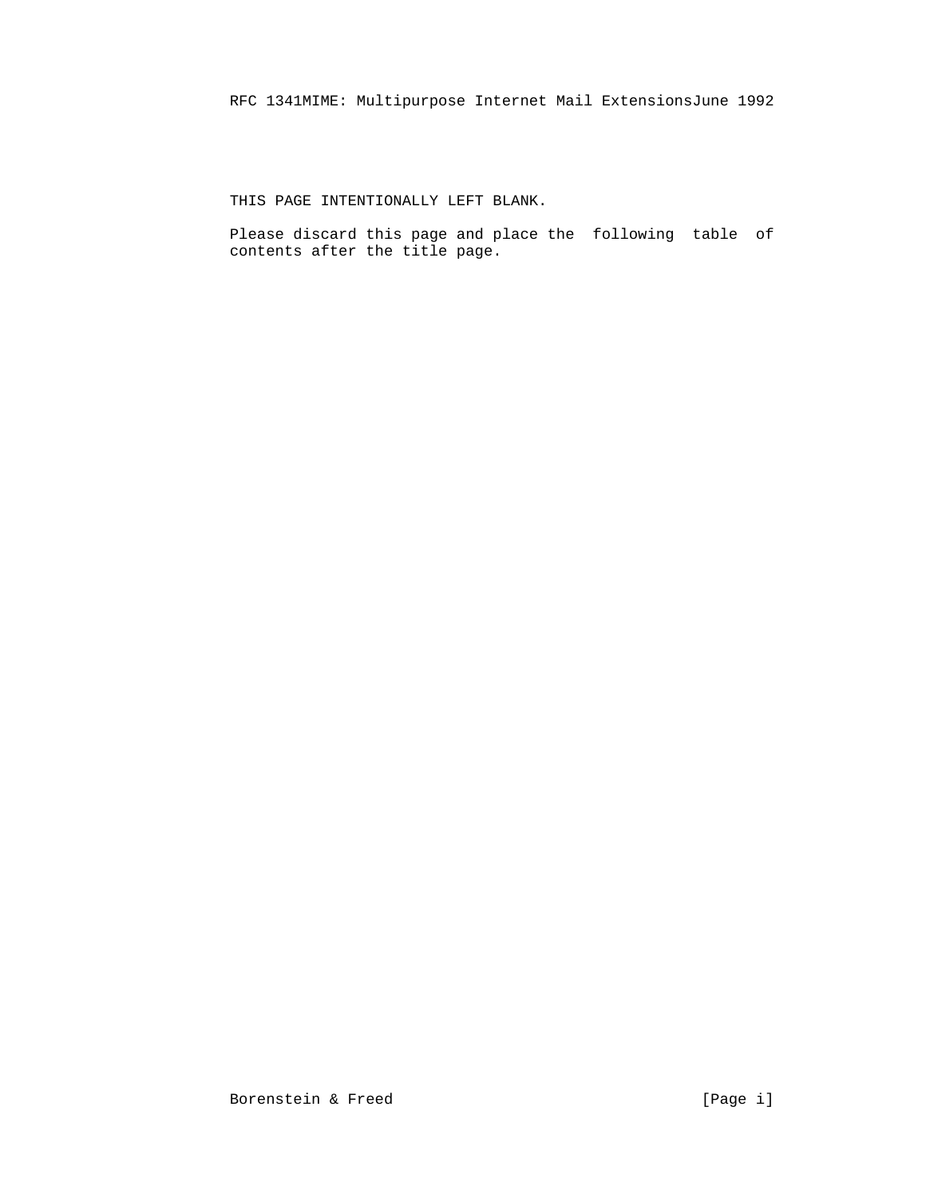THIS PAGE INTENTIONALLY LEFT BLANK.

Please discard this page and place the following table of contents after the title page.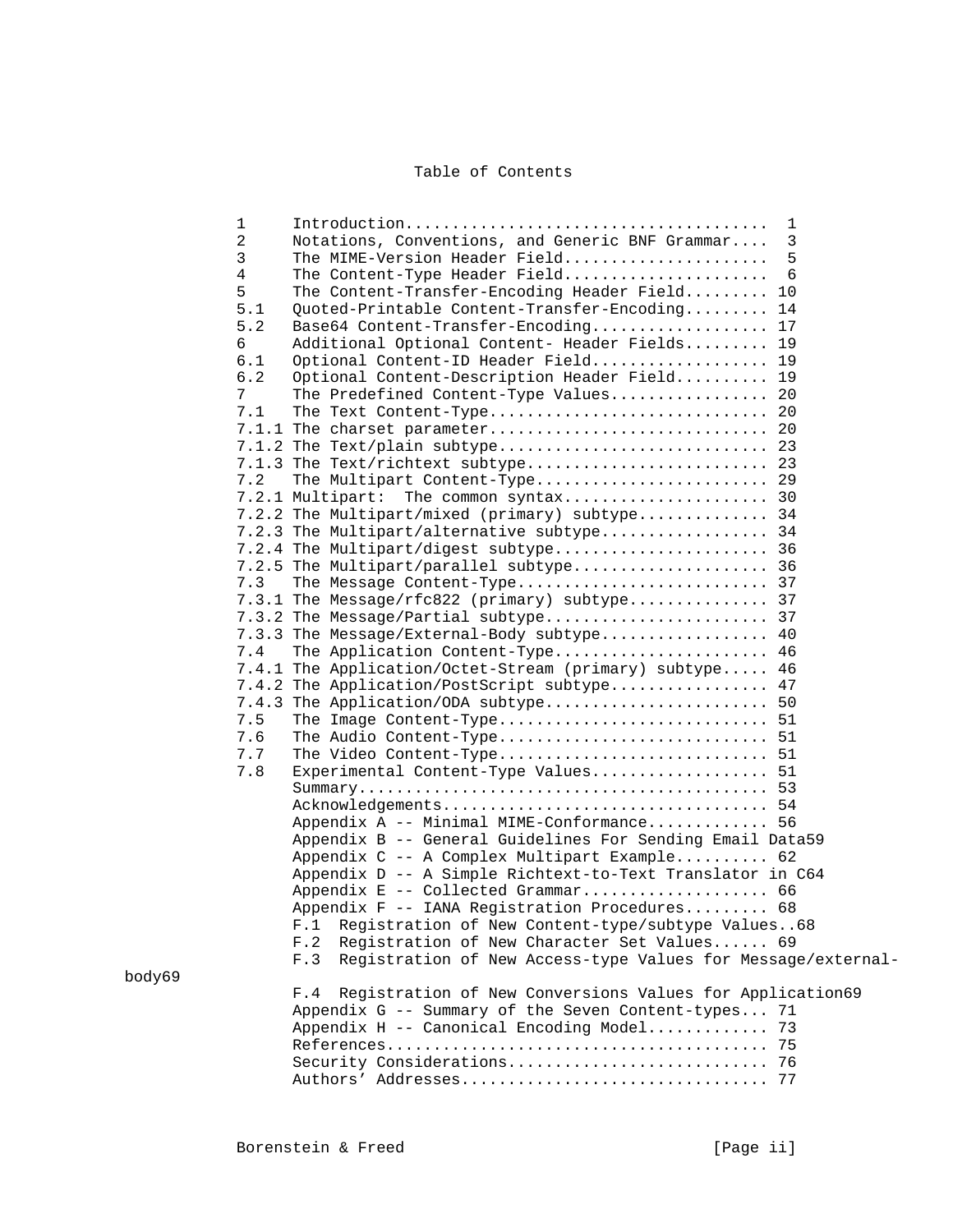# Table of Contents

```
1      Introduction.......................................  1
2      Notations, Conventions, and Generic BNF Grammar....  3
3      The MIME-Version Header Field......................  5
4      The Content-Type Header Field......................  6
5      The Content-Transfer-Encoding Header Field......... 10
5.1    Quoted-Printable Content-Transfer-Encoding......... 14
5.2    Base64 Content-Transfer-Encoding................... 17
6      Additional Optional Content- Header Fields......... 19
6.1    Optional Content-ID Header Field................... 19
6.2    Optional Content-Description Header Field.......... 19
7      The Predefined Content-Type Values................. 20
7.1    The Text Content-Type.............................. 20
7.1.1 The charset parameter.............................. 20
7.1.2 The Text/plain subtype............................. 23
7.1.3 The Text/richtext subtype.......................... 23
7.2    The Multipart Content-Type......................... 29
7.2.1 Multipart:  The common syntax...................... 30
7.2.2 The Multipart/mixed (primary) subtype.............. 34
7.2.3 The Multipart/alternative subtype.................. 34
7.2.4 The Multipart/digest subtype....................... 36
7.2.5 The Multipart/parallel subtype..................... 36
7.3    The Message Content-Type........................... 37
7.3.1 The Message/rfc822 (primary) subtype............... 37
7.3.2 The Message/Partial subtype........................ 37
7.3.3 The Message/External-Body subtype.................. 40
7.4    The Application Content-Type....................... 46
7.4.1 The Application/Octet-Stream (primary) subtype..... 46
7.4.2 The Application/PostScript subtype................. 47
7.4.3 The Application/ODA subtype........................ 50
7.5    The Image Content-Type............................. 51
7.6    The Audio Content-Type............................. 51
7.7    The Video Content-Type............................. 51
7.8    Experimental Content-Type Values................... 51
       Summary............................................ 53
       Acknowledgements................................... 54
       Appendix A -- Minimal MIME-Conformance............. 56
       Appendix B -- General Guidelines For Sending Email Data59
       Appendix C -- A Complex Multipart Example.......... 62
       Appendix D -- A Simple Richtext-to-Text Translator in C64
       Appendix E -- Collected Grammar.................... 66
       Appendix F -- IANA Registration Procedures......... 68
       F.1  Registration of New Content-type/subtype Values..68
       F.2  Registration of New Character Set Values...... 69
       F.3  Registration of New Access-type Values for Message/external-
body69
       F.4  Registration of New Conversions Values for Application69
       Appendix G -- Summary of the Seven Content-types... 71
       Appendix H -- Canonical Encoding Model............. 73
       References......................................... 75
       Security Considerations............................ 76
       Authors' Addresses................................. 77
```